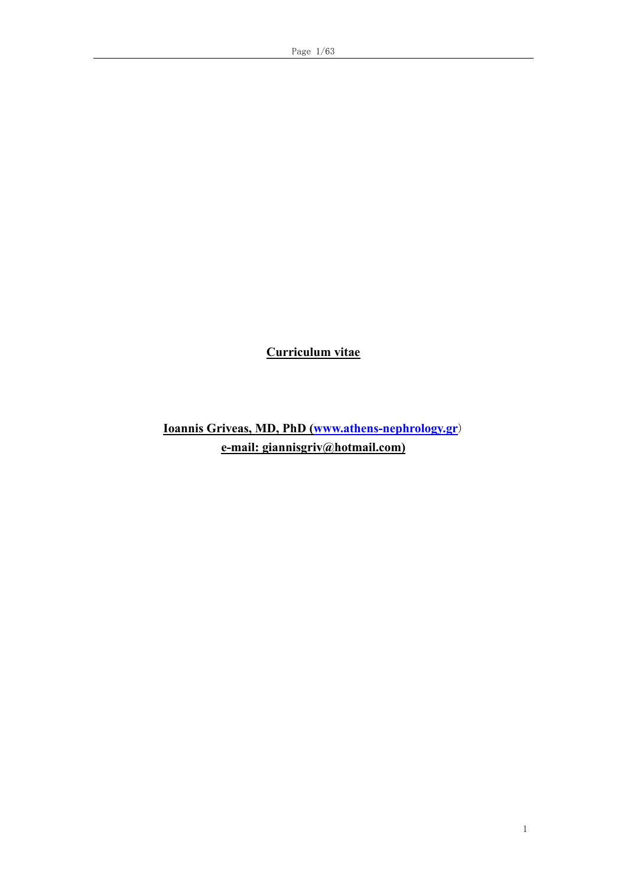**Curriculum vitae**

**Ioannis Griveas, MD, PhD (www.athens-nephrology.gr)**
**e-mail: giannisgriv@hotmail.com)**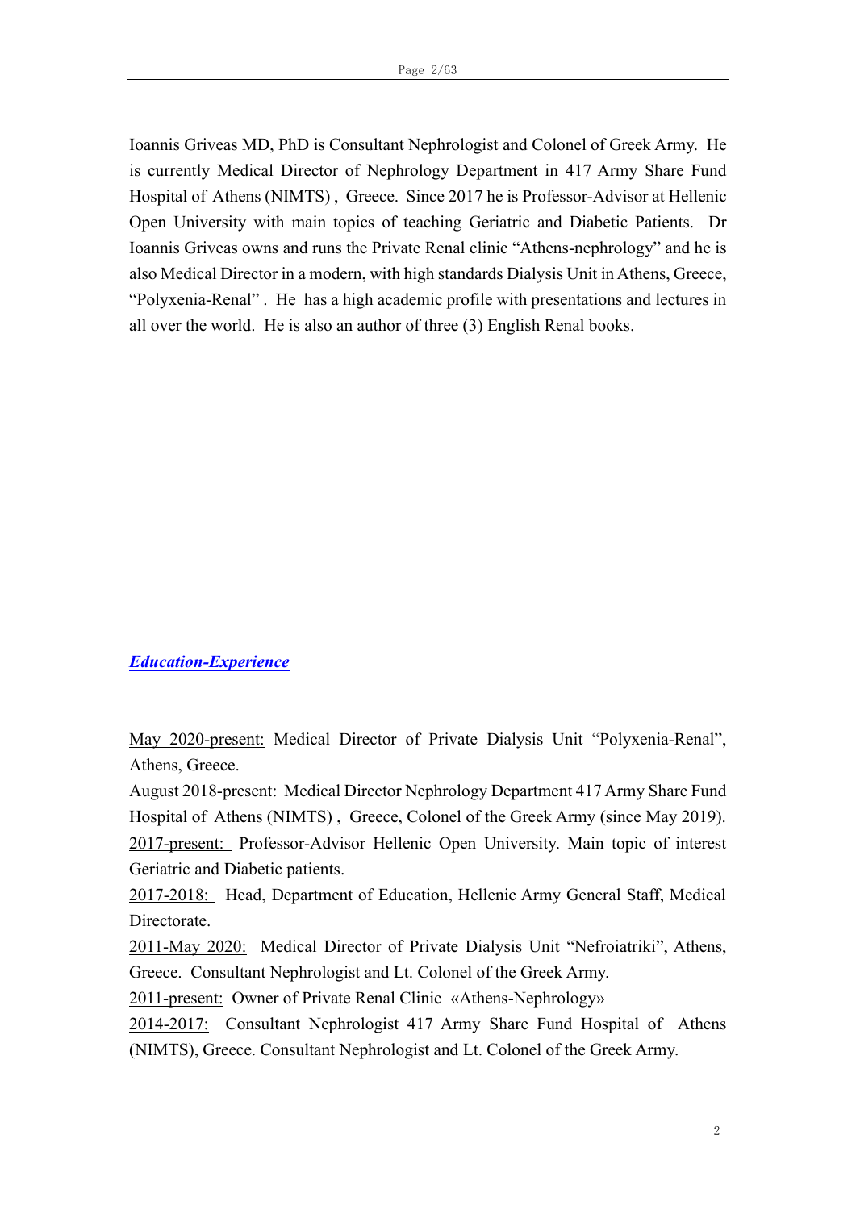Ioannis Griveas MD, PhD is Consultant Nephrologist and Colonel of Greek Army. He is currently Medical Director of Nephrology Department in 417 Army Share Fund Hospital of Athens (NIMTS) , Greece. Since 2017 he is Professor-Advisor at Hellenic Open University with main topics of teaching Geriatric and Diabetic Patients. Dr Ioannis Griveas owns and runs the Private Renal clinic "Athens-nephrology" and he is also Medical Director in a modern, with high standards Dialysis Unit in Athens, Greece, "Polyxenia-Renal" . He has a high academic profile with presentations and lectures in all over the world. He is also an author of three (3) English Renal books.

## ***Education-Experience***

May 2020-present: Medical Director of Private Dialysis Unit "Polyxenia-Renal", Athens, Greece.

August 2018-present: Medical Director Nephrology Department 417 Army Share Fund Hospital of Athens (NIMTS) , Greece, Colonel of the Greek Army (since May 2019).

2017-present: Professor-Advisor Hellenic Open University. Main topic of interest Geriatric and Diabetic patients.

2017-2018: Head, Department of Education, Hellenic Army General Staff, Medical Directorate.

2011-May 2020: Medical Director of Private Dialysis Unit "Nefroiatriki", Athens, Greece. Consultant Nephrologist and Lt. Colonel of the Greek Army.

2011-present: Owner of Private Renal Clinic «Athens-Nephrology»

2014-2017: Consultant Nephrologist 417 Army Share Fund Hospital of Athens (NIMTS), Greece. Consultant Nephrologist and Lt. Colonel of the Greek Army.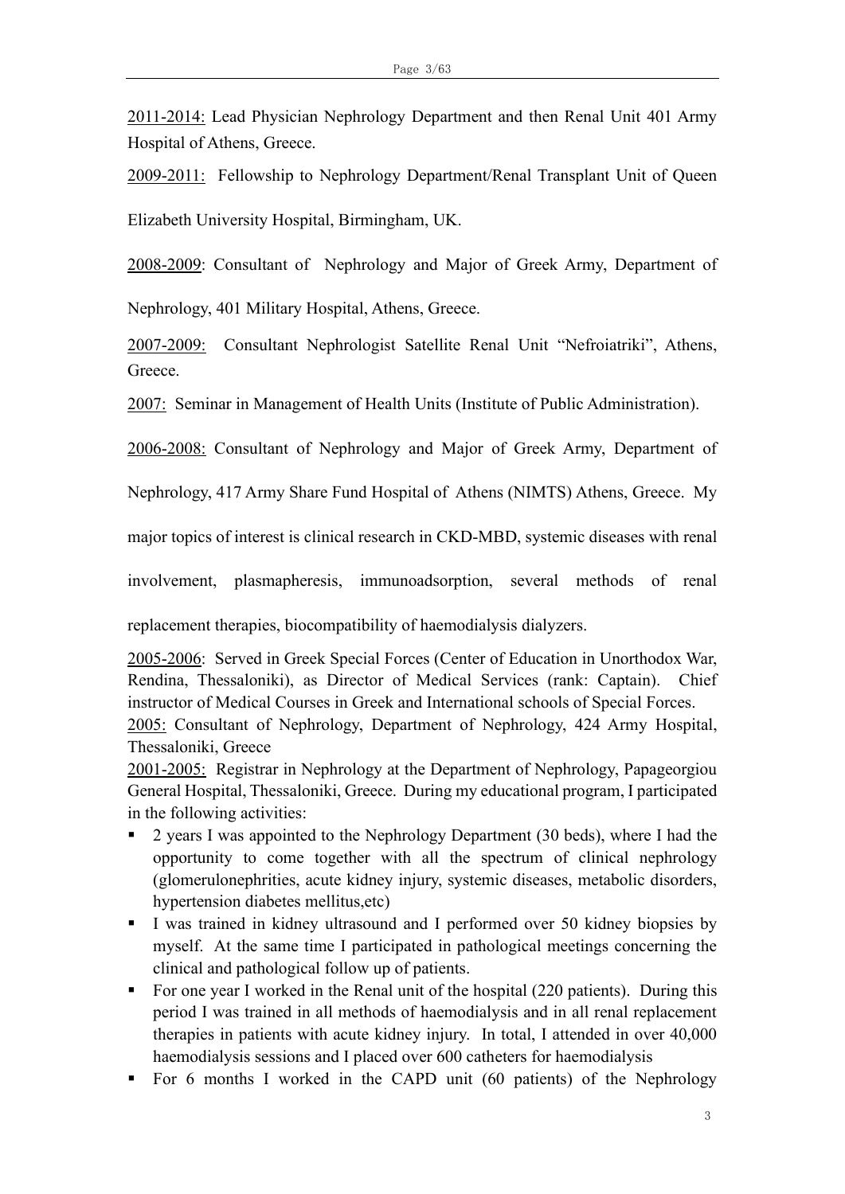<u>2011-2014:</u> Lead Physician Nephrology Department and then Renal Unit 401 Army Hospital of Athens, Greece.

<u>2009-2011:</u> Fellowship to Nephrology Department/Renal Transplant Unit of Queen Elizabeth University Hospital, Birmingham, UK.

<u>2008-2009</u>: Consultant of Nephrology and Major of Greek Army, Department of Nephrology, 401 Military Hospital, Athens, Greece.

<u>2007-2009:</u> Consultant Nephrologist Satellite Renal Unit "Nefroiatriki", Athens, Greece.

<u>2007:</u> Seminar in Management of Health Units (Institute of Public Administration).

<u>2006-2008:</u> Consultant of Nephrology and Major of Greek Army, Department of Nephrology, 417 Army Share Fund Hospital of Athens (NIMTS) Athens, Greece. My major topics of interest is clinical research in CKD-MBD, systemic diseases with renal involvement, plasmapheresis, immunoadsorption, several methods of renal replacement therapies, biocompatibility of haemodialysis dialyzers.

<u>2005-2006</u>: Served in Greek Special Forces (Center of Education in Unorthodox War, Rendina, Thessaloniki), as Director of Medical Services (rank: Captain). Chief instructor of Medical Courses in Greek and International schools of Special Forces.

<u>2005:</u> Consultant of Nephrology, Department of Nephrology, 424 Army Hospital, Thessaloniki, Greece

<u>2001-2005:</u> Registrar in Nephrology at the Department of Nephrology, Papageorgiou General Hospital, Thessaloniki, Greece. During my educational program, I participated in the following activities:

- 2 years I was appointed to the Nephrology Department (30 beds), where I had the opportunity to come together with all the spectrum of clinical nephrology (glomerulonephrities, acute kidney injury, systemic diseases, metabolic disorders, hypertension diabetes mellitus,etc)
- I was trained in kidney ultrasound and I performed over 50 kidney biopsies by myself. At the same time I participated in pathological meetings concerning the clinical and pathological follow up of patients.
- For one year I worked in the Renal unit of the hospital (220 patients). During this period I was trained in all methods of haemodialysis and in all renal replacement therapies in patients with acute kidney injury. In total, I attended in over 40,000 haemodialysis sessions and I placed over 600 catheters for haemodialysis
- For 6 months I worked in the CAPD unit (60 patients) of the Nephrology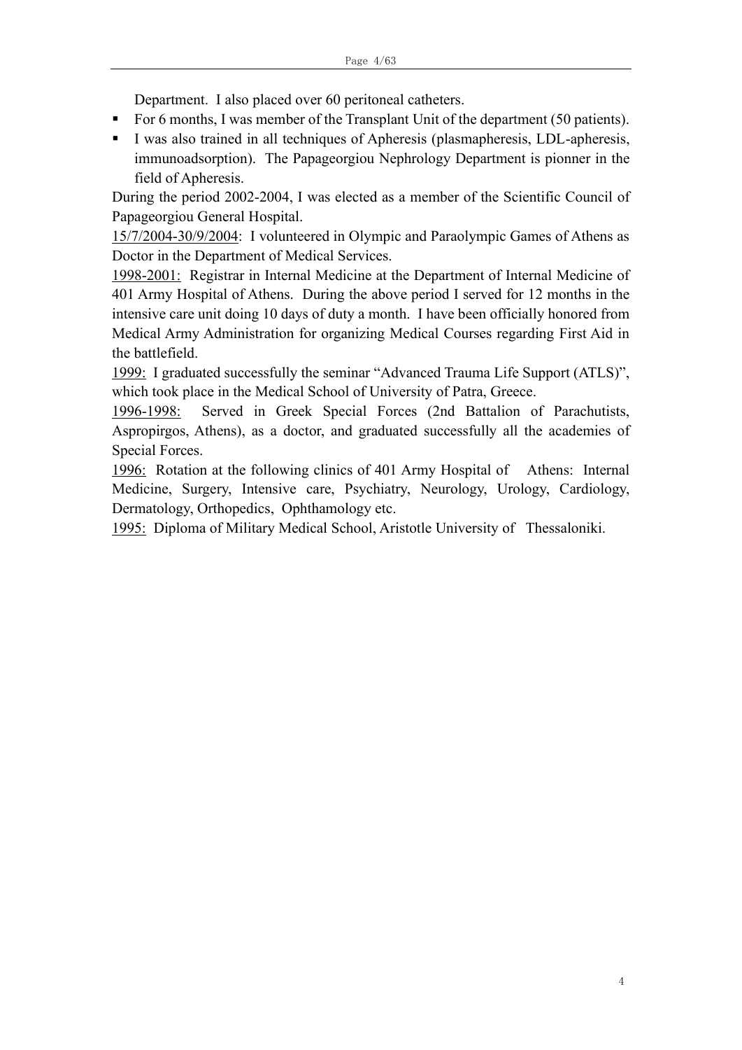Department. I also placed over 60 peritoneal catheters.

- For 6 months, I was member of the Transplant Unit of the department (50 patients).
- I was also trained in all techniques of Apheresis (plasmapheresis, LDL-apheresis, immunoadsorption). The Papageorgiou Nephrology Department is pionner in the field of Apheresis.

During the period 2002-2004, I was elected as a member of the Scientific Council of Papageorgiou General Hospital.

15/7/2004-30/9/2004: I volunteered in Olympic and Paraolympic Games of Athens as Doctor in the Department of Medical Services.

1998-2001: Registrar in Internal Medicine at the Department of Internal Medicine of 401 Army Hospital of Athens. During the above period I served for 12 months in the intensive care unit doing 10 days of duty a month. I have been officially honored from Medical Army Administration for organizing Medical Courses regarding First Aid in the battlefield.

1999: I graduated successfully the seminar "Advanced Trauma Life Support (ATLS)", which took place in the Medical School of University of Patra, Greece.

1996-1998: Served in Greek Special Forces (2nd Battalion of Parachutists, Aspropirgos, Athens), as a doctor, and graduated successfully all the academies of Special Forces.

1996: Rotation at the following clinics of 401 Army Hospital of Athens: Internal Medicine, Surgery, Intensive care, Psychiatry, Neurology, Urology, Cardiology, Dermatology, Orthopedics, Ophthamology etc.

1995: Diploma of Military Medical School, Aristotle University of Thessaloniki.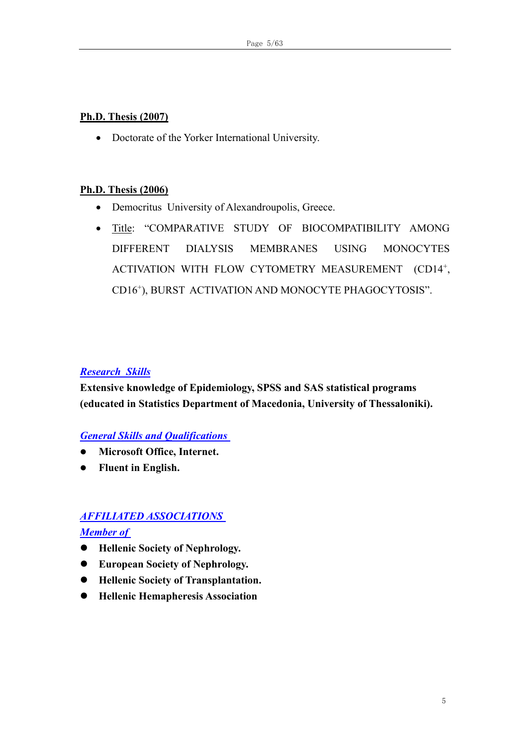**Ph.D. Thesis (2007)**

- Doctorate of the Yorker International University.

**Ph.D. Thesis (2006)**

- Democritus University of Alexandroupolis, Greece.
- Title: "COMPARATIVE STUDY OF BIOCOMPATIBILITY AMONG DIFFERENT DIALYSIS MEMBRANES USING MONOCYTES ACTIVATION WITH FLOW CYTOMETRY MEASUREMENT ($CD14^{+}$, $CD16^{+}$), BURST ACTIVATION AND MONOCYTE PHAGOCYTOSIS".

***Research Skills***

**Extensive knowledge of Epidemiology, SPSS and SAS statistical programs (educated in Statistics Department of Macedonia, University of Thessaloniki).**

***General Skills and Qualifications***

- **Microsoft Office, Internet.**
- **Fluent in English.**

***AFFILIATED ASSOCIATIONS***

***Member of***

- **Hellenic Society of Nephrology.**
- **European Society of Nephrology.**
- **Hellenic Society of Transplantation.**
- **Hellenic Hemapheresis Association**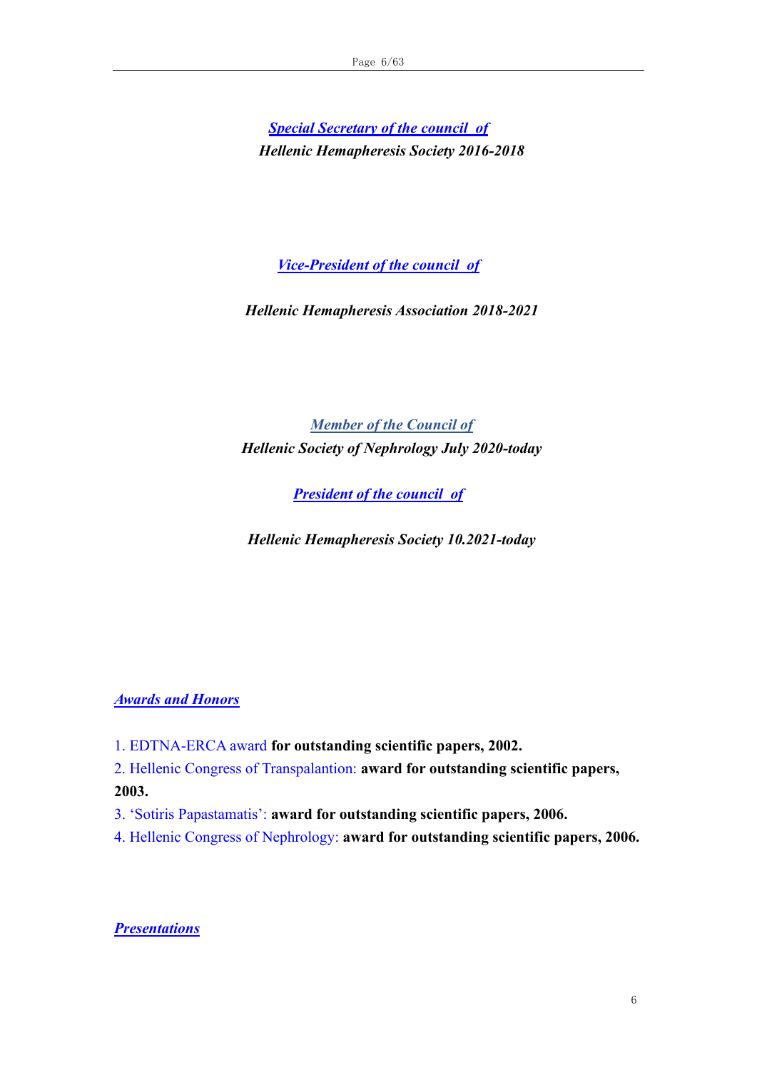***Special Secretary of the council of***

***Hellenic Hemapheresis Society 2016-2018***

***Vice-President of the council of***

***Hellenic Hemapheresis Association 2018-2021***

***Member of the Council of***

***Hellenic Society of Nephrology July 2020-today***

***President of the council of***

***Hellenic Hemapheresis Society 10.2021-today***

## ***Awards and Honors***

1. EDTNA-ERCA award **for outstanding scientific papers, 2002.**
2. Hellenic Congress of Transpalantion: **award for outstanding scientific papers, 2003.**
3. 'Sotiris Papastamatis': **award for outstanding scientific papers, 2006.**
4. Hellenic Congress of Nephrology: **award for outstanding scientific papers, 2006.**

## ***Presentations***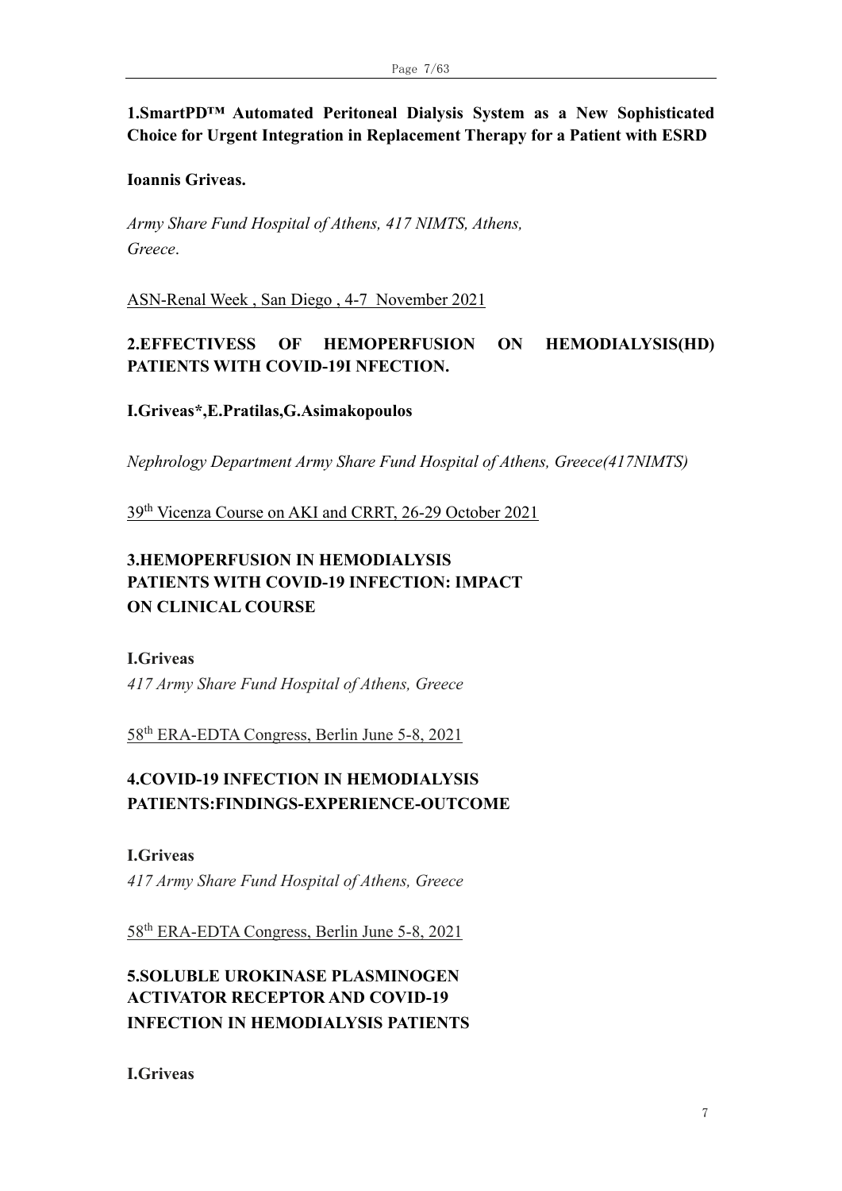**1.SmartPD™ Automated Peritoneal Dialysis System as a New Sophisticated Choice for Urgent Integration in Replacement Therapy for a Patient with ESRD**

**Ioannis Griveas.**

*Army Share Fund Hospital of Athens, 417 NIMTS, Athens, Greece*.

ASN-Renal Week , San Diego , 4-7 November 2021

**2.EFFECTIVESS OF HEMOPERFUSION ON HEMODIALYSIS(HD) PATIENTS WITH COVID-19I NFECTION.**

**I.Griveas*,E.Pratilas,G.Asimakopoulos**

*Nephrology Department Army Share Fund Hospital of Athens, Greece(417NIMTS)*

39th Vicenza Course on AKI and CRRT, 26-29 October 2021

**3.HEMOPERFUSION IN HEMODIALYSIS PATIENTS WITH COVID-19 INFECTION: IMPACT ON CLINICAL COURSE**

**I.Griveas**

*417 Army Share Fund Hospital of Athens, Greece*

58th ERA-EDTA Congress, Berlin June 5-8, 2021

**4.COVID-19 INFECTION IN HEMODIALYSIS PATIENTS:FINDINGS-EXPERIENCE-OUTCOME**

**I.Griveas**

*417 Army Share Fund Hospital of Athens, Greece*

58th ERA-EDTA Congress, Berlin June 5-8, 2021

**5.SOLUBLE UROKINASE PLASMINOGEN ACTIVATOR RECEPTOR AND COVID-19 INFECTION IN HEMODIALYSIS PATIENTS**

**I.Griveas**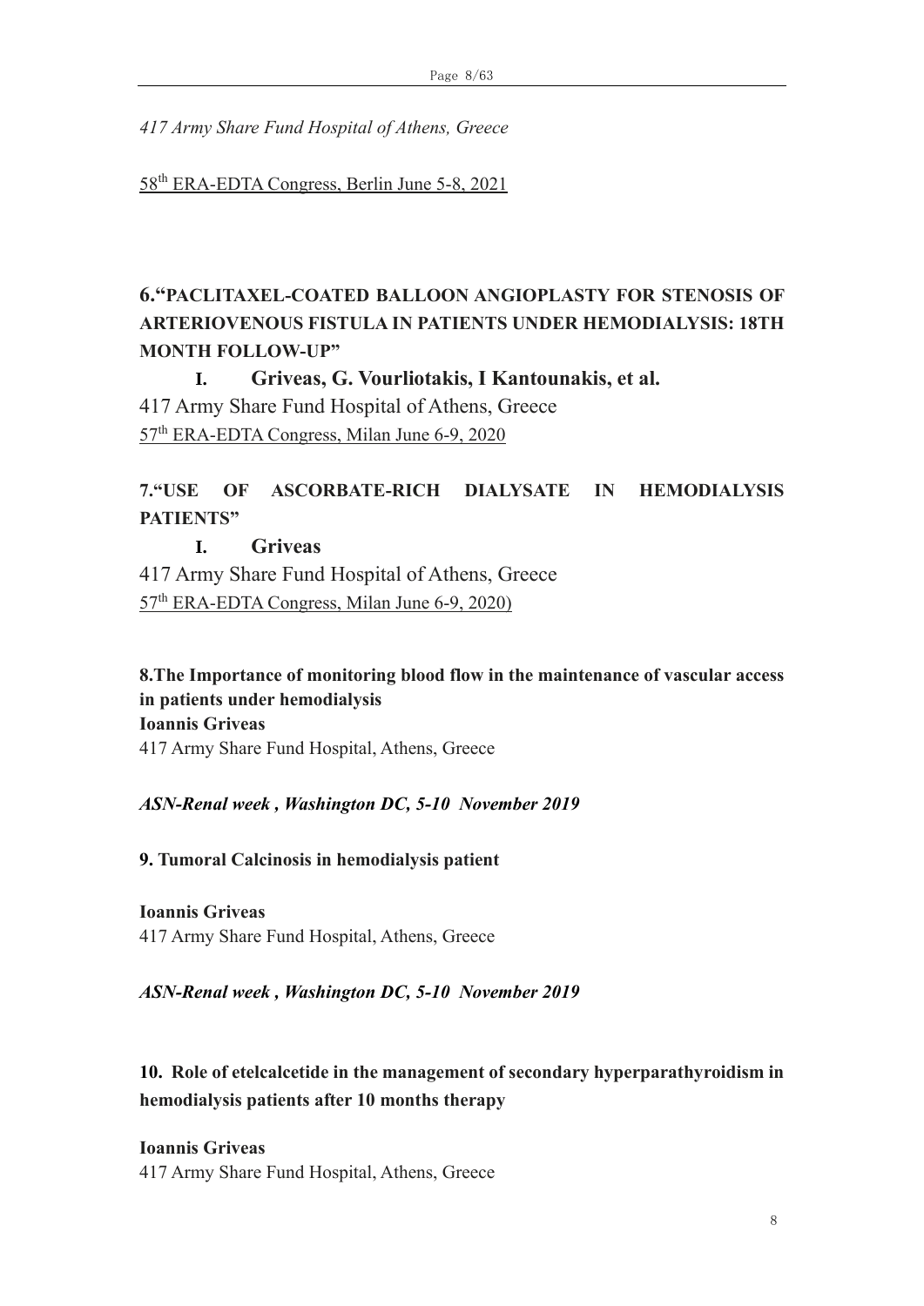*417 Army Share Fund Hospital of Athens, Greece*

58th ERA-EDTA Congress, Berlin June 5-8, 2021

**6.“PACLITAXEL-COATED BALLOON ANGIOPLASTY FOR STENOSIS OF ARTERIOVENOUS FISTULA IN PATIENTS UNDER HEMODIALYSIS: 18TH MONTH FOLLOW-UP”**

**I. Griveas, G. Vourliotakis, I Kantounakis, et al.**

417 Army Share Fund Hospital of Athens, Greece

57th ERA-EDTA Congress, Milan June 6-9, 2020

**7.“USE OF ASCORBATE-RICH DIALYSATE IN HEMODIALYSIS PATIENTS”**

**I. Griveas**

417 Army Share Fund Hospital of Athens, Greece

57th ERA-EDTA Congress, Milan June 6-9, 2020)

**8.The Importance of monitoring blood flow in the maintenance of vascular access in patients under hemodialysis**

**Ioannis Griveas**

417 Army Share Fund Hospital, Athens, Greece

***ASN-Renal week , Washington DC, 5-10 November 2019***

**9. Tumoral Calcinosis in hemodialysis patient**

**Ioannis Griveas**

417 Army Share Fund Hospital, Athens, Greece

***ASN-Renal week , Washington DC, 5-10 November 2019***

**10. Role of etelcalcetide in the management of secondary hyperparathyroidism in hemodialysis patients after 10 months therapy**

**Ioannis Griveas**

417 Army Share Fund Hospital, Athens, Greece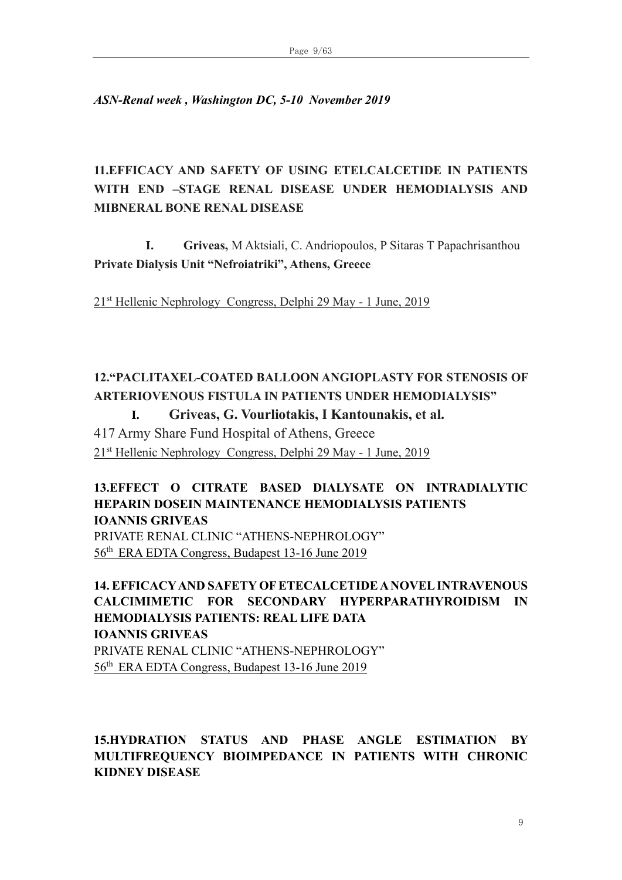*ASN-Renal week , Washington DC, 5-10 November 2019*

**11.EFFICACY AND SAFETY OF USING ETELCALCETIDE IN PATIENTS WITH END –STAGE RENAL DISEASE UNDER HEMODIALYSIS AND MIBNERAL BONE RENAL DISEASE**

**I. Griveas,** M Aktsiali, C. Andriopoulos, P Sitaras T Papachrisanthou
**Private Dialysis Unit "Nefroiatriki", Athens, Greece**

21st Hellenic Nephrology Congress, Delphi 29 May - 1 June, 2019

**12."PACLITAXEL-COATED BALLOON ANGIOPLASTY FOR STENOSIS OF ARTERIOVENOUS FISTULA IN PATIENTS UNDER HEMODIALYSIS"**

**I. Griveas, G. Vourliotakis, I Kantounakis, et al.**
417 Army Share Fund Hospital of Athens, Greece
21st Hellenic Nephrology Congress, Delphi 29 May - 1 June, 2019

**13.EFFECT O CITRATE BASED DIALYSATE ON INTRADIALYTIC HEPARIN DOSEIN MAINTENANCE HEMODIALYSIS PATIENTS**
**IOANNIS GRIVEAS**
PRIVATE RENAL CLINIC "ATHENS-NEPHROLOGY"
56th ERA EDTA Congress, Budapest 13-16 June 2019

**14. EFFICACY AND SAFETY OF ETECALCETIDE A NOVEL INTRAVENOUS CALCIMIMETIC FOR SECONDARY HYPERPARATHYROIDISM IN HEMODIALYSIS PATIENTS: REAL LIFE DATA**
**IOANNIS GRIVEAS**
PRIVATE RENAL CLINIC "ATHENS-NEPHROLOGY"
56th ERA EDTA Congress, Budapest 13-16 June 2019

**15.HYDRATION STATUS AND PHASE ANGLE ESTIMATION BY MULTIFREQUENCY BIOIMPEDANCE IN PATIENTS WITH CHRONIC KIDNEY DISEASE**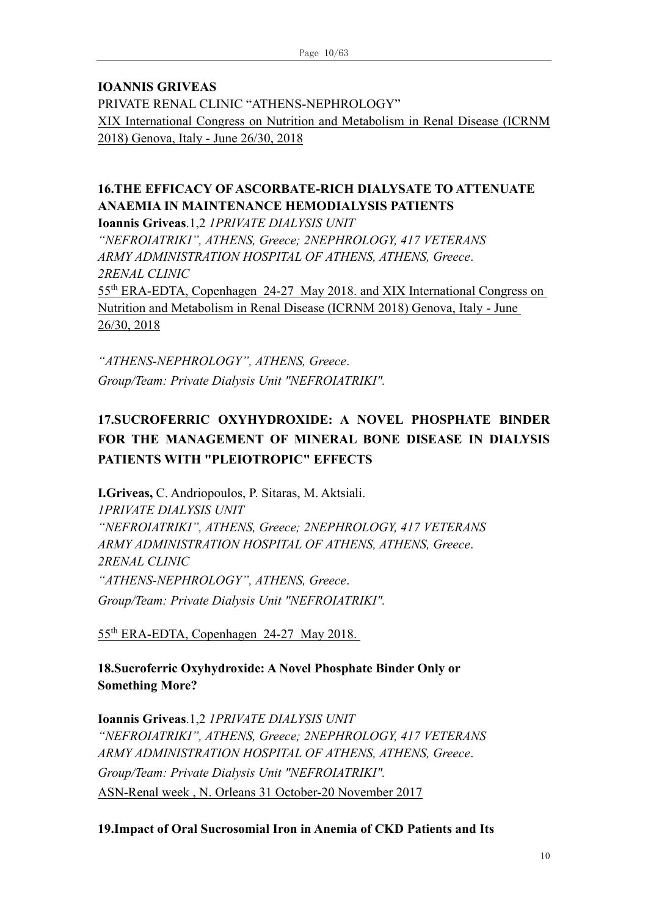**IOANNIS GRIVEAS**

PRIVATE RENAL CLINIC "ATHENS-NEPHROLOGY"

XIX International Congress on Nutrition and Metabolism in Renal Disease (ICRNM 2018) Genova, Italy - June 26/30, 2018

**16.THE EFFICACY OF ASCORBATE-RICH DIALYSATE TO ATTENUATE ANAEMIA IN MAINTENANCE HEMODIALYSIS PATIENTS**

**Ioannis Griveas**.1,2 *1PRIVATE DIALYSIS UNIT "NEFROIATRIKI", ATHENS, Greece; 2NEPHROLOGY, 417 VETERANS ARMY ADMINISTRATION HOSPITAL OF ATHENS, ATHENS, Greece. 2RENAL CLINIC*

55th ERA-EDTA, Copenhagen 24-27 May 2018. and XIX International Congress on Nutrition and Metabolism in Renal Disease (ICRNM 2018) Genova, Italy - June 26/30, 2018

*"ATHENS-NEPHROLOGY", ATHENS, Greece.*
*Group/Team: Private Dialysis Unit "NEFROIATRIKI".*

**17.SUCROFERRIC OXYHYDROXIDE: A NOVEL PHOSPHATE BINDER FOR THE MANAGEMENT OF MINERAL BONE DISEASE IN DIALYSIS PATIENTS WITH "PLEIOTROPIC" EFFECTS**

**I.Griveas,** C. Andriopoulos, P. Sitaras, M. Aktsiali.
*1PRIVATE DIALYSIS UNIT "NEFROIATRIKI", ATHENS, Greece; 2NEPHROLOGY, 417 VETERANS ARMY ADMINISTRATION HOSPITAL OF ATHENS, ATHENS, Greece. 2RENAL CLINIC "ATHENS-NEPHROLOGY", ATHENS, Greece.*
*Group/Team: Private Dialysis Unit "NEFROIATRIKI".*

55th ERA-EDTA, Copenhagen 24-27 May 2018.

**18.Sucroferric Oxyhydroxide: A Novel Phosphate Binder Only or Something More?**

**Ioannis Griveas**.1,2 *1PRIVATE DIALYSIS UNIT "NEFROIATRIKI", ATHENS, Greece; 2NEPHROLOGY, 417 VETERANS ARMY ADMINISTRATION HOSPITAL OF ATHENS, ATHENS, Greece.*
*Group/Team: Private Dialysis Unit "NEFROIATRIKI".*
ASN-Renal week , N. Orleans 31 October-20 November 2017

**19.Impact of Oral Sucrosomial Iron in Anemia of CKD Patients and Its**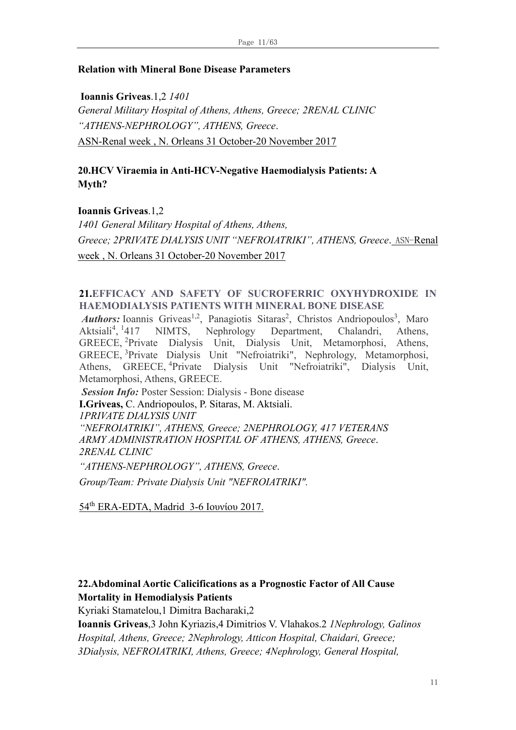**Relation with Mineral Bone Disease Parameters**

**Ioannis Griveas**.1,2 *1401*
*General Military Hospital of Athens, Athens, Greece; 2RENAL CLINIC "ATHENS-NEPHROLOGY", ATHENS, Greece*.
ASN-Renal week , N. Orleans 31 October-20 November 2017

**20.HCV Viraemia in Anti-HCV-Negative Haemodialysis Patients: A Myth?**

**Ioannis Griveas**.1,2
*1401 General Military Hospital of Athens, Athens, Greece; 2PRIVATE DIALYSIS UNIT "NEFROIATRIKI", ATHENS, Greece*. ASN-Renal week , N. Orleans 31 October-20 November 2017

**21.EFFICACY AND SAFETY OF SUCROFERRIC OXYHYDROXIDE IN HAEMODIALYSIS PATIENTS WITH MINERAL BONE DISEASE**

***Authors:*** Ioannis Griveas[1,2], Panagiotis Sitaras[2], Christos Andriopoulos[3], Maro Aktsiali[4], [1]417 NIMTS, Nephrology Department, Chalandri, Athens, GREECE, [2]Private Dialysis Unit, Dialysis Unit, Metamorphosi, Athens, GREECE, [3]Private Dialysis Unit "Nefroiatriki", Nephrology, Metamorphosi, Athens, GREECE, [4]Private Dialysis Unit "Nefroiatriki", Dialysis Unit, Metamorphosi, Athens, GREECE.

***Session Info:*** Poster Session: Dialysis - Bone disease

**I.Griveas,** C. Andriopoulos, P. Sitaras, M. Aktsiali.
*1PRIVATE DIALYSIS UNIT "NEFROIATRIKI", ATHENS, Greece; 2NEPHROLOGY, 417 VETERANS ARMY ADMINISTRATION HOSPITAL OF ATHENS, ATHENS, Greece. 2RENAL CLINIC "ATHENS-NEPHROLOGY", ATHENS, Greece.*
*Group/Team: Private Dialysis Unit "NEFROIATRIKI".*

54th ERA-EDTA, Madrid 3-6 Ιουνίου 2017.

**22.Abdominal Aortic Calicifications as a Prognostic Factor of All Cause Mortality in Hemodialysis Patients**

Kyriaki Stamatelou,1 Dimitra Bacharaki,2
**Ioannis Griveas**,3 John Kyriazis,4 Dimitrios V. Vlahakos.2 *1Nephrology, Galinos Hospital, Athens, Greece; 2Nephrology, Atticon Hospital, Chaidari, Greece; 3Dialysis, NEFROIATRIKI, Athens, Greece; 4Nephrology, General Hospital,*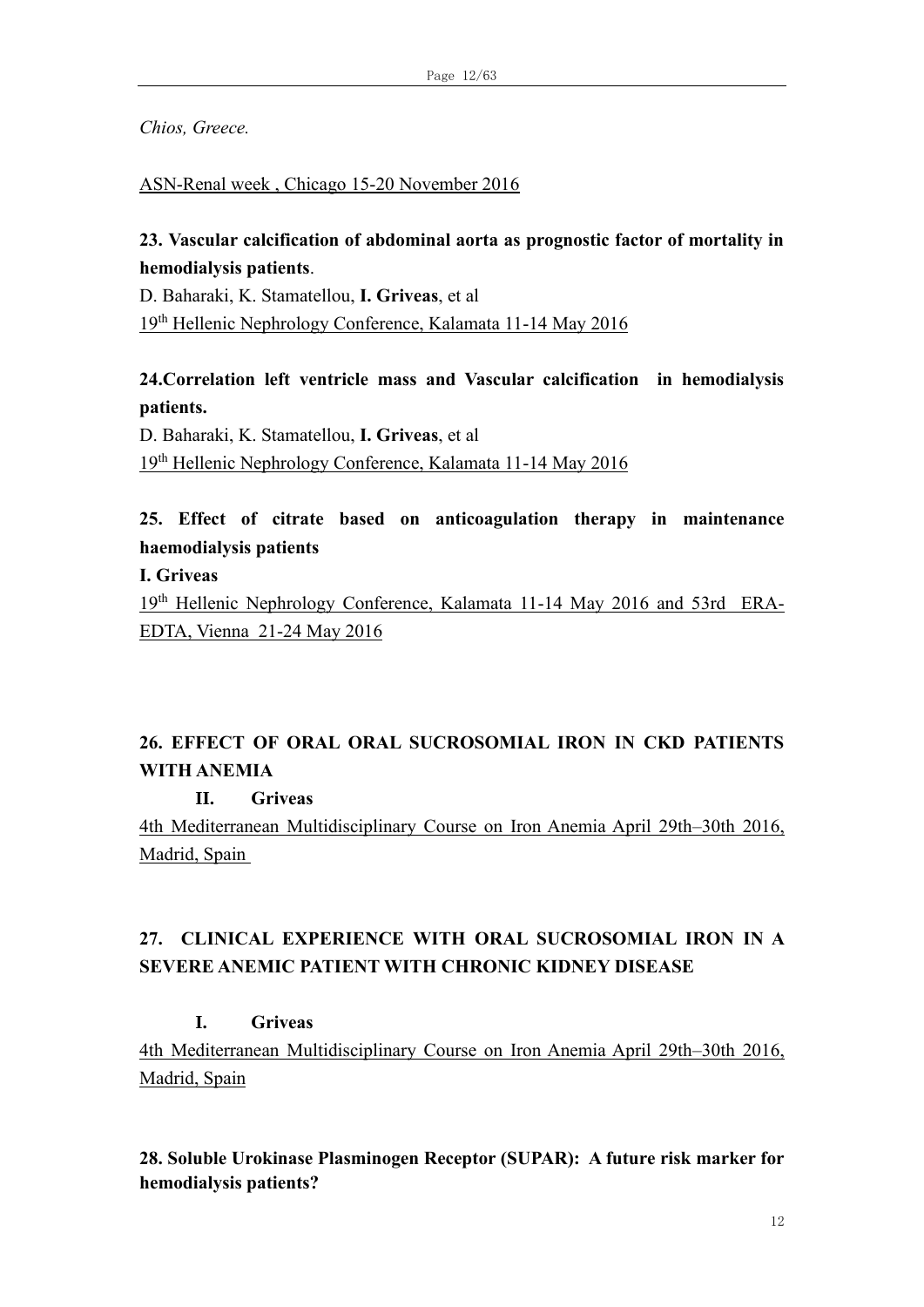*Chios, Greece.*

ASN-Renal week , Chicago 15-20 November 2016

**23. Vascular calcification of abdominal aorta as prognostic factor of mortality in hemodialysis patients**.

D. Baharaki, K. Stamatellou, **I. Griveas**, et al

19th Hellenic Nephrology Conference, Kalamata 11-14 May 2016

**24.Correlation left ventricle mass and Vascular calcification in hemodialysis patients.**

D. Baharaki, K. Stamatellou, **I. Griveas**, et al

19th Hellenic Nephrology Conference, Kalamata 11-14 May 2016

**25. Effect of citrate based on anticoagulation therapy in maintenance haemodialysis patients**

**I. Griveas**

19th Hellenic Nephrology Conference, Kalamata 11-14 May 2016 and 53rd ERA-EDTA, Vienna 21-24 May 2016

**26. EFFECT OF ORAL ORAL SUCROSOMIAL IRON IN CKD PATIENTS WITH ANEMIA**

**II. Griveas**

4th Mediterranean Multidisciplinary Course on Iron Anemia April 29th–30th 2016, Madrid, Spain

**27. CLINICAL EXPERIENCE WITH ORAL SUCROSOMIAL IRON IN A SEVERE ANEMIC PATIENT WITH CHRONIC KIDNEY DISEASE**

**I. Griveas**

4th Mediterranean Multidisciplinary Course on Iron Anemia April 29th–30th 2016, Madrid, Spain

**28. Soluble Urokinase Plasminogen Receptor (SUPAR): A future risk marker for hemodialysis patients?**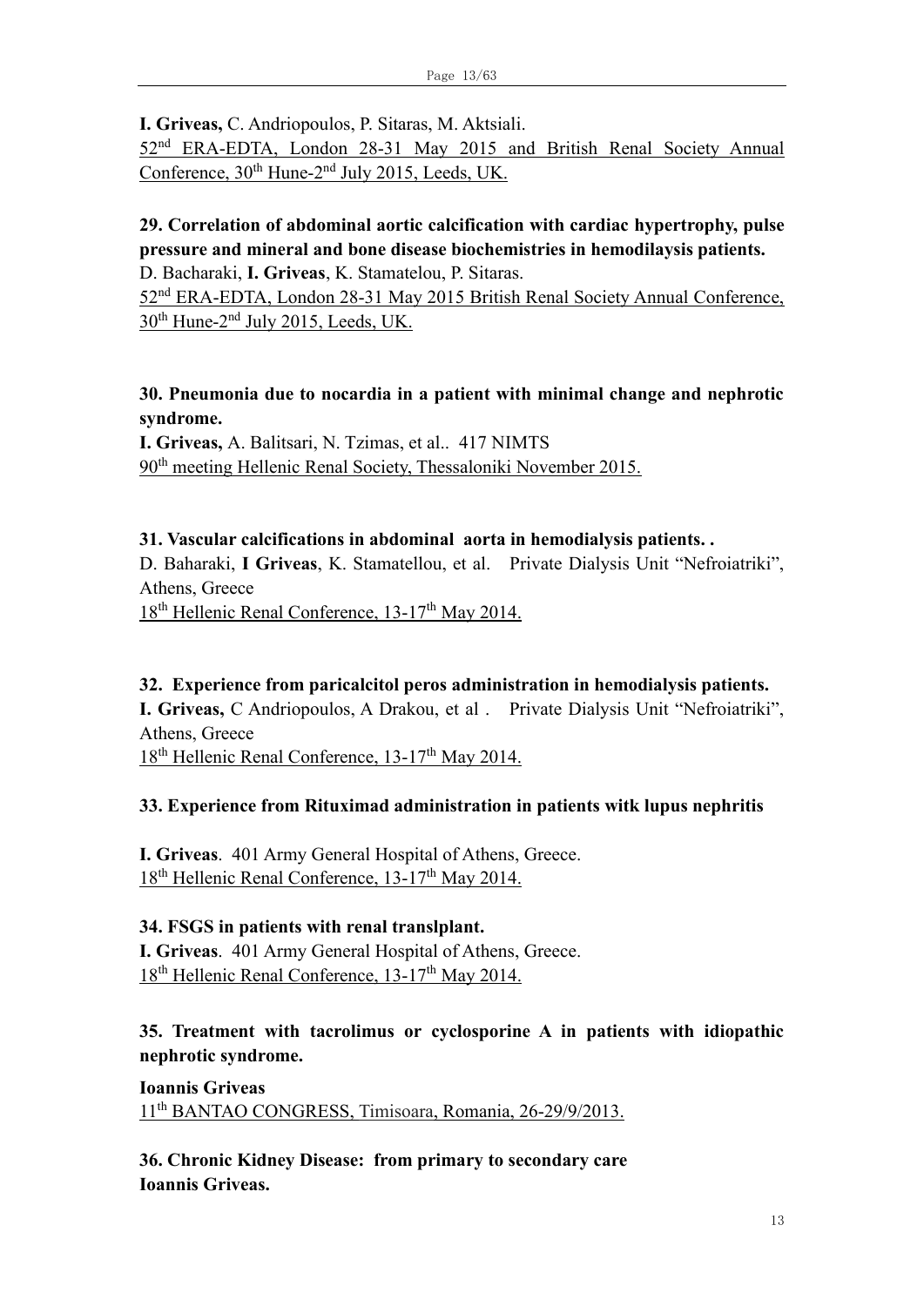**I. Griveas,** C. Andriopoulos, P. Sitaras, M. Aktsiali.
52nd ERA-EDTA, London 28-31 May 2015 and British Renal Society Annual Conference, 30th Hune-2nd July 2015, Leeds, UK.

**29. Correlation of abdominal aortic calcification with cardiac hypertrophy, pulse pressure and mineral and bone disease biochemistries in hemodilaysis patients.**
D. Bacharaki, **I. Griveas**, K. Stamatelou, P. Sitaras.
52nd ERA-EDTA, London 28-31 May 2015 British Renal Society Annual Conference, 30th Hune-2nd July 2015, Leeds, UK.

**30. Pneumonia due to nocardia in a patient with minimal change and nephrotic syndrome.**
**I. Griveas,** A. Balitsari, N. Tzimas, et al.. 417 NIMTS
90th meeting Hellenic Renal Society, Thessaloniki November 2015.

**31. Vascular calcifications in abdominal aorta in hemodialysis patients. .**
D. Baharaki, **I Griveas**, K. Stamatellou, et al. Private Dialysis Unit "Nefroiatriki", Athens, Greece
18th Hellenic Renal Conference, 13-17th May 2014.

**32. Experience from paricalcitol peros administration in hemodialysis patients.**
**I. Griveas,** C Andriopoulos, A Drakou, et al . Private Dialysis Unit "Nefroiatriki", Athens, Greece
18th Hellenic Renal Conference, 13-17th May 2014.

**33. Experience from Rituximad administration in patients witk lupus nephritis**

**I. Griveas**. 401 Army General Hospital of Athens, Greece.
18th Hellenic Renal Conference, 13-17th May 2014.

**34. FSGS in patients with renal translplant.**
**I. Griveas**. 401 Army General Hospital of Athens, Greece.
18th Hellenic Renal Conference, 13-17th May 2014.

**35. Treatment with tacrolimus or cyclosporine A in patients with idiopathic nephrotic syndrome.**

**Ioannis Griveas**
11th BANTAO CONGRESS, Timisoara, Romania, 26-29/9/2013.

**36. Chronic Kidney Disease: from primary to secondary care**
**Ioannis Griveas.**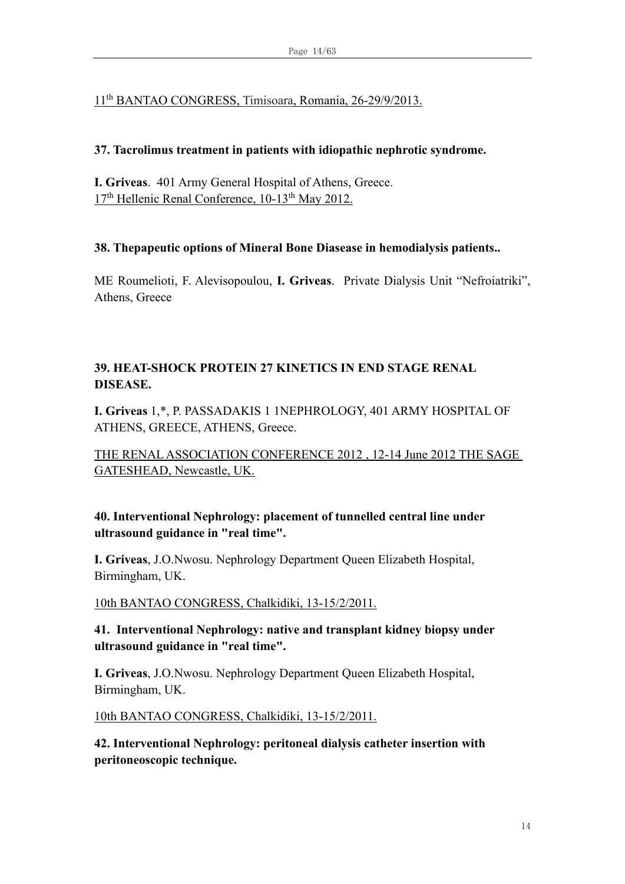<u>11th BANTAO CONGRESS, Timisoara, Romania, 26-29/9/2013.</u>

**37. Tacrolimus treatment in patients with idiopathic nephrotic syndrome.**

**I. Griveas**. 401 Army General Hospital of Athens, Greece.
<u>17th Hellenic Renal Conference, 10-13th May 2012.</u>

**38. Thepapeutic options of Mineral Bone Diasease in hemodialysis patients..**

ME Roumelioti, F. Alevisopoulou, **I. Griveas**. Private Dialysis Unit "Nefroiatriki", Athens, Greece

**39. HEAT-SHOCK PROTEIN 27 KINETICS IN END STAGE RENAL DISEASE.**

**I. Griveas** 1,*, P. PASSADAKIS 1 1NEPHROLOGY, 401 ARMY HOSPITAL OF ATHENS, GREECE, ATHENS, Greece.

<u>THE RENAL ASSOCIATION CONFERENCE 2012 , 12-14 June 2012 THE SAGE GATESHEAD, Newcastle, UK.</u>

**40. Interventional Nephrology: placement of tunnelled central line under ultrasound guidance in "real time".**

**I. Griveas**, J.O.Nwosu. Nephrology Department Queen Elizabeth Hospital, Birmingham, UK.

<u>10th BANTAO CONGRESS, Chalkidiki, 13-15/2/2011.</u>

**41. Interventional Nephrology: native and transplant kidney biopsy under ultrasound guidance in "real time".**

**I. Griveas**, J.O.Nwosu. Nephrology Department Queen Elizabeth Hospital, Birmingham, UK.

<u>10th BANTAO CONGRESS, Chalkidiki, 13-15/2/2011.</u>

**42. Interventional Nephrology: peritoneal dialysis catheter insertion with peritoneoscopic technique.**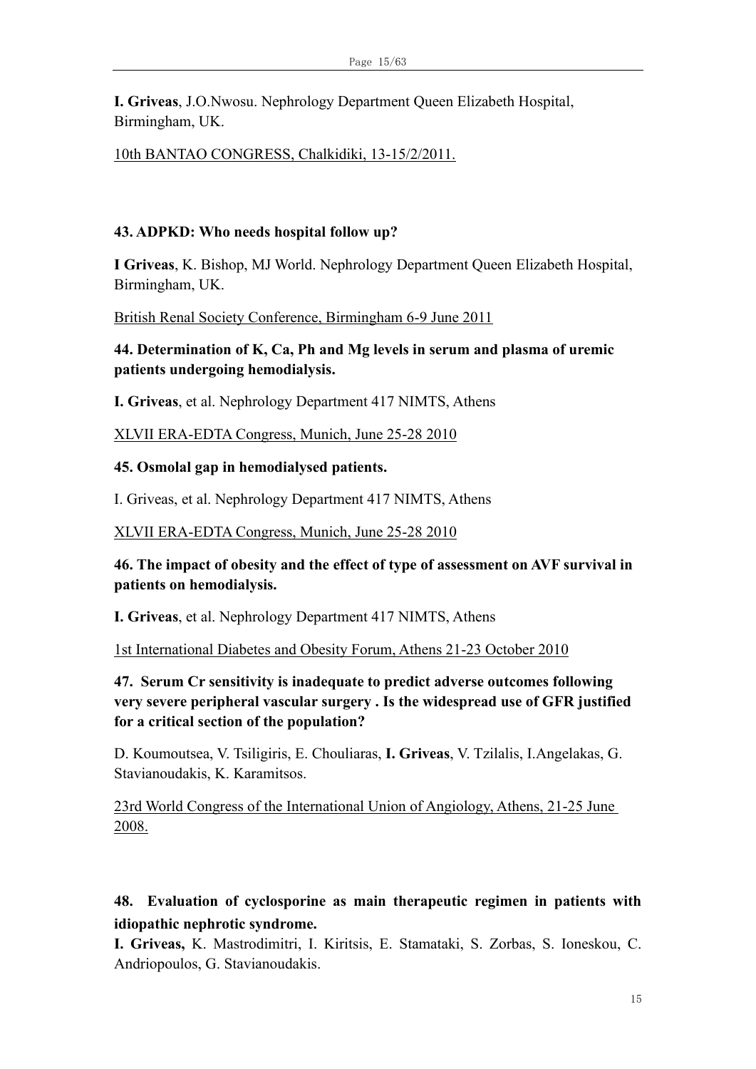**I. Griveas**, J.O.Nwosu. Nephrology Department Queen Elizabeth Hospital, Birmingham, UK.

10th BANTAO CONGRESS, Chalkidiki, 13-15/2/2011.

**43. ADPKD: Who needs hospital follow up?**

**I Griveas**, K. Bishop, MJ World. Nephrology Department Queen Elizabeth Hospital, Birmingham, UK.

British Renal Society Conference, Birmingham 6-9 June 2011

**44. Determination of K, Ca, Ph and Mg levels in serum and plasma of uremic patients undergoing hemodialysis.**

**I. Griveas**, et al. Nephrology Department 417 NIMTS, Athens

XLVII ERA-EDTA Congress, Munich, June 25-28 2010

**45. Osmolal gap in hemodialysed patients.**

I. Griveas, et al. Nephrology Department 417 NIMTS, Athens

XLVII ERA-EDTA Congress, Munich, June 25-28 2010

**46. The impact of obesity and the effect of type of assessment on AVF survival in patients on hemodialysis.**

**I. Griveas**, et al. Nephrology Department 417 NIMTS, Athens

1st International Diabetes and Obesity Forum, Athens 21-23 October 2010

**47. Serum Cr sensitivity is inadequate to predict adverse outcomes following very severe peripheral vascular surgery . Is the widespread use of GFR justified for a critical section of the population?**

D. Koumoutsea, V. Tsiligiris, E. Chouliaras, **I. Griveas**, V. Tzilalis, I.Angelakas, G. Stavianoudakis, K. Karamitsos.

23rd World Congress of the International Union of Angiology, Athens, 21-25 June 2008.

**48. Evaluation of cyclosporine as main therapeutic regimen in patients with idiopathic nephrotic syndrome.**

**I. Griveas,** K. Mastrodimitri, I. Kiritsis, E. Stamataki, S. Zorbas, S. Ioneskou, C. Andriopoulos, G. Stavianoudakis.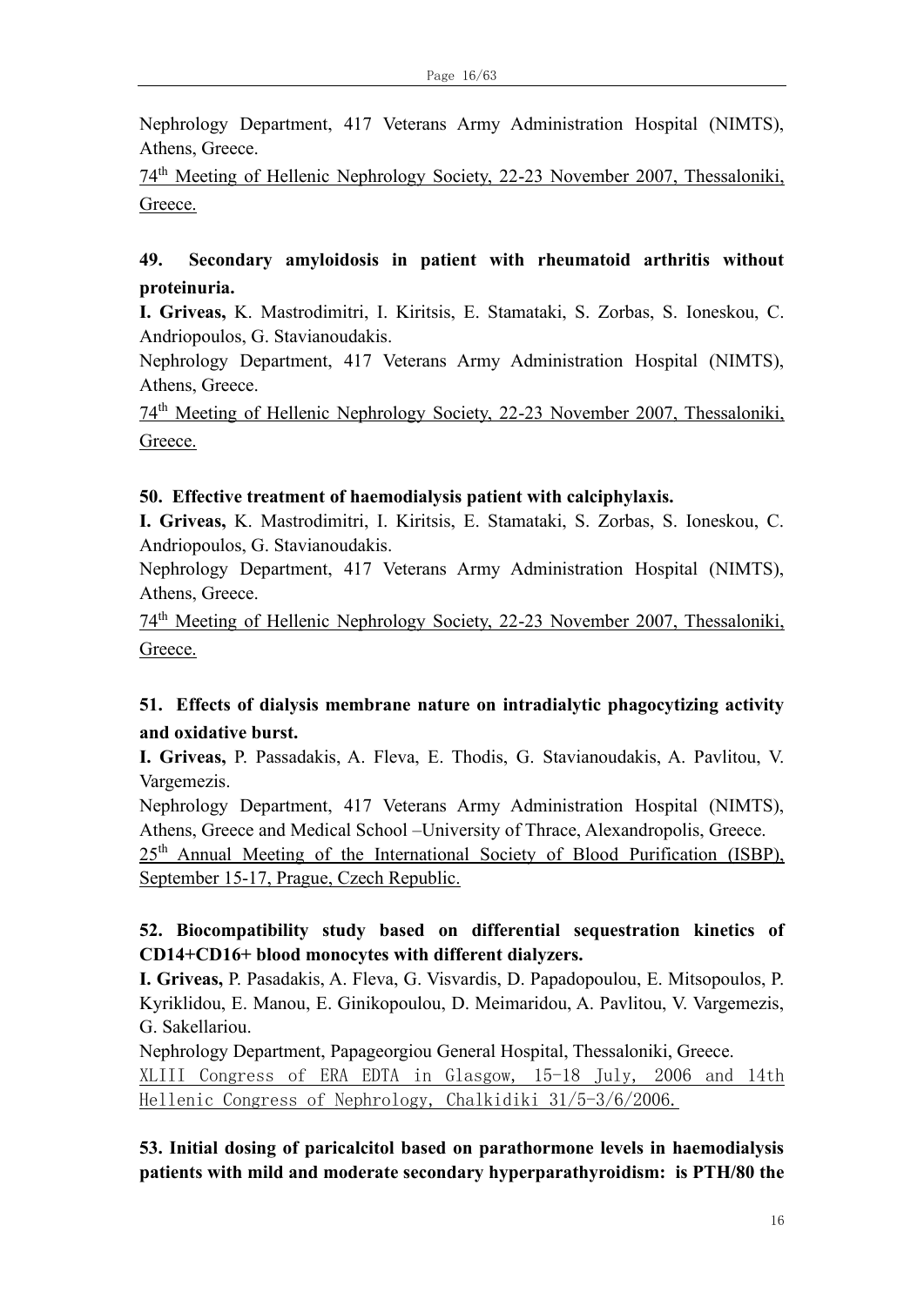Nephrology Department, 417 Veterans Army Administration Hospital (NIMTS), Athens, Greece.

<u>74th Meeting of Hellenic Nephrology Society, 22-23 November 2007, Thessaloniki, Greece.</u>

**49. Secondary amyloidosis in patient with rheumatoid arthritis without proteinuria.**

**I. Griveas,** K. Mastrodimitri, I. Kiritsis, E. Stamataki, S. Zorbas, S. Ioneskou, C. Andriopoulos, G. Stavianoudakis.

Nephrology Department, 417 Veterans Army Administration Hospital (NIMTS), Athens, Greece.

<u>74th Meeting of Hellenic Nephrology Society, 22-23 November 2007, Thessaloniki, Greece.</u>

**50. Effective treatment of haemodialysis patient with calciphylaxis.**

**I. Griveas,** K. Mastrodimitri, I. Kiritsis, E. Stamataki, S. Zorbas, S. Ioneskou, C. Andriopoulos, G. Stavianoudakis.

Nephrology Department, 417 Veterans Army Administration Hospital (NIMTS), Athens, Greece.

<u>74th Meeting of Hellenic Nephrology Society, 22-23 November 2007, Thessaloniki, Greece.</u>

**51. Effects of dialysis membrane nature on intradialytic phagocytizing activity and oxidative burst.**

**I. Griveas,** P. Passadakis, A. Fleva, E. Thodis, G. Stavianoudakis, A. Pavlitou, V. Vargemezis.

Nephrology Department, 417 Veterans Army Administration Hospital (NIMTS), Athens, Greece and Medical School –University of Thrace, Alexandropolis, Greece.

<u>25th Annual Meeting of the International Society of Blood Purification (ISBP), September 15-17, Prague, Czech Republic.</u>

**52. Biocompatibility study based on differential sequestration kinetics of CD14+CD16+ blood monocytes with different dialyzers.**

**I. Griveas,** P. Pasadakis, A. Fleva, G. Visvardis, D. Papadopoulou, E. Mitsopoulos, P. Kyriklidou, E. Manou, E. Ginikopoulou, D. Meimaridou, A. Pavlitou, V. Vargemezis, G. Sakellariou.

Nephrology Department, Papageorgiou General Hospital, Thessaloniki, Greece.

<u>XLIII Congress of ERA EDTA in Glasgow, 15-18 July, 2006 and 14th Hellenic Congress of Nephrology, Chalkidiki 31/5-3/6/2006.</u>

**53. Initial dosing of paricalcitol based on parathormone levels in haemodialysis patients with mild and moderate secondary hyperparathyroidism: is PTH/80 the**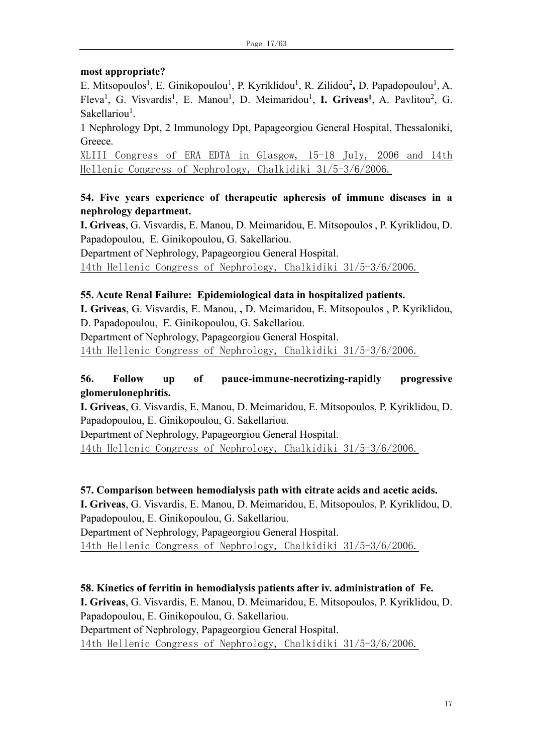**most appropriate?**

E. Mitsopoulos[1], E. Ginikopoulou[1], P. Kyriklidou[1], R. Zilidou[2]**,** D. Papadopoulou[1], A. Fleva[1], G. Visvardis[1], E. Manou[1], D. Meimaridou[1], **I. Griveas[1]**, A. Pavlitou[2], G. Sakellariou[1].

1 Nephrology Dpt, 2 Immunology Dpt, Papageorgiou General Hospital, Thessaloniki, Greece.

XLIII Congress of ERA EDTA in Glasgow, 15-18 July, 2006 and 14th Hellenic Congress of Nephrology, Chalkidiki 31/5-3/6/2006.

**54. Five years experience of therapeutic apheresis of immune diseases in a nephrology department.**

**I. Griveas**, G. Visvardis, E. Manou, D. Meimaridou, E. Mitsopoulos , P. Kyriklidou, D. Papadopoulou, E. Ginikopoulou, G. Sakellariou.

Department of Nephrology, Papageorgiou General Hospital.

14th Hellenic Congress of Nephrology, Chalkidiki 31/5-3/6/2006.

**55. Acute Renal Failure: Epidemiological data in hospitalized patients.**

**I. Griveas**, G. Visvardis, E. Manou, **,** D. Meimaridou, E. Mitsopoulos , P. Kyriklidou, D. Papadopoulou, E. Ginikopoulou, G. Sakellariou.

Department of Nephrology, Papageorgiou General Hospital.

14th Hellenic Congress of Nephrology, Chalkidiki 31/5-3/6/2006.

**56. Follow up of pauce-immune-necrotizing-rapidly progressive glomerulonephritis.**

**I. Griveas**, G. Visvardis, E. Manou, D. Meimaridou, E. Mitsopoulos, P. Kyriklidou, D. Papadopoulou, E. Ginikopoulou, G. Sakellariou.

Department of Nephrology, Papageorgiou General Hospital.

14th Hellenic Congress of Nephrology, Chalkidiki 31/5-3/6/2006.

**57. Comparison between hemodialysis path with citrate acids and acetic acids.**

**I. Griveas**, G. Visvardis, E. Manou, D. Meimaridou, E. Mitsopoulos, P. Kyriklidou, D. Papadopoulou, E. Ginikopoulou, G. Sakellariou.

Department of Nephrology, Papageorgiou General Hospital.

14th Hellenic Congress of Nephrology, Chalkidiki 31/5-3/6/2006.

**58. Kinetics of ferritin in hemodialysis patients after iv. administration of Fe.**

**I. Griveas**, G. Visvardis, E. Manou, D. Meimaridou, E. Mitsopoulos, P. Kyriklidou, D. Papadopoulou, E. Ginikopoulou, G. Sakellariou.

Department of Nephrology, Papageorgiou General Hospital.

14th Hellenic Congress of Nephrology, Chalkidiki 31/5-3/6/2006.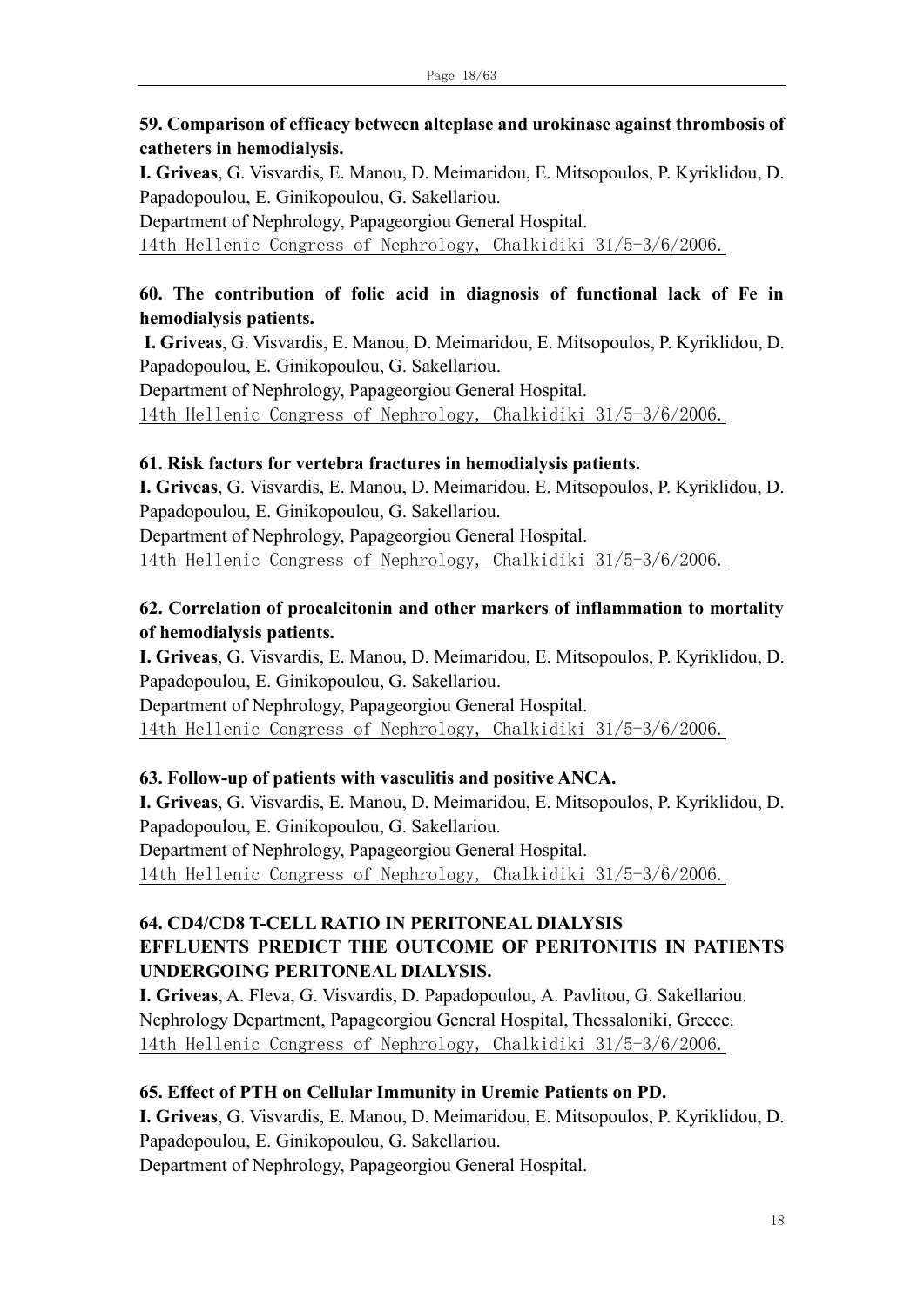**59. Comparison of efficacy between alteplase and urokinase against thrombosis of catheters in hemodialysis.**

**I. Griveas**, G. Visvardis, E. Manou, D. Meimaridou, E. Mitsopoulos, P. Kyriklidou, D. Papadopoulou, E. Ginikopoulou, G. Sakellariou.

Department of Nephrology, Papageorgiou General Hospital.

14th Hellenic Congress of Nephrology, Chalkidiki 31/5-3/6/2006.

**60. The contribution of folic acid in diagnosis of functional lack of Fe in hemodialysis patients.**

**I. Griveas**, G. Visvardis, E. Manou, D. Meimaridou, E. Mitsopoulos, P. Kyriklidou, D. Papadopoulou, E. Ginikopoulou, G. Sakellariou.

Department of Nephrology, Papageorgiou General Hospital.

14th Hellenic Congress of Nephrology, Chalkidiki 31/5-3/6/2006.

**61. Risk factors for vertebra fractures in hemodialysis patients.**

**I. Griveas**, G. Visvardis, E. Manou, D. Meimaridou, E. Mitsopoulos, P. Kyriklidou, D. Papadopoulou, E. Ginikopoulou, G. Sakellariou.

Department of Nephrology, Papageorgiou General Hospital.

14th Hellenic Congress of Nephrology, Chalkidiki 31/5-3/6/2006.

**62. Correlation of procalcitonin and other markers of inflammation to mortality of hemodialysis patients.**

**I. Griveas**, G. Visvardis, E. Manou, D. Meimaridou, E. Mitsopoulos, P. Kyriklidou, D. Papadopoulou, E. Ginikopoulou, G. Sakellariou.

Department of Nephrology, Papageorgiou General Hospital.

14th Hellenic Congress of Nephrology, Chalkidiki 31/5-3/6/2006.

**63. Follow-up of patients with vasculitis and positive ANCA.**

**I. Griveas**, G. Visvardis, E. Manou, D. Meimaridou, E. Mitsopoulos, P. Kyriklidou, D. Papadopoulou, E. Ginikopoulou, G. Sakellariou.

Department of Nephrology, Papageorgiou General Hospital.

14th Hellenic Congress of Nephrology, Chalkidiki 31/5-3/6/2006.

**64. CD4/CD8 T-CELL RATIO IN PERITONEAL DIALYSIS EFFLUENTS PREDICT THE OUTCOME OF PERITONITIS IN PATIENTS UNDERGOING PERITONEAL DIALYSIS.**

**I. Griveas**, A. Fleva, G. Visvardis, D. Papadopoulou, A. Pavlitou, G. Sakellariou.

Nephrology Department, Papageorgiou General Hospital, Thessaloniki, Greece.

14th Hellenic Congress of Nephrology, Chalkidiki 31/5-3/6/2006.

**65. Effect of PTH on Cellular Immunity in Uremic Patients on PD.**

**I. Griveas**, G. Visvardis, E. Manou, D. Meimaridou, E. Mitsopoulos, P. Kyriklidou, D. Papadopoulou, E. Ginikopoulou, G. Sakellariou.

Department of Nephrology, Papageorgiou General Hospital.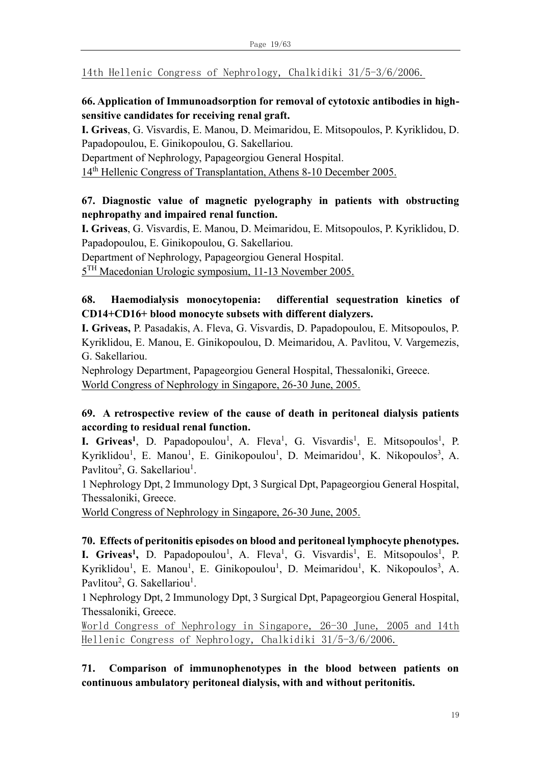14th Hellenic Congress of Nephrology, Chalkidiki 31/5-3/6/2006.

**66. Application of Immunoadsorption for removal of cytotoxic antibodies in high-sensitive candidates for receiving renal graft.**

**I. Griveas**, G. Visvardis, E. Manou, D. Meimaridou, E. Mitsopoulos, P. Kyriklidou, D. Papadopoulou, E. Ginikopoulou, G. Sakellariou.

Department of Nephrology, Papageorgiou General Hospital.

14th Hellenic Congress of Transplantation, Athens 8-10 December 2005.

**67. Diagnostic value of magnetic pyelography in patients with obstructing nephropathy and impaired renal function.**

**I. Griveas**, G. Visvardis, E. Manou, D. Meimaridou, E. Mitsopoulos, P. Kyriklidou, D. Papadopoulou, E. Ginikopoulou, G. Sakellariou.

Department of Nephrology, Papageorgiou General Hospital.

5TH Macedonian Urologic symposium, 11-13 November 2005.

**68. Haemodialysis monocytopenia: differential sequestration kinetics of CD14+CD16+ blood monocyte subsets with different dialyzers.**

**I. Griveas,** P. Pasadakis, A. Fleva, G. Visvardis, D. Papadopoulou, E. Mitsopoulos, P. Kyriklidou, E. Manou, E. Ginikopoulou, D. Meimaridou, A. Pavlitou, V. Vargemezis, G. Sakellariou.

Nephrology Department, Papageorgiou General Hospital, Thessaloniki, Greece.

World Congress of Nephrology in Singapore, 26-30 June, 2005.

**69. A retrospective review of the cause of death in peritoneal dialysis patients according to residual renal function.**

**I. Griveas[1]**, D. Papadopoulou[1], A. Fleva[1], G. Visvardis[1], E. Mitsopoulos[1], P. Kyriklidou[1], E. Manou[1], E. Ginikopoulou[1], D. Meimaridou[1], K. Nikopoulos[3], A. Pavlitou[2], G. Sakellariou[1].

1 Nephrology Dpt, 2 Immunology Dpt, 3 Surgical Dpt, Papageorgiou General Hospital, Thessaloniki, Greece.

World Congress of Nephrology in Singapore, 26-30 June, 2005.

**70. Effects of peritonitis episodes on blood and peritoneal lymphocyte phenotypes.**

**I. Griveas[1],** D. Papadopoulou[1], A. Fleva[1], G. Visvardis[1], E. Mitsopoulos[1], P. Kyriklidou[1], E. Manou[1], E. Ginikopoulou[1], D. Meimaridou[1], K. Nikopoulos[3], A. Pavlitou[2], G. Sakellariou[1].

1 Nephrology Dpt, 2 Immunology Dpt, 3 Surgical Dpt, Papageorgiou General Hospital, Thessaloniki, Greece.

World Congress of Nephrology in Singapore, 26-30 June, 2005 and 14th Hellenic Congress of Nephrology, Chalkidiki 31/5-3/6/2006.

**71. Comparison of immunophenotypes in the blood between patients on continuous ambulatory peritoneal dialysis, with and without peritonitis.**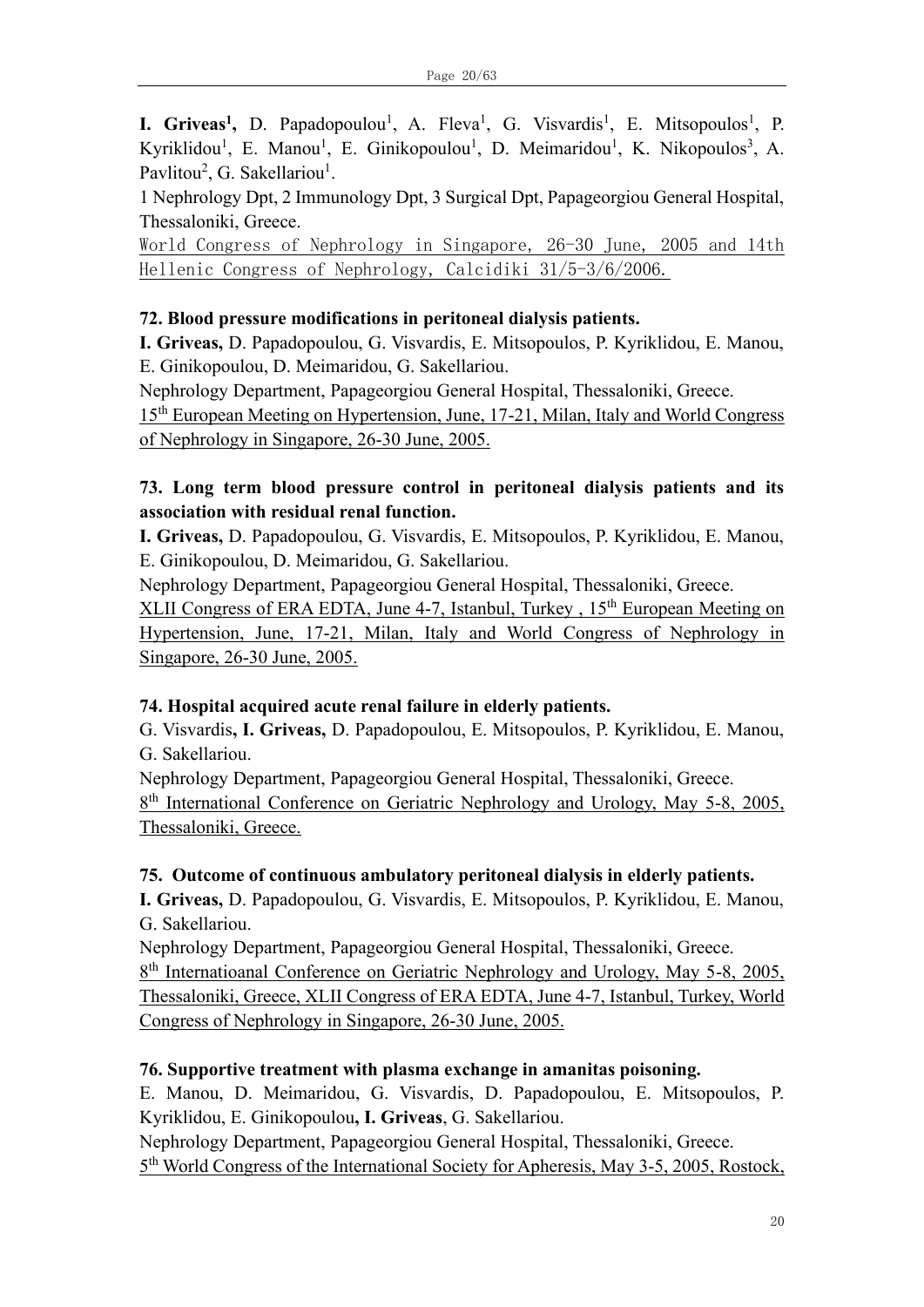**I. Griveas[1]**, D. Papadopoulou[1], A. Fleva[1], G. Visvardis[1], E. Mitsopoulos[1], P. Kyriklidou[1], E. Manou[1], E. Ginikopoulou[1], D. Meimaridou[1], K. Nikopoulos[3], A. Pavlitou[2], G. Sakellariou[1].

1 Nephrology Dpt, 2 Immunology Dpt, 3 Surgical Dpt, Papageorgiou General Hospital, Thessaloniki, Greece.

World Congress of Nephrology in Singapore, 26-30 June, 2005 and 14th Hellenic Congress of Nephrology, Calcidiki 31/5-3/6/2006.

**72. Blood pressure modifications in peritoneal dialysis patients.**

**I. Griveas,** D. Papadopoulou, G. Visvardis, E. Mitsopoulos, P. Kyriklidou, E. Manou, E. Ginikopoulou, D. Meimaridou, G. Sakellariou.

Nephrology Department, Papageorgiou General Hospital, Thessaloniki, Greece.

15th European Meeting on Hypertension, June, 17-21, Milan, Italy and World Congress of Nephrology in Singapore, 26-30 June, 2005.

**73. Long term blood pressure control in peritoneal dialysis patients and its association with residual renal function.**

**I. Griveas,** D. Papadopoulou, G. Visvardis, E. Mitsopoulos, P. Kyriklidou, E. Manou, E. Ginikopoulou, D. Meimaridou, G. Sakellariou.

Nephrology Department, Papageorgiou General Hospital, Thessaloniki, Greece.

XLII Congress of ERA EDTA, June 4-7, Istanbul, Turkey , 15th European Meeting on Hypertension, June, 17-21, Milan, Italy and World Congress of Nephrology in Singapore, 26-30 June, 2005.

**74. Hospital acquired acute renal failure in elderly patients.**

G. Visvardis**, I. Griveas,** D. Papadopoulou, E. Mitsopoulos, P. Kyriklidou, E. Manou, G. Sakellariou.

Nephrology Department, Papageorgiou General Hospital, Thessaloniki, Greece.

8th International Conference on Geriatric Nephrology and Urology, May 5-8, 2005, Thessaloniki, Greece.

**75. Outcome of continuous ambulatory peritoneal dialysis in elderly patients.**

**I. Griveas,** D. Papadopoulou, G. Visvardis, E. Mitsopoulos, P. Kyriklidou, E. Manou, G. Sakellariou.

Nephrology Department, Papageorgiou General Hospital, Thessaloniki, Greece.

8th Internatioanal Conference on Geriatric Nephrology and Urology, May 5-8, 2005, Thessaloniki, Greece, XLII Congress of ERA EDTA, June 4-7, Istanbul, Turkey, World Congress of Nephrology in Singapore, 26-30 June, 2005.

**76. Supportive treatment with plasma exchange in amanitas poisoning.**

E. Manou, D. Meimaridou, G. Visvardis, D. Papadopoulou, E. Mitsopoulos, P. Kyriklidou, E. Ginikopoulou**, I. Griveas**, G. Sakellariou.

Nephrology Department, Papageorgiou General Hospital, Thessaloniki, Greece.

5th World Congress of the International Society for Apheresis, May 3-5, 2005, Rostock,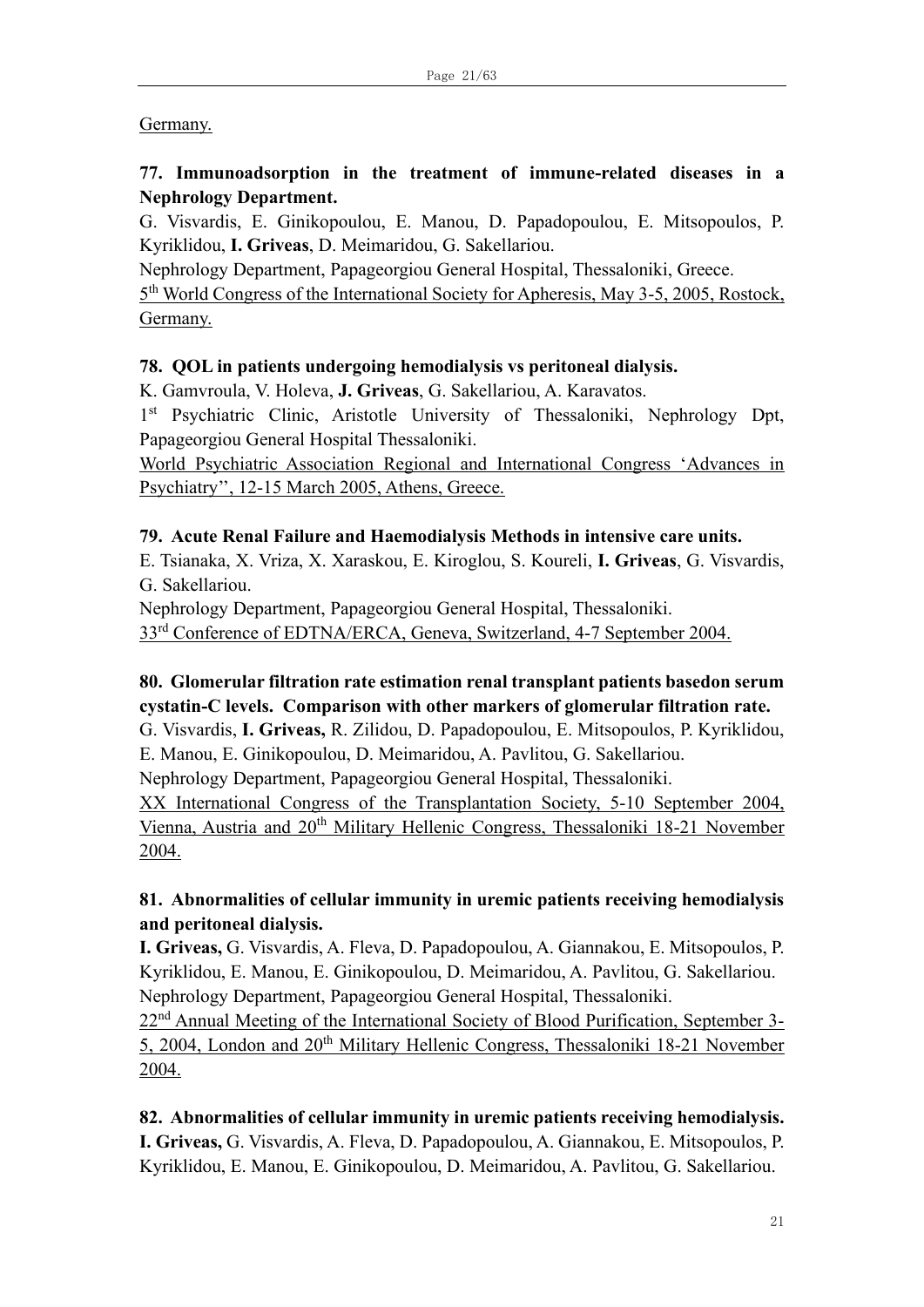Germany.

**77. Immunoadsorption in the treatment of immune-related diseases in a Nephrology Department.**
G. Visvardis, E. Ginikopoulou, E. Manou, D. Papadopoulou, E. Mitsopoulos, P. Kyriklidou, **I. Griveas**, D. Meimaridou, G. Sakellariou.
Nephrology Department, Papageorgiou General Hospital, Thessaloniki, Greece.
5th World Congress of the International Society for Apheresis, May 3-5, 2005, Rostock, Germany.

**78. QOL in patients undergoing hemodialysis vs peritoneal dialysis.**
K. Gamvroula, V. Holeva, **J. Griveas**, G. Sakellariou, A. Karavatos.
1st Psychiatric Clinic, Aristotle University of Thessaloniki, Nephrology Dpt, Papageorgiou General Hospital Thessaloniki.
World Psychiatric Association Regional and International Congress 'Advances in Psychiatry'', 12-15 March 2005, Athens, Greece.

**79. Acute Renal Failure and Haemodialysis Methods in intensive care units.**
E. Tsianaka, X. Vriza, X. Xaraskou, E. Kiroglou, S. Koureli, **I. Griveas**, G. Visvardis, G. Sakellariou.
Nephrology Department, Papageorgiou General Hospital, Thessaloniki.
33rd Conference of EDTNA/ERCA, Geneva, Switzerland, 4-7 September 2004.

**80. Glomerular filtration rate estimation renal transplant patients basedon serum cystatin-C levels. Comparison with other markers of glomerular filtration rate.**
G. Visvardis, **I. Griveas,** R. Zilidou, D. Papadopoulou, E. Mitsopoulos, P. Kyriklidou, E. Manou, E. Ginikopoulou, D. Meimaridou, A. Pavlitou, G. Sakellariou.
Nephrology Department, Papageorgiou General Hospital, Thessaloniki.
XX International Congress of the Transplantation Society, 5-10 September 2004, Vienna, Austria and 20th Military Hellenic Congress, Thessaloniki 18-21 November 2004.

**81. Abnormalities of cellular immunity in uremic patients receiving hemodialysis and peritoneal dialysis.**
**I. Griveas,** G. Visvardis, A. Fleva, D. Papadopoulou, A. Giannakou, E. Mitsopoulos, P. Kyriklidou, E. Manou, E. Ginikopoulou, D. Meimaridou, A. Pavlitou, G. Sakellariou.
Nephrology Department, Papageorgiou General Hospital, Thessaloniki.
22nd Annual Meeting of the International Society of Blood Purification, September 3-5, 2004, London and 20th Military Hellenic Congress, Thessaloniki 18-21 November 2004.

**82. Abnormalities of cellular immunity in uremic patients receiving hemodialysis.**
**I. Griveas,** G. Visvardis, A. Fleva, D. Papadopoulou, A. Giannakou, E. Mitsopoulos, P. Kyriklidou, E. Manou, E. Ginikopoulou, D. Meimaridou, A. Pavlitou, G. Sakellariou.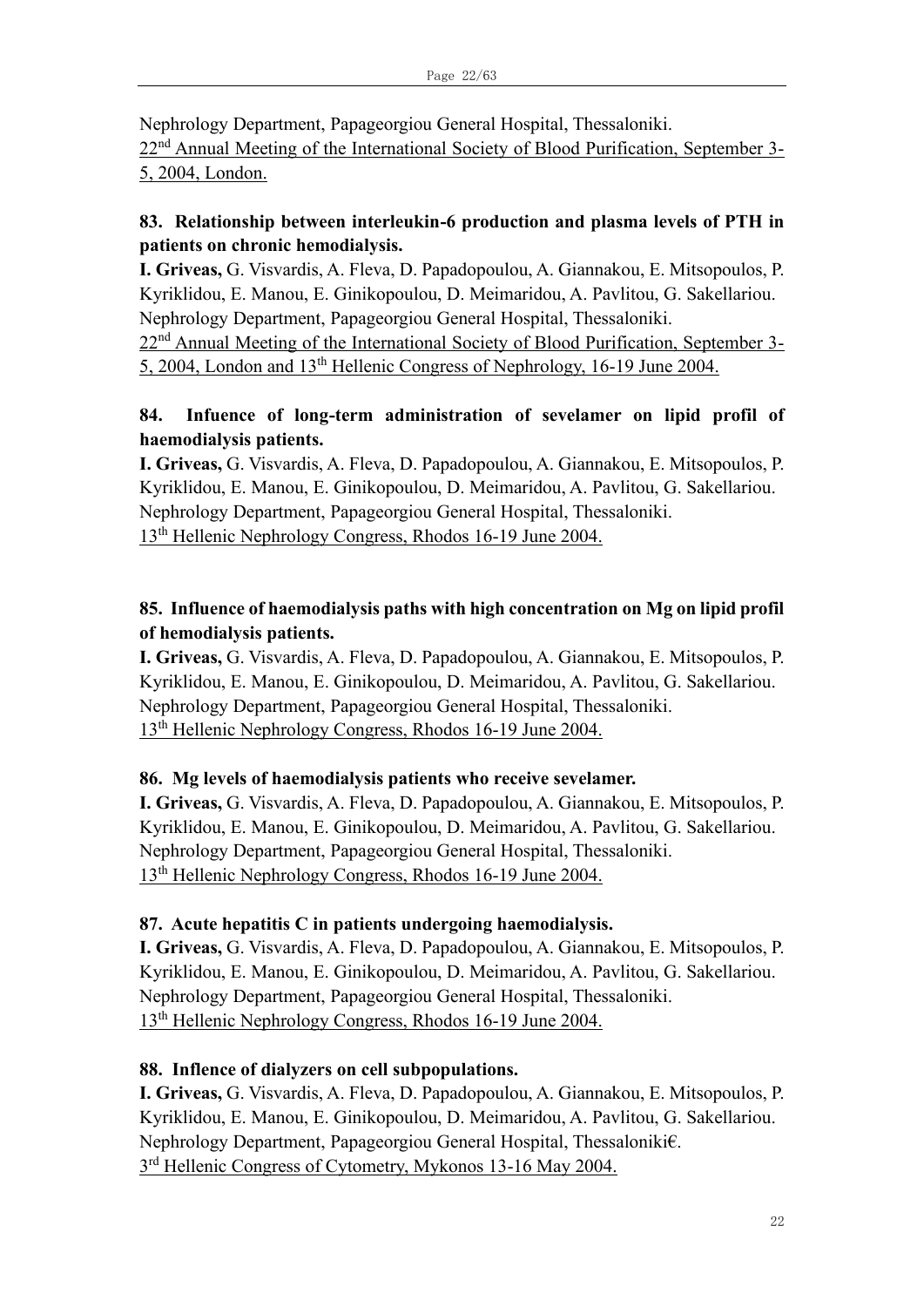Nephrology Department, Papageorgiou General Hospital, Thessaloniki.
22nd Annual Meeting of the International Society of Blood Purification, September 3-5, 2004, London.

**83. Relationship between interleukin-6 production and plasma levels of PTH in patients on chronic hemodialysis.**
**I. Griveas,** G. Visvardis, A. Fleva, D. Papadopoulou, A. Giannakou, E. Mitsopoulos, P. Kyriklidou, E. Manou, E. Ginikopoulou, D. Meimaridou, A. Pavlitou, G. Sakellariou.
Nephrology Department, Papageorgiou General Hospital, Thessaloniki.
22nd Annual Meeting of the International Society of Blood Purification, September 3-5, 2004, London and 13th Hellenic Congress of Nephrology, 16-19 June 2004.

**84. Infuence of long-term administration of sevelamer on lipid profil of haemodialysis patients.**
**I. Griveas,** G. Visvardis, A. Fleva, D. Papadopoulou, A. Giannakou, E. Mitsopoulos, P. Kyriklidou, E. Manou, E. Ginikopoulou, D. Meimaridou, A. Pavlitou, G. Sakellariou.
Nephrology Department, Papageorgiou General Hospital, Thessaloniki.
13th Hellenic Nephrology Congress, Rhodos 16-19 June 2004.

**85. Influence of haemodialysis paths with high concentration on Mg on lipid profil of hemodialysis patients.**
**I. Griveas,** G. Visvardis, A. Fleva, D. Papadopoulou, A. Giannakou, E. Mitsopoulos, P. Kyriklidou, E. Manou, E. Ginikopoulou, D. Meimaridou, A. Pavlitou, G. Sakellariou.
Nephrology Department, Papageorgiou General Hospital, Thessaloniki.
13th Hellenic Nephrology Congress, Rhodos 16-19 June 2004.

**86. Mg levels of haemodialysis patients who receive sevelamer.**
**I. Griveas,** G. Visvardis, A. Fleva, D. Papadopoulou, A. Giannakou, E. Mitsopoulos, P. Kyriklidou, E. Manou, E. Ginikopoulou, D. Meimaridou, A. Pavlitou, G. Sakellariou.
Nephrology Department, Papageorgiou General Hospital, Thessaloniki.
13th Hellenic Nephrology Congress, Rhodos 16-19 June 2004.

**87. Acute hepatitis C in patients undergoing haemodialysis.**
**I. Griveas,** G. Visvardis, A. Fleva, D. Papadopoulou, A. Giannakou, E. Mitsopoulos, P. Kyriklidou, E. Manou, E. Ginikopoulou, D. Meimaridou, A. Pavlitou, G. Sakellariou.
Nephrology Department, Papageorgiou General Hospital, Thessaloniki.
13th Hellenic Nephrology Congress, Rhodos 16-19 June 2004.

**88. Inflence of dialyzers on cell subpopulations.**
**I. Griveas,** G. Visvardis, A. Fleva, D. Papadopoulou, A. Giannakou, E. Mitsopoulos, P. Kyriklidou, E. Manou, E. Ginikopoulou, D. Meimaridou, A. Pavlitou, G. Sakellariou.
Nephrology Department, Papageorgiou General Hospital, Thessaloniki€.
3rd Hellenic Congress of Cytometry, Mykonos 13-16 May 2004.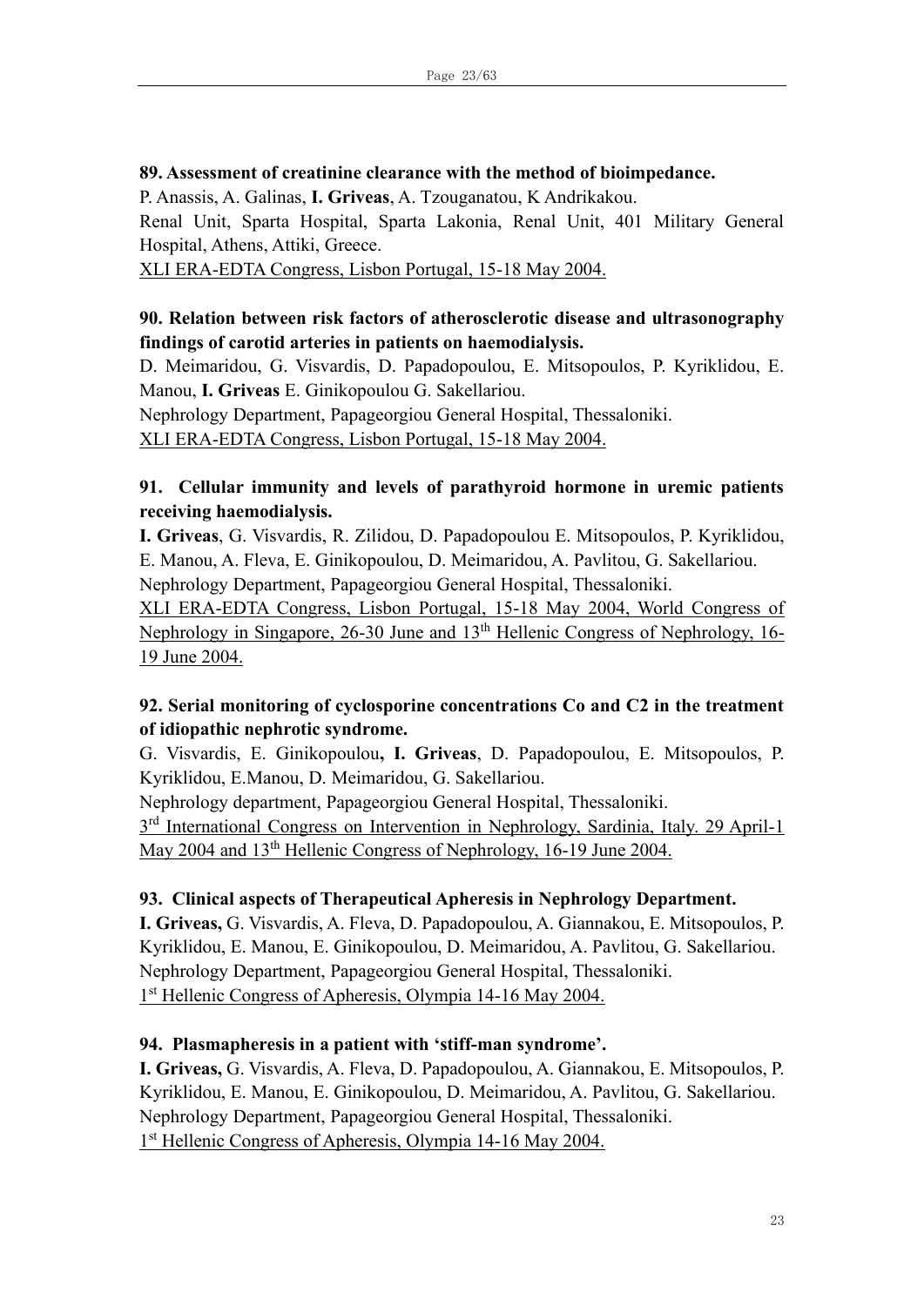**89. Assessment of creatinine clearance with the method of bioimpedance.**
P. Anassis, A. Galinas, **I. Griveas**, A. Tzouganatou, K Andrikakou.
Renal Unit, Sparta Hospital, Sparta Lakonia, Renal Unit, 401 Military General Hospital, Athens, Attiki, Greece.
XLI ERA-EDTA Congress, Lisbon Portugal, 15-18 May 2004.

**90. Relation between risk factors of atherosclerotic disease and ultrasonography findings of carotid arteries in patients on haemodialysis.**
D. Meimaridou, G. Visvardis, D. Papadopoulou, E. Mitsopoulos, P. Kyriklidou, E. Manou, **I. Griveas** E. Ginikopoulou G. Sakellariou.
Nephrology Department, Papageorgiou General Hospital, Thessaloniki.
XLI ERA-EDTA Congress, Lisbon Portugal, 15-18 May 2004.

**91. Cellular immunity and levels of parathyroid hormone in uremic patients receiving haemodialysis.**
**I. Griveas**, G. Visvardis, R. Zilidou, D. Papadopoulou E. Mitsopoulos, P. Kyriklidou, E. Manou, A. Fleva, E. Ginikopoulou, D. Meimaridou, A. Pavlitou, G. Sakellariou.
Nephrology Department, Papageorgiou General Hospital, Thessaloniki.
XLI ERA-EDTA Congress, Lisbon Portugal, 15-18 May 2004, World Congress of Nephrology in Singapore, 26-30 June and 13th Hellenic Congress of Nephrology, 16-19 June 2004.

**92. Serial monitoring of cyclosporine concentrations Co and C2 in the treatment of idiopathic nephrotic syndrome.**
G. Visvardis, E. Ginikopoulou**, I. Griveas**, D. Papadopoulou, E. Mitsopoulos, P. Kyriklidou, E.Manou, D. Meimaridou, G. Sakellariou.
Nephrology department, Papageorgiou General Hospital, Thessaloniki.
3rd International Congress on Intervention in Nephrology, Sardinia, Italy. 29 April-1 May 2004 and 13th Hellenic Congress of Nephrology, 16-19 June 2004.

**93. Clinical aspects of Therapeutical Apheresis in Nephrology Department.**
**I. Griveas,** G. Visvardis, A. Fleva, D. Papadopoulou, A. Giannakou, E. Mitsopoulos, P. Kyriklidou, E. Manou, E. Ginikopoulou, D. Meimaridou, A. Pavlitou, G. Sakellariou.
Nephrology Department, Papageorgiou General Hospital, Thessaloniki.
1st Hellenic Congress of Apheresis, Olympia 14-16 May 2004.

**94. Plasmapheresis in a patient with 'stiff-man syndrome'.**
**I. Griveas,** G. Visvardis, A. Fleva, D. Papadopoulou, A. Giannakou, E. Mitsopoulos, P. Kyriklidou, E. Manou, E. Ginikopoulou, D. Meimaridou, A. Pavlitou, G. Sakellariou.
Nephrology Department, Papageorgiou General Hospital, Thessaloniki.
1st Hellenic Congress of Apheresis, Olympia 14-16 May 2004.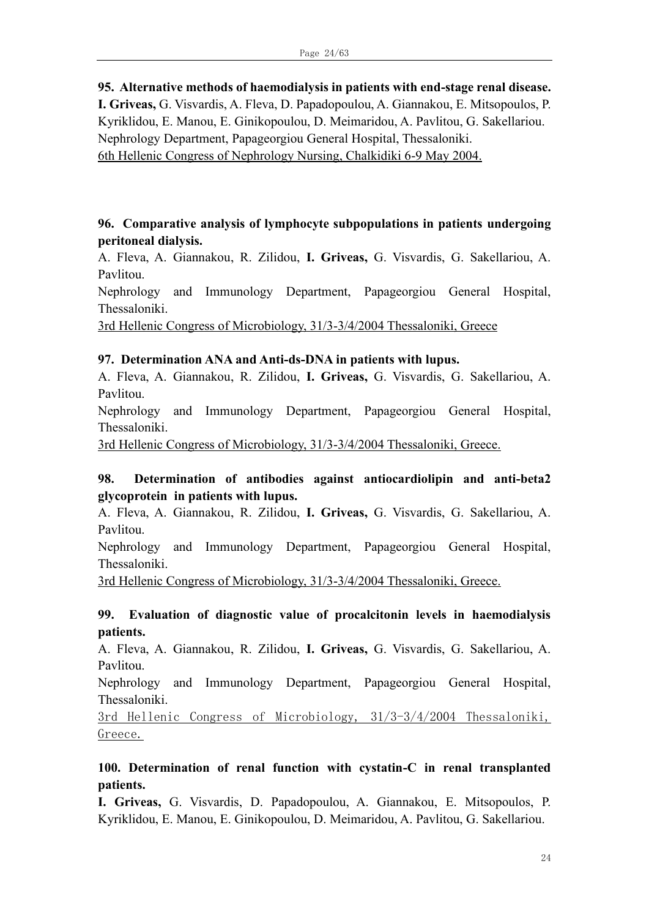**95. Alternative methods of haemodialysis in patients with end-stage renal disease.**
**I. Griveas,** G. Visvardis, A. Fleva, D. Papadopoulou, A. Giannakou, E. Mitsopoulos, P. Kyriklidou, E. Manou, E. Ginikopoulou, D. Meimaridou, A. Pavlitou, G. Sakellariou.
Nephrology Department, Papageorgiou General Hospital, Thessaloniki.
<u>6th Hellenic Congress of Nephrology Nursing, Chalkidiki 6-9 May 2004.</u>

**96. Comparative analysis of lymphocyte subpopulations in patients undergoing peritoneal dialysis.**
A. Fleva, A. Giannakou, R. Zilidou, **I. Griveas,** G. Visvardis, G. Sakellariou, A. Pavlitou.
Nephrology and Immunology Department, Papageorgiou General Hospital, Thessaloniki.
<u>3rd Hellenic Congress of Microbiology, 31/3-3/4/2004 Thessaloniki, Greece</u>

**97. Determination ANA and Anti-ds-DNA in patients with lupus.**
A. Fleva, A. Giannakou, R. Zilidou, **I. Griveas,** G. Visvardis, G. Sakellariou, A. Pavlitou.
Nephrology and Immunology Department, Papageorgiou General Hospital, Thessaloniki.
<u>3rd Hellenic Congress of Microbiology, 31/3-3/4/2004 Thessaloniki, Greece.</u>

**98. Determination of antibodies against antiocardiolipin and anti-beta2 glycoprotein in patients with lupus.**
A. Fleva, A. Giannakou, R. Zilidou, **I. Griveas,** G. Visvardis, G. Sakellariou, A. Pavlitou.
Nephrology and Immunology Department, Papageorgiou General Hospital, Thessaloniki.
<u>3rd Hellenic Congress of Microbiology, 31/3-3/4/2004 Thessaloniki, Greece.</u>

**99. Evaluation of diagnostic value of procalcitonin levels in haemodialysis patients.**
A. Fleva, A. Giannakou, R. Zilidou, **I. Griveas,** G. Visvardis, G. Sakellariou, A. Pavlitou.
Nephrology and Immunology Department, Papageorgiou General Hospital, Thessaloniki.
<u>3rd Hellenic Congress of Microbiology, 31/3-3/4/2004 Thessaloniki, Greece.</u>

**100. Determination of renal function with cystatin-C in renal transplanted patients.**
**I. Griveas,** G. Visvardis, D. Papadopoulou, A. Giannakou, E. Mitsopoulos, P. Kyriklidou, E. Manou, E. Ginikopoulou, D. Meimaridou, A. Pavlitou, G. Sakellariou.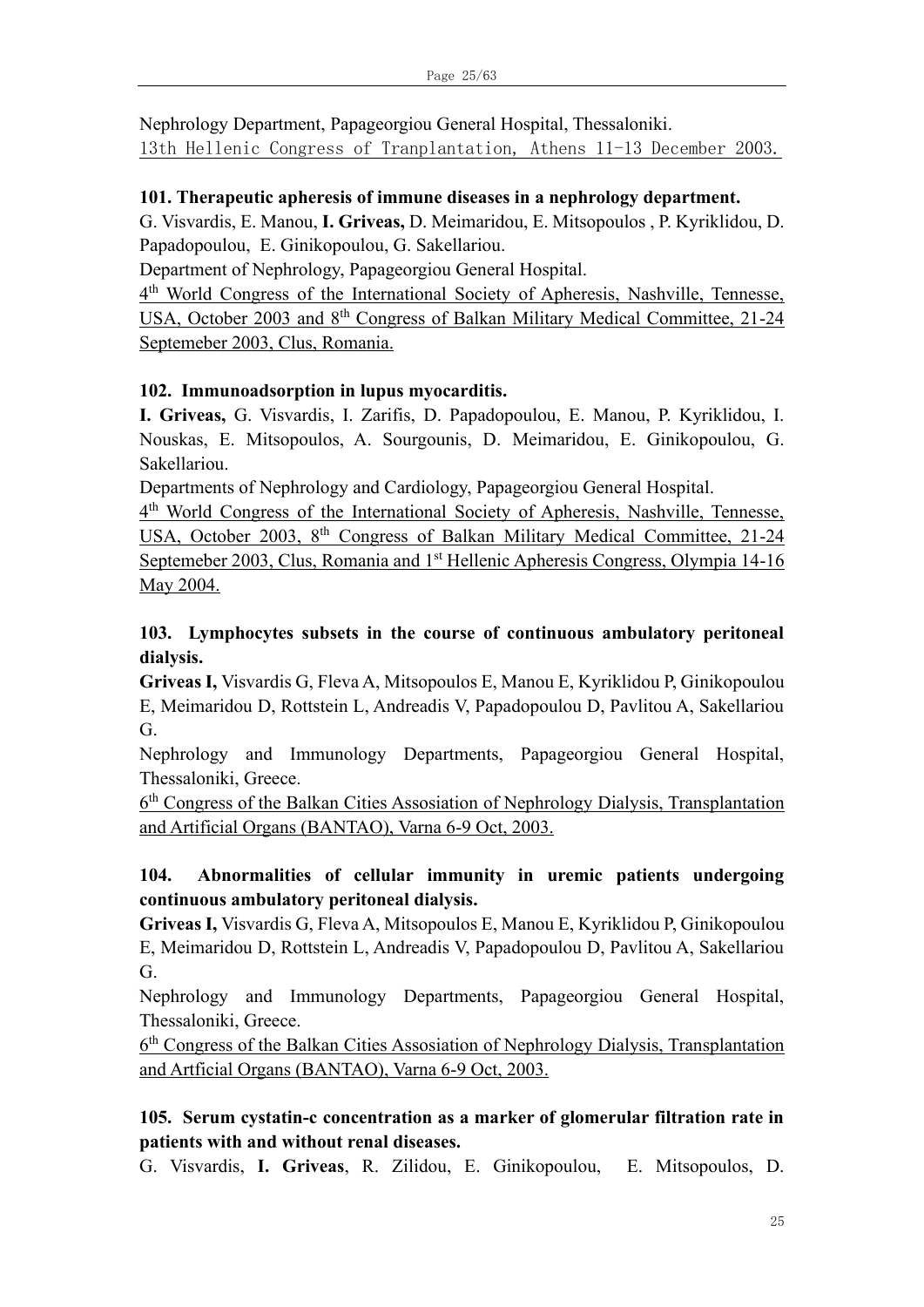Nephrology Department, Papageorgiou General Hospital, Thessaloniki.
13th Hellenic Congress of Tranplantation, Athens 11-13 December 2003.

**101. Therapeutic apheresis of immune diseases in a nephrology department.**
G. Visvardis, E. Manou, **I. Griveas,** D. Meimaridou, E. Mitsopoulos , P. Kyriklidou, D. Papadopoulou, E. Ginikopoulou, G. Sakellariou.
Department of Nephrology, Papageorgiou General Hospital.
4th World Congress of the International Society of Apheresis, Nashville, Tennesse, USA, October 2003 and 8th Congress of Balkan Military Medical Committee, 21-24 Septemeber 2003, Clus, Romania.

**102. Immunoadsorption in lupus myocarditis.**
**I. Griveas,** G. Visvardis, I. Zarifis, D. Papadopoulou, E. Manou, P. Kyriklidou, I. Nouskas, E. Mitsopoulos, A. Sourgounis, D. Meimaridou, E. Ginikopoulou, G. Sakellariou.
Departments of Nephrology and Cardiology, Papageorgiou General Hospital.
4th World Congress of the International Society of Apheresis, Nashville, Tennesse, USA, October 2003, 8th Congress of Balkan Military Medical Committee, 21-24 Septemeber 2003, Clus, Romania and 1st Hellenic Apheresis Congress, Olympia 14-16 May 2004.

**103. Lymphocytes subsets in the course of continuous ambulatory peritoneal dialysis.**
**Griveas I,** Visvardis G, Fleva A, Mitsopoulos E, Manou E, Kyriklidou P, Ginikopoulou E, Meimaridou D, Rottstein L, Andreadis V, Papadopoulou D, Pavlitou A, Sakellariou G.
Nephrology and Immunology Departments, Papageorgiou General Hospital, Thessaloniki, Greece.
6th Congress of the Balkan Cities Assosiation of Nephrology Dialysis, Transplantation and Artificial Organs (BANTAO), Varna 6-9 Oct, 2003.

**104. Abnormalities of cellular immunity in uremic patients undergoing continuous ambulatory peritoneal dialysis.**
**Griveas I,** Visvardis G, Fleva A, Mitsopoulos E, Manou E, Kyriklidou P, Ginikopoulou E, Meimaridou D, Rottstein L, Andreadis V, Papadopoulou D, Pavlitou A, Sakellariou G.
Nephrology and Immunology Departments, Papageorgiou General Hospital, Thessaloniki, Greece.
6th Congress of the Balkan Cities Assosiation of Nephrology Dialysis, Transplantation and Artficial Organs (BANTAO), Varna 6-9 Oct, 2003.

**105. Serum cystatin-c concentration as a marker of glomerular filtration rate in patients with and without renal diseases.**
G. Visvardis, **I. Griveas**, R. Zilidou, E. Ginikopoulou, E. Mitsopoulos, D.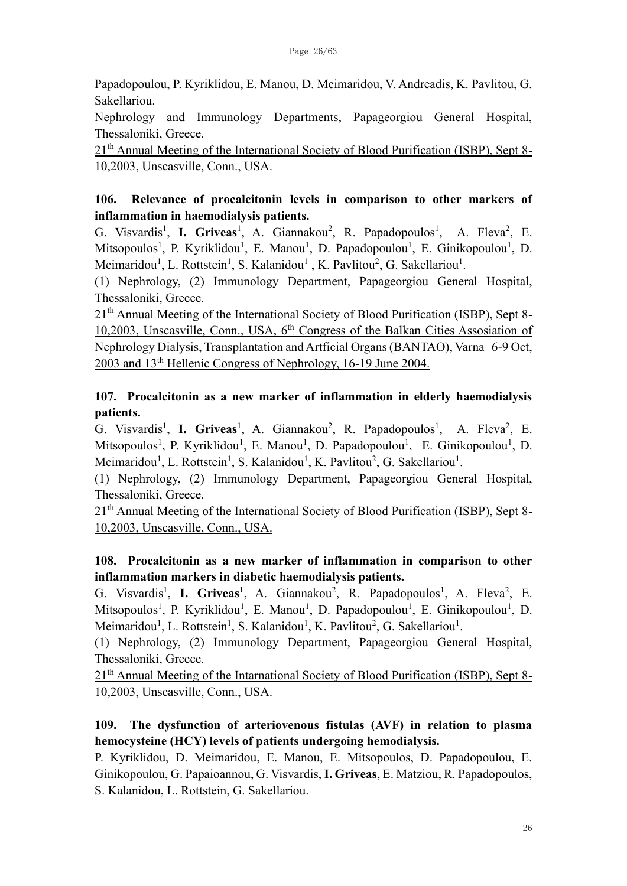Papadopoulou, P. Kyriklidou, E. Manou, D. Meimaridou, V. Andreadis, K. Pavlitou, G. Sakellariou.

Nephrology and Immunology Departments, Papageorgiou General Hospital, Thessaloniki, Greece.

21th Annual Meeting of the International Society of Blood Purification (ISBP), Sept 8-10,2003, Unscasville, Conn., USA.

**106. Relevance of procalcitonin levels in comparison to other markers of inflammation in haemodialysis patients.**

G. Visvardis[1], **I. Griveas**[1], A. Giannakou[2], R. Papadopoulos[1], A. Fleva[2], E. Mitsopoulos[1], P. Kyriklidou[1], E. Manou[1], D. Papadopoulou[1], E. Ginikopoulou[1], D. Meimaridou[1], L. Rottstein[1], S. Kalanidou[1] , K. Pavlitou[2], G. Sakellariou[1].

(1) Nephrology, (2) Immunology Department, Papageorgiou General Hospital, Thessaloniki, Greece.

21th Annual Meeting of the International Society of Blood Purification (ISBP), Sept 8-10,2003, Unscasville, Conn., USA, 6th Congress of the Balkan Cities Assosiation of Nephrology Dialysis, Transplantation and Artficial Organs (BANTAO), Varna 6-9 Oct, 2003 and 13th Hellenic Congress of Nephrology, 16-19 June 2004.

**107. Procalcitonin as a new marker of inflammation in elderly haemodialysis patients.**

G. Visvardis[1], **I. Griveas**[1], A. Giannakou[2], R. Papadopoulos[1], A. Fleva[2], E. Mitsopoulos[1], P. Kyriklidou[1], E. Manou[1], D. Papadopoulou[1], E. Ginikopoulou[1], D. Meimaridou[1], L. Rottstein[1], S. Kalanidou[1], K. Pavlitou[2], G. Sakellariou[1].

(1) Nephrology, (2) Immunology Department, Papageorgiou General Hospital, Thessaloniki, Greece.

21th Annual Meeting of the International Society of Blood Purification (ISBP), Sept 8-10,2003, Unscasville, Conn., USA.

**108. Procalcitonin as a new marker of inflammation in comparison to other inflammation markers in diabetic haemodialysis patients.**

G. Visvardis[1], **I. Griveas**[1], A. Giannakou[2], R. Papadopoulos[1], A. Fleva[2], E. Mitsopoulos[1], P. Kyriklidou[1], E. Manou[1], D. Papadopoulou[1], E. Ginikopoulou[1], D. Meimaridou[1], L. Rottstein[1], S. Kalanidou[1], K. Pavlitou[2], G. Sakellariou[1].

(1) Nephrology, (2) Immunology Department, Papageorgiou General Hospital, Thessaloniki, Greece.

21th Annual Meeting of the Intarnational Society of Blood Purification (ISBP), Sept 8-10,2003, Unscasville, Conn., USA.

**109. The dysfunction of arteriovenous fistulas (AVF) in relation to plasma hemocysteine (HCY) levels of patients undergoing hemodialysis.**

P. Kyriklidou, D. Meimaridou, E. Manou, E. Mitsopoulos, D. Papadopoulou, E. Ginikopoulou, G. Papaioannou, G. Visvardis, **I. Griveas**, E. Matziou, R. Papadopoulos, S. Kalanidou, L. Rottstein, G. Sakellariou.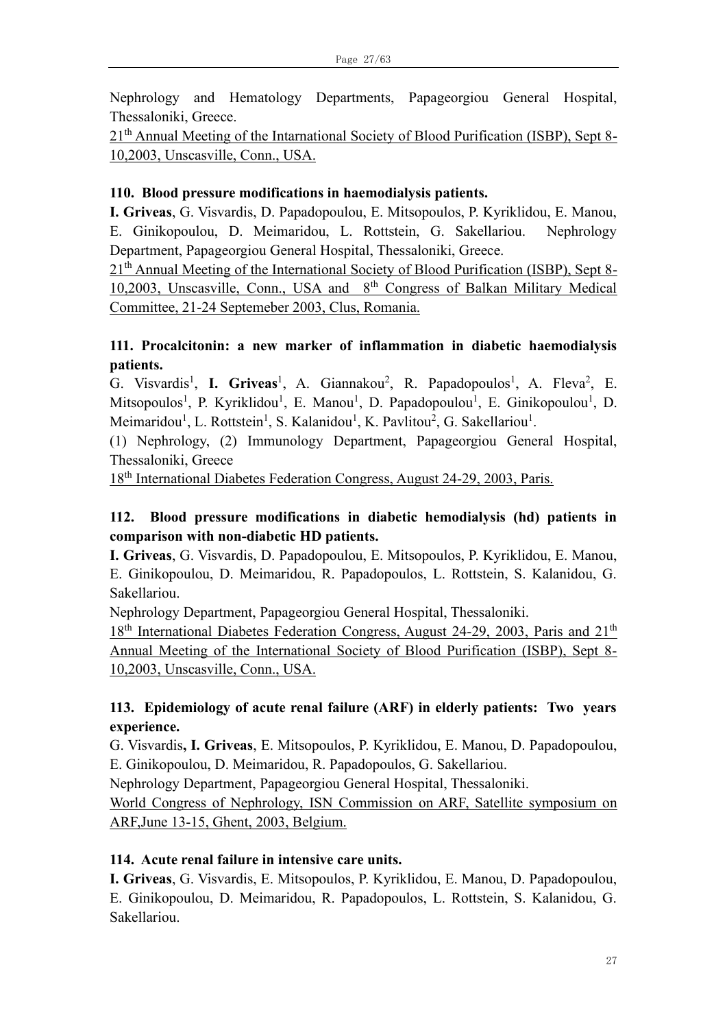Nephrology and Hematology Departments, Papageorgiou General Hospital, Thessaloniki, Greece.

21th Annual Meeting of the Intarnational Society of Blood Purification (ISBP), Sept 8-10,2003, Unscasville, Conn., USA.

**110. Blood pressure modifications in haemodialysis patients.**

**I. Griveas**, G. Visvardis, D. Papadopoulou, E. Mitsopoulos, P. Kyriklidou, E. Manou, E. Ginikopoulou, D. Meimaridou, L. Rottstein, G. Sakellariou. Nephrology Department, Papageorgiou General Hospital, Thessaloniki, Greece.

21th Annual Meeting of the International Society of Blood Purification (ISBP), Sept 8-10,2003, Unscasville, Conn., USA and 8th Congress of Balkan Military Medical Committee, 21-24 Septemeber 2003, Clus, Romania.

**111. Procalcitonin: a new marker of inflammation in diabetic haemodialysis patients.**

G. Visvardis[1], **I. Griveas**[1], A. Giannakou[2], R. Papadopoulos[1], A. Fleva[2], E. Mitsopoulos[1], P. Kyriklidou[1], E. Manou[1], D. Papadopoulou[1], E. Ginikopoulou[1], D. Meimaridou[1], L. Rottstein[1], S. Kalanidou[1], K. Pavlitou[2], G. Sakellariou[1].

(1) Nephrology, (2) Immunology Department, Papageorgiou General Hospital, Thessaloniki, Greece

18th International Diabetes Federation Congress, August 24-29, 2003, Paris.

**112. Blood pressure modifications in diabetic hemodialysis (hd) patients in comparison with non-diabetic HD patients.**

**I. Griveas**, G. Visvardis, D. Papadopoulou, E. Mitsopoulos, P. Kyriklidou, E. Manou, E. Ginikopoulou, D. Meimaridou, R. Papadopoulos, L. Rottstein, S. Kalanidou, G. Sakellariou.

Nephrology Department, Papageorgiou General Hospital, Thessaloniki.

18th International Diabetes Federation Congress, August 24-29, 2003, Paris and 21th Annual Meeting of the International Society of Blood Purification (ISBP), Sept 8-10,2003, Unscasville, Conn., USA.

**113. Epidemiology of acute renal failure (ARF) in elderly patients: Two years experience.**

G. Visvardis**, I. Griveas**, E. Mitsopoulos, P. Kyriklidou, E. Manou, D. Papadopoulou, E. Ginikopoulou, D. Meimaridou, R. Papadopoulos, G. Sakellariou.

Nephrology Department, Papageorgiou General Hospital, Thessaloniki.

World Congress of Nephrology, ISN Commission on ARF, Satellite symposium on ARF,June 13-15, Ghent, 2003, Belgium.

**114. Acute renal failure in intensive care units.**

**I. Griveas**, G. Visvardis, E. Mitsopoulos, P. Kyriklidou, E. Manou, D. Papadopoulou, E. Ginikopoulou, D. Meimaridou, R. Papadopoulos, L. Rottstein, S. Kalanidou, G. Sakellariou.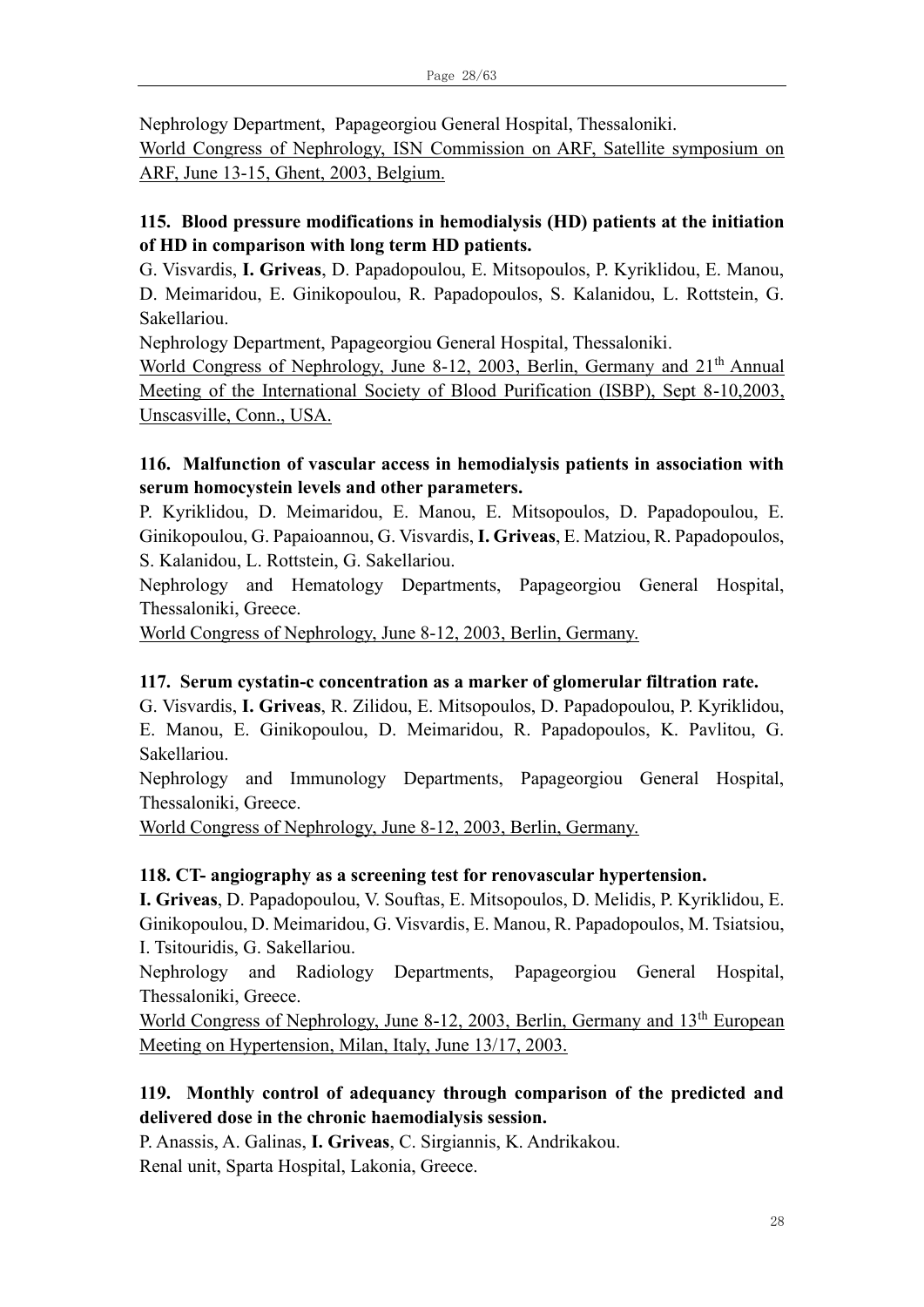Nephrology Department, Papageorgiou General Hospital, Thessaloniki.
World Congress of Nephrology, ISN Commission on ARF, Satellite symposium on ARF, June 13-15, Ghent, 2003, Belgium.

**115. Blood pressure modifications in hemodialysis (HD) patients at the initiation of HD in comparison with long term HD patients.**
G. Visvardis, **I. Griveas**, D. Papadopoulou, E. Mitsopoulos, P. Kyriklidou, E. Manou, D. Meimaridou, E. Ginikopoulou, R. Papadopoulos, S. Kalanidou, L. Rottstein, G. Sakellariou.
Nephrology Department, Papageorgiou General Hospital, Thessaloniki.
World Congress of Nephrology, June 8-12, 2003, Berlin, Germany and 21th Annual Meeting of the International Society of Blood Purification (ISBP), Sept 8-10,2003, Unscasville, Conn., USA.

**116. Malfunction of vascular access in hemodialysis patients in association with serum homocystein levels and other parameters.**
P. Kyriklidou, D. Meimaridou, E. Manou, E. Mitsopoulos, D. Papadopoulou, E. Ginikopoulou, G. Papaioannou, G. Visvardis, **I. Griveas**, E. Matziou, R. Papadopoulos, S. Kalanidou, L. Rottstein, G. Sakellariou.
Nephrology and Hematology Departments, Papageorgiou General Hospital, Thessaloniki, Greece.
World Congress of Nephrology, June 8-12, 2003, Berlin, Germany.

**117. Serum cystatin-c concentration as a marker of glomerular filtration rate.**
G. Visvardis, **I. Griveas**, R. Zilidou, E. Mitsopoulos, D. Papadopoulou, P. Kyriklidou, E. Manou, E. Ginikopoulou, D. Meimaridou, R. Papadopoulos, K. Pavlitou, G. Sakellariou.
Nephrology and Immunology Departments, Papageorgiou General Hospital, Thessaloniki, Greece.
World Congress of Nephrology, June 8-12, 2003, Berlin, Germany.

**118. CT- angiography as a screening test for renovascular hypertension.**
**I. Griveas**, D. Papadopoulou, V. Souftas, E. Mitsopoulos, D. Melidis, P. Kyriklidou, E. Ginikopoulou, D. Meimaridou, G. Visvardis, E. Manou, R. Papadopoulos, M. Tsiatsiou, I. Tsitouridis, G. Sakellariou.
Nephrology and Radiology Departments, Papageorgiou General Hospital, Thessaloniki, Greece.
World Congress of Nephrology, June 8-12, 2003, Berlin, Germany and 13th European Meeting on Hypertension, Milan, Italy, June 13/17, 2003.

**119. Monthly control of adequancy through comparison of the predicted and delivered dose in the chronic haemodialysis session.**
P. Anassis, A. Galinas, **I. Griveas**, C. Sirgiannis, K. Andrikakou.
Renal unit, Sparta Hospital, Lakonia, Greece.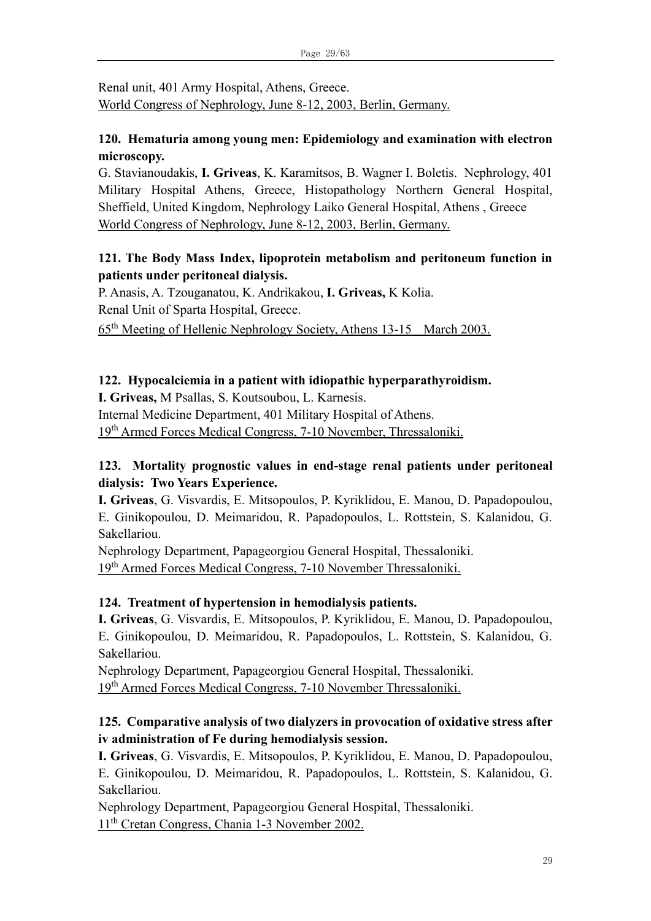Renal unit, 401 Army Hospital, Athens, Greece.
World Congress of Nephrology, June 8-12, 2003, Berlin, Germany.

**120. Hematuria among young men: Epidemiology and examination with electron microscopy.**

G. Stavianoudakis, **I. Griveas**, K. Karamitsos, B. Wagner I. Boletis. Nephrology, 401 Military Hospital Athens, Greece, Histopathology Northern General Hospital, Sheffield, United Kingdom, Nephrology Laiko General Hospital, Athens , Greece
World Congress of Nephrology, June 8-12, 2003, Berlin, Germany.

**121. The Body Mass Index, lipoprotein metabolism and peritoneum function in patients under peritoneal dialysis.**

P. Anasis, A. Tzouganatou, K. Andrikakou, **I. Griveas,** K Kolia.
Renal Unit of Sparta Hospital, Greece.
65th Meeting of Hellenic Nephrology Society, Athens 13-15 March 2003.

**122. Hypocalciemia in a patient with idiopathic hyperparathyroidism.**

**I. Griveas,** M Psallas, S. Koutsoubou, L. Karnesis.
Internal Medicine Department, 401 Military Hospital of Athens.
19th Armed Forces Medical Congress, 7-10 November, Thressaloniki.

**123. Mortality prognostic values in end-stage renal patients under peritoneal dialysis: Two Years Experience.**

**I. Griveas**, G. Visvardis, E. Mitsopoulos, P. Kyriklidou, E. Manou, D. Papadopoulou, E. Ginikopoulou, D. Meimaridou, R. Papadopoulos, L. Rottstein, S. Kalanidou, G. Sakellariou.
Nephrology Department, Papageorgiou General Hospital, Thessaloniki.
19th Armed Forces Medical Congress, 7-10 November Thressaloniki.

**124. Treatment of hypertension in hemodialysis patients.**

**I. Griveas**, G. Visvardis, E. Mitsopoulos, P. Kyriklidou, E. Manou, D. Papadopoulou, E. Ginikopoulou, D. Meimaridou, R. Papadopoulos, L. Rottstein, S. Kalanidou, G. Sakellariou.
Nephrology Department, Papageorgiou General Hospital, Thessaloniki.
19th Armed Forces Medical Congress, 7-10 November Thressaloniki.

**125. Comparative analysis of two dialyzers in provocation of oxidative stress after iv administration of Fe during hemodialysis session.**

**I. Griveas**, G. Visvardis, E. Mitsopoulos, P. Kyriklidou, E. Manou, D. Papadopoulou, E. Ginikopoulou, D. Meimaridou, R. Papadopoulos, L. Rottstein, S. Kalanidou, G. Sakellariou.
Nephrology Department, Papageorgiou General Hospital, Thessaloniki.
11th Cretan Congress, Chania 1-3 November 2002.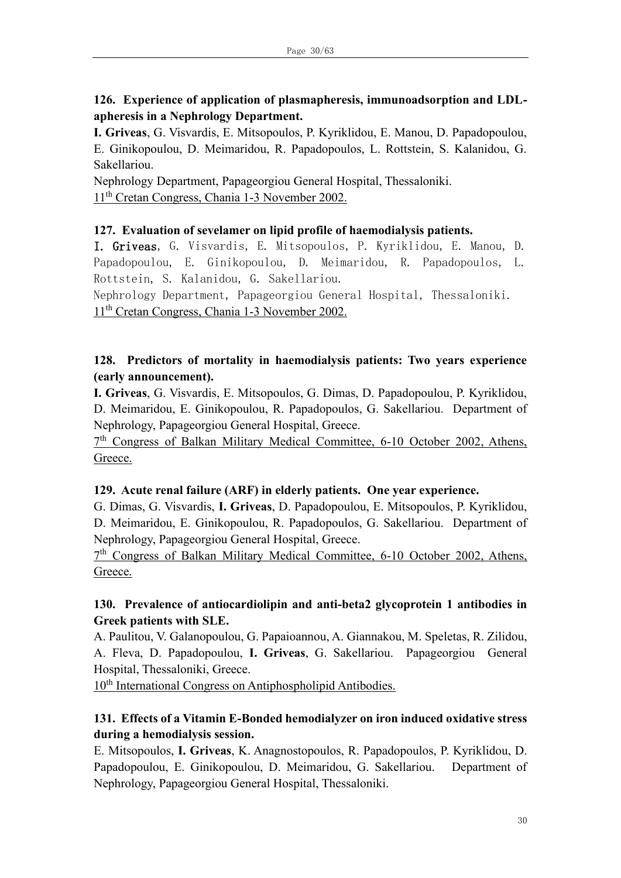**126. Experience of application of plasmapheresis, immunoadsorption and LDL-apheresis in a Nephrology Department.**

**I. Griveas**, G. Visvardis, E. Mitsopoulos, P. Kyriklidou, E. Manou, D. Papadopoulou, E. Ginikopoulou, D. Meimaridou, R. Papadopoulos, L. Rottstein, S. Kalanidou, G. Sakellariou.

Nephrology Department, Papageorgiou General Hospital, Thessaloniki.

11th Cretan Congress, Chania 1-3 November 2002.

**127. Evaluation of sevelamer on lipid profile of haemodialysis patients.**

**I. Griveas**, G. Visvardis, E. Mitsopoulos, P. Kyriklidou, E. Manou, D. Papadopoulou, E. Ginikopoulou, D. Meimaridou, R. Papadopoulos, L. Rottstein, S. Kalanidou, G. Sakellariou.

Nephrology Department, Papageorgiou General Hospital, Thessaloniki.

11th Cretan Congress, Chania 1-3 November 2002.

**128. Predictors of mortality in haemodialysis patients: Two years experience (early announcement).**

**I. Griveas**, G. Visvardis, E. Mitsopoulos, G. Dimas, D. Papadopoulou, P. Kyriklidou, D. Meimaridou, E. Ginikopoulou, R. Papadopoulos, G. Sakellariou. Department of Nephrology, Papageorgiou General Hospital, Greece.

7th Congress of Balkan Military Medical Committee, 6-10 October 2002, Athens, Greece.

**129. Acute renal failure (ARF) in elderly patients. One year experience.**

G. Dimas, G. Visvardis, **I. Griveas**, D. Papadopoulou, E. Mitsopoulos, P. Kyriklidou, D. Meimaridou, E. Ginikopoulou, R. Papadopoulos, G. Sakellariou. Department of Nephrology, Papageorgiou General Hospital, Greece.

7th Congress of Balkan Military Medical Committee, 6-10 October 2002, Athens, Greece.

**130. Prevalence of antiocardiolipin and anti-beta2 glycoprotein 1 antibodies in Greek patients with SLE.**

A. Paulitou, V. Galanopoulou, G. Papaioannou, A. Giannakou, M. Speletas, R. Zilidou, A. Fleva, D. Papadopoulou, **I. Griveas**, G. Sakellariou. Papageorgiou General Hospital, Thessaloniki, Greece.

10th International Congress on Antiphospholipid Antibodies.

**131. Effects of a Vitamin E-Bonded hemodialyzer on iron induced oxidative stress during a hemodialysis session.**

E. Mitsopoulos, **I. Griveas**, K. Anagnostopoulos, R. Papadopoulos, P. Kyriklidou, D. Papadopoulou, E. Ginikopoulou, D. Meimaridou, G. Sakellariou. Department of Nephrology, Papageorgiou General Hospital, Thessaloniki.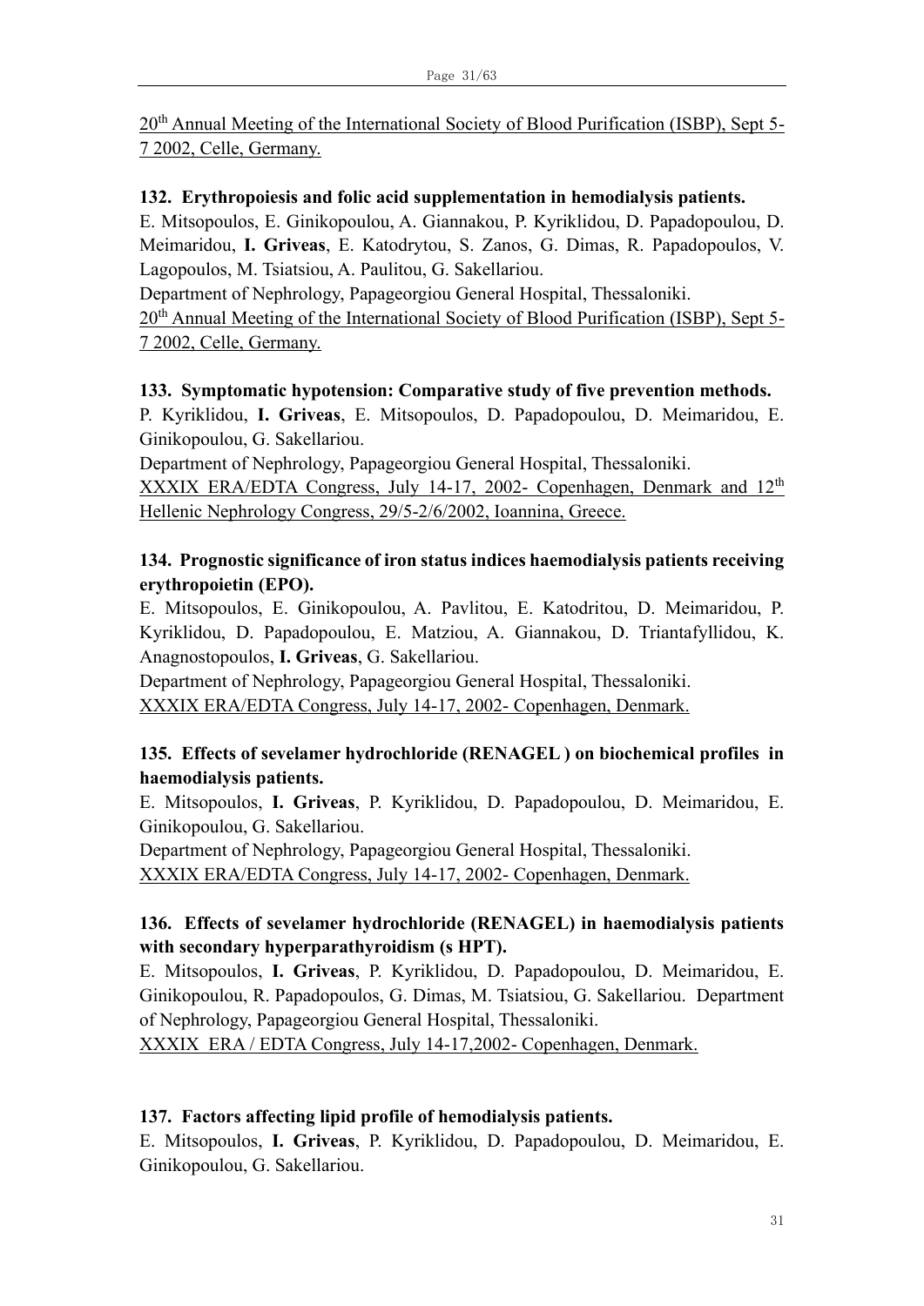20th Annual Meeting of the International Society of Blood Purification (ISBP), Sept 5-7 2002, Celle, Germany.

**132. Erythropoiesis and folic acid supplementation in hemodialysis patients.**
E. Mitsopoulos, E. Ginikopoulou, A. Giannakou, P. Kyriklidou, D. Papadopoulou, D. Meimaridou, **I. Griveas**, E. Katodrytou, S. Zanos, G. Dimas, R. Papadopoulos, V. Lagopoulos, M. Tsiatsiou, A. Paulitou, G. Sakellariou.
Department of Nephrology, Papageorgiou General Hospital, Thessaloniki.
20th Annual Meeting of the International Society of Blood Purification (ISBP), Sept 5-7 2002, Celle, Germany.

**133. Symptomatic hypotension: Comparative study of five prevention methods.**
P. Kyriklidou, **I. Griveas**, E. Mitsopoulos, D. Papadopoulou, D. Meimaridou, E. Ginikopoulou, G. Sakellariou.
Department of Nephrology, Papageorgiou General Hospital, Thessaloniki.
XXXIX ERA/EDTA Congress, July 14-17, 2002- Copenhagen, Denmark and 12th Hellenic Nephrology Congress, 29/5-2/6/2002, Ioannina, Greece.

**134. Prognostic significance of iron status indices haemodialysis patients receiving erythropoietin (EPO).**
E. Mitsopoulos, E. Ginikopoulou, A. Pavlitou, E. Katodritou, D. Meimaridou, P. Kyriklidou, D. Papadopoulou, E. Matziou, A. Giannakou, D. Triantafyllidou, K. Anagnostopoulos, **I. Griveas**, G. Sakellariou.
Department of Nephrology, Papageorgiou General Hospital, Thessaloniki.
XXXIX ERA/EDTA Congress, July 14-17, 2002- Copenhagen, Denmark.

**135. Effects of sevelamer hydrochloride (RENAGEL ) on biochemical profiles in haemodialysis patients.**
E. Mitsopoulos, **I. Griveas**, P. Kyriklidou, D. Papadopoulou, D. Meimaridou, E. Ginikopoulou, G. Sakellariou.
Department of Nephrology, Papageorgiou General Hospital, Thessaloniki.
XXXIX ERA/EDTA Congress, July 14-17, 2002- Copenhagen, Denmark.

**136. Effects of sevelamer hydrochloride (RENAGEL) in haemodialysis patients with secondary hyperparathyroidism (s HPT).**
E. Mitsopoulos, **I. Griveas**, P. Kyriklidou, D. Papadopoulou, D. Meimaridou, E. Ginikopoulou, R. Papadopoulos, G. Dimas, M. Tsiatsiou, G. Sakellariou. Department of Nephrology, Papageorgiou General Hospital, Thessaloniki.
XXXIX ERA / EDTA Congress, July 14-17,2002- Copenhagen, Denmark.

**137. Factors affecting lipid profile of hemodialysis patients.**
E. Mitsopoulos, **I. Griveas**, P. Kyriklidou, D. Papadopoulou, D. Meimaridou, E. Ginikopoulou, G. Sakellariou.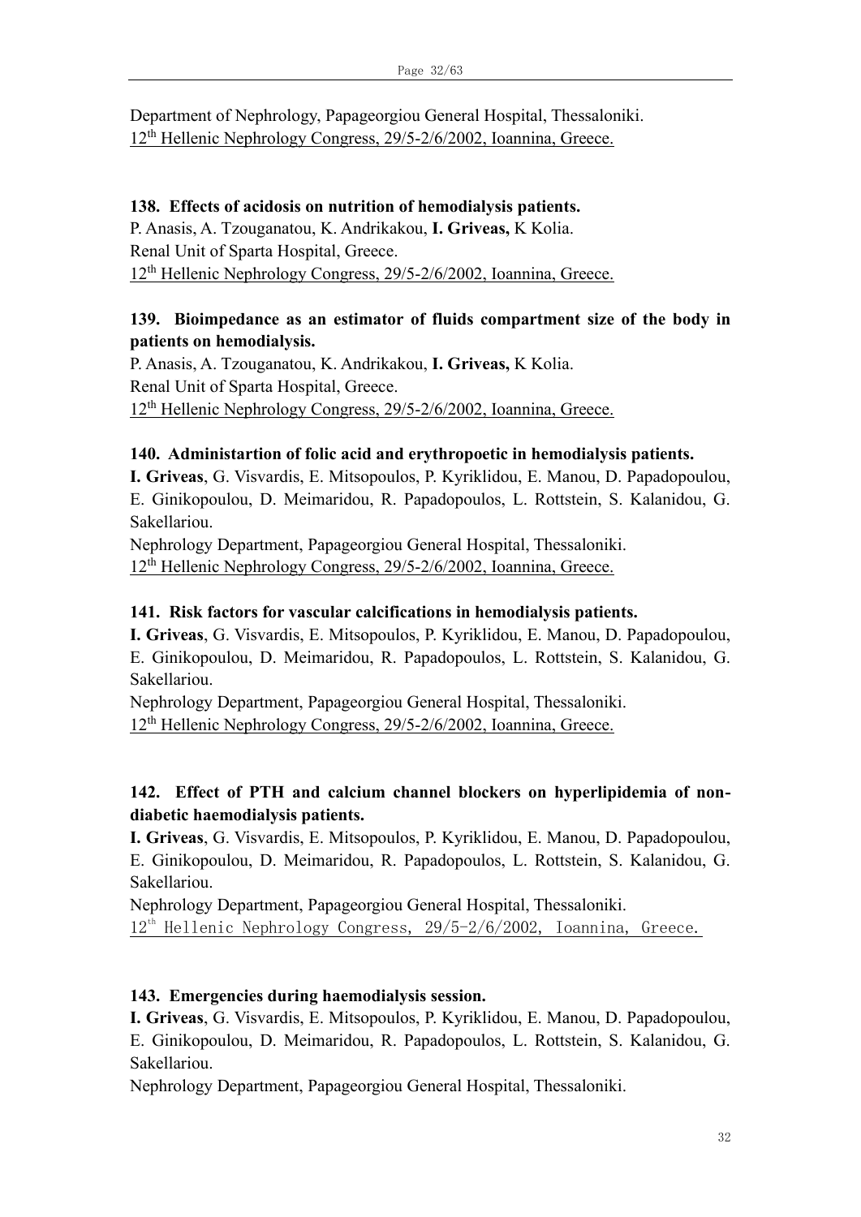Department of Nephrology, Papageorgiou General Hospital, Thessaloniki.
12th Hellenic Nephrology Congress, 29/5-2/6/2002, Ioannina, Greece.

**138. Effects of acidosis on nutrition of hemodialysis patients.**
P. Anasis, A. Tzouganatou, K. Andrikakou, **I. Griveas,** K Kolia.
Renal Unit of Sparta Hospital, Greece.
12th Hellenic Nephrology Congress, 29/5-2/6/2002, Ioannina, Greece.

**139. Bioimpedance as an estimator of fluids compartment size of the body in patients on hemodialysis.**
P. Anasis, A. Tzouganatou, K. Andrikakou, **I. Griveas,** K Kolia.
Renal Unit of Sparta Hospital, Greece.
12th Hellenic Nephrology Congress, 29/5-2/6/2002, Ioannina, Greece.

**140. Administartion of folic acid and erythropoetic in hemodialysis patients.**
**I. Griveas**, G. Visvardis, E. Mitsopoulos, P. Kyriklidou, E. Manou, D. Papadopoulou, E. Ginikopoulou, D. Meimaridou, R. Papadopoulos, L. Rottstein, S. Kalanidou, G. Sakellariou.
Nephrology Department, Papageorgiou General Hospital, Thessaloniki.
12th Hellenic Nephrology Congress, 29/5-2/6/2002, Ioannina, Greece.

**141. Risk factors for vascular calcifications in hemodialysis patients.**
**I. Griveas**, G. Visvardis, E. Mitsopoulos, P. Kyriklidou, E. Manou, D. Papadopoulou, E. Ginikopoulou, D. Meimaridou, R. Papadopoulos, L. Rottstein, S. Kalanidou, G. Sakellariou.
Nephrology Department, Papageorgiou General Hospital, Thessaloniki.
12th Hellenic Nephrology Congress, 29/5-2/6/2002, Ioannina, Greece.

**142. Effect of PTH and calcium channel blockers on hyperlipidemia of non-diabetic haemodialysis patients.**
**I. Griveas**, G. Visvardis, E. Mitsopoulos, P. Kyriklidou, E. Manou, D. Papadopoulou, E. Ginikopoulou, D. Meimaridou, R. Papadopoulos, L. Rottstein, S. Kalanidou, G. Sakellariou.
Nephrology Department, Papageorgiou General Hospital, Thessaloniki.
12th Hellenic Nephrology Congress, 29/5-2/6/2002, Ioannina, Greece.

**143. Emergencies during haemodialysis session.**
**I. Griveas**, G. Visvardis, E. Mitsopoulos, P. Kyriklidou, E. Manou, D. Papadopoulou, E. Ginikopoulou, D. Meimaridou, R. Papadopoulos, L. Rottstein, S. Kalanidou, G. Sakellariou.
Nephrology Department, Papageorgiou General Hospital, Thessaloniki.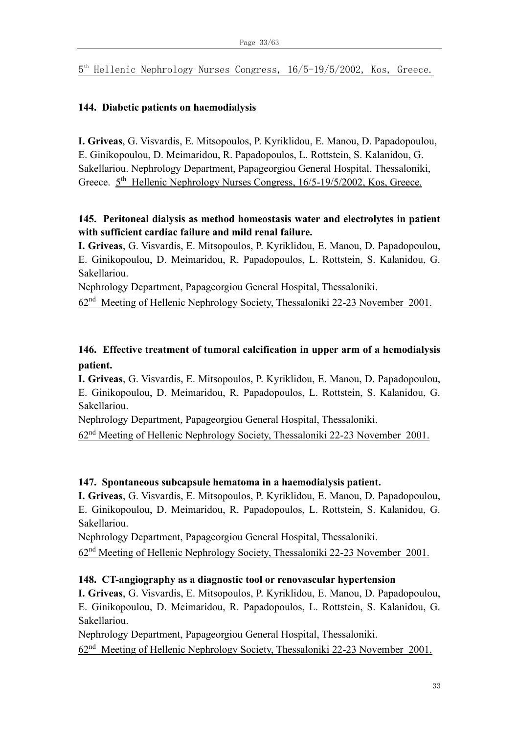5th Hellenic Nephrology Nurses Congress, 16/5-19/5/2002, Kos, Greece.

**144. Diabetic patients on haemodialysis**

**I. Griveas**, G. Visvardis, E. Mitsopoulos, P. Kyriklidou, E. Manou, D. Papadopoulou, E. Ginikopoulou, D. Meimaridou, R. Papadopoulos, L. Rottstein, S. Kalanidou, G. Sakellariou. Nephrology Department, Papageorgiou General Hospital, Thessaloniki, Greece. 5th Hellenic Nephrology Nurses Congress, 16/5-19/5/2002, Kos, Greece.

**145. Peritoneal dialysis as method homeostasis water and electrolytes in patient with sufficient cardiac failure and mild renal failure.**

**I. Griveas**, G. Visvardis, E. Mitsopoulos, P. Kyriklidou, E. Manou, D. Papadopoulou, E. Ginikopoulou, D. Meimaridou, R. Papadopoulos, L. Rottstein, S. Kalanidou, G. Sakellariou.

Nephrology Department, Papageorgiou General Hospital, Thessaloniki.

62nd Meeting of Hellenic Nephrology Society, Thessaloniki 22-23 November 2001.

**146. Effective treatment of tumoral calcification in upper arm of a hemodialysis patient.**

**I. Griveas**, G. Visvardis, E. Mitsopoulos, P. Kyriklidou, E. Manou, D. Papadopoulou, E. Ginikopoulou, D. Meimaridou, R. Papadopoulos, L. Rottstein, S. Kalanidou, G. Sakellariou.

Nephrology Department, Papageorgiou General Hospital, Thessaloniki.

62nd Meeting of Hellenic Nephrology Society, Thessaloniki 22-23 November 2001.

**147. Spontaneous subcapsule hematoma in a haemodialysis patient.**

**I. Griveas**, G. Visvardis, E. Mitsopoulos, P. Kyriklidou, E. Manou, D. Papadopoulou, E. Ginikopoulou, D. Meimaridou, R. Papadopoulos, L. Rottstein, S. Kalanidou, G. Sakellariou.

Nephrology Department, Papageorgiou General Hospital, Thessaloniki.

62nd Meeting of Hellenic Nephrology Society, Thessaloniki 22-23 November 2001.

**148. CT-angiography as a diagnostic tool or renovascular hypertension**

**I. Griveas**, G. Visvardis, E. Mitsopoulos, P. Kyriklidou, E. Manou, D. Papadopoulou, E. Ginikopoulou, D. Meimaridou, R. Papadopoulos, L. Rottstein, S. Kalanidou, G. Sakellariou.

Nephrology Department, Papageorgiou General Hospital, Thessaloniki.

62nd Meeting of Hellenic Nephrology Society, Thessaloniki 22-23 November 2001.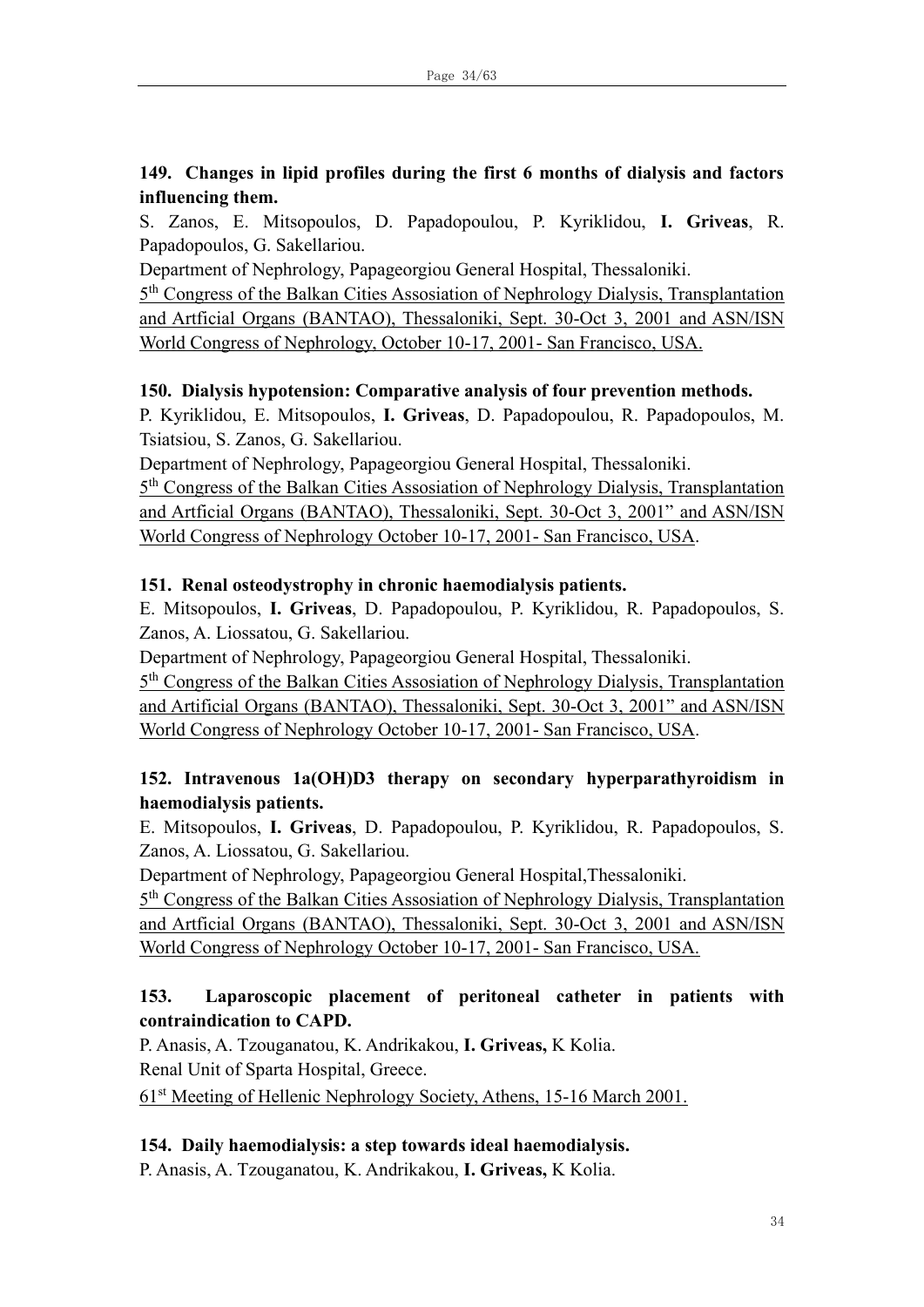**149. Changes in lipid profiles during the first 6 months of dialysis and factors influencing them.**

S. Zanos, E. Mitsopoulos, D. Papadopoulou, P. Kyriklidou, **I. Griveas**, R. Papadopoulos, G. Sakellariou.

Department of Nephrology, Papageorgiou General Hospital, Thessaloniki.

5th Congress of the Balkan Cities Assosiation of Nephrology Dialysis, Transplantation and Artficial Organs (BANTAO), Thessaloniki, Sept. 30-Oct 3, 2001 and ASN/ISN World Congress of Nephrology, October 10-17, 2001- San Francisco, USA.

**150. Dialysis hypotension: Comparative analysis of four prevention methods.**

P. Kyriklidou, E. Mitsopoulos, **I. Griveas**, D. Papadopoulou, R. Papadopoulos, M. Tsiatsiou, S. Zanos, G. Sakellariou.

Department of Nephrology, Papageorgiou General Hospital, Thessaloniki.

5th Congress of the Balkan Cities Assosiation of Nephrology Dialysis, Transplantation and Artficial Organs (BANTAO), Thessaloniki, Sept. 30-Oct 3, 2001" and ASN/ISN World Congress of Nephrology October 10-17, 2001- San Francisco, USA.

**151. Renal osteodystrophy in chronic haemodialysis patients.**

E. Mitsopoulos, **I. Griveas**, D. Papadopoulou, P. Kyriklidou, R. Papadopoulos, S. Zanos, A. Liossatou, G. Sakellariou.

Department of Nephrology, Papageorgiou General Hospital, Thessaloniki.

5th Congress of the Balkan Cities Assosiation of Nephrology Dialysis, Transplantation and Artificial Organs (BANTAO), Thessaloniki, Sept. 30-Oct 3, 2001" and ASN/ISN World Congress of Nephrology October 10-17, 2001- San Francisco, USA.

**152. Intravenous 1a(OH)D3 therapy on secondary hyperparathyroidism in haemodialysis patients.**

E. Mitsopoulos, **I. Griveas**, D. Papadopoulou, P. Kyriklidou, R. Papadopoulos, S. Zanos, A. Liossatou, G. Sakellariou.

Department of Nephrology, Papageorgiou General Hospital,Thessaloniki.

5th Congress of the Balkan Cities Assosiation of Nephrology Dialysis, Transplantation and Artficial Organs (BANTAO), Thessaloniki, Sept. 30-Oct 3, 2001 and ASN/ISN World Congress of Nephrology October 10-17, 2001- San Francisco, USA.

**153. Laparoscopic placement of peritoneal catheter in patients with contraindication to CAPD.**

P. Anasis, A. Tzouganatou, K. Andrikakou, **I. Griveas,** K Kolia.

Renal Unit of Sparta Hospital, Greece.

61st Meeting of Hellenic Nephrology Society, Athens, 15-16 March 2001.

**154. Daily haemodialysis: a step towards ideal haemodialysis.**

P. Anasis, A. Tzouganatou, K. Andrikakou, **I. Griveas,** K Kolia.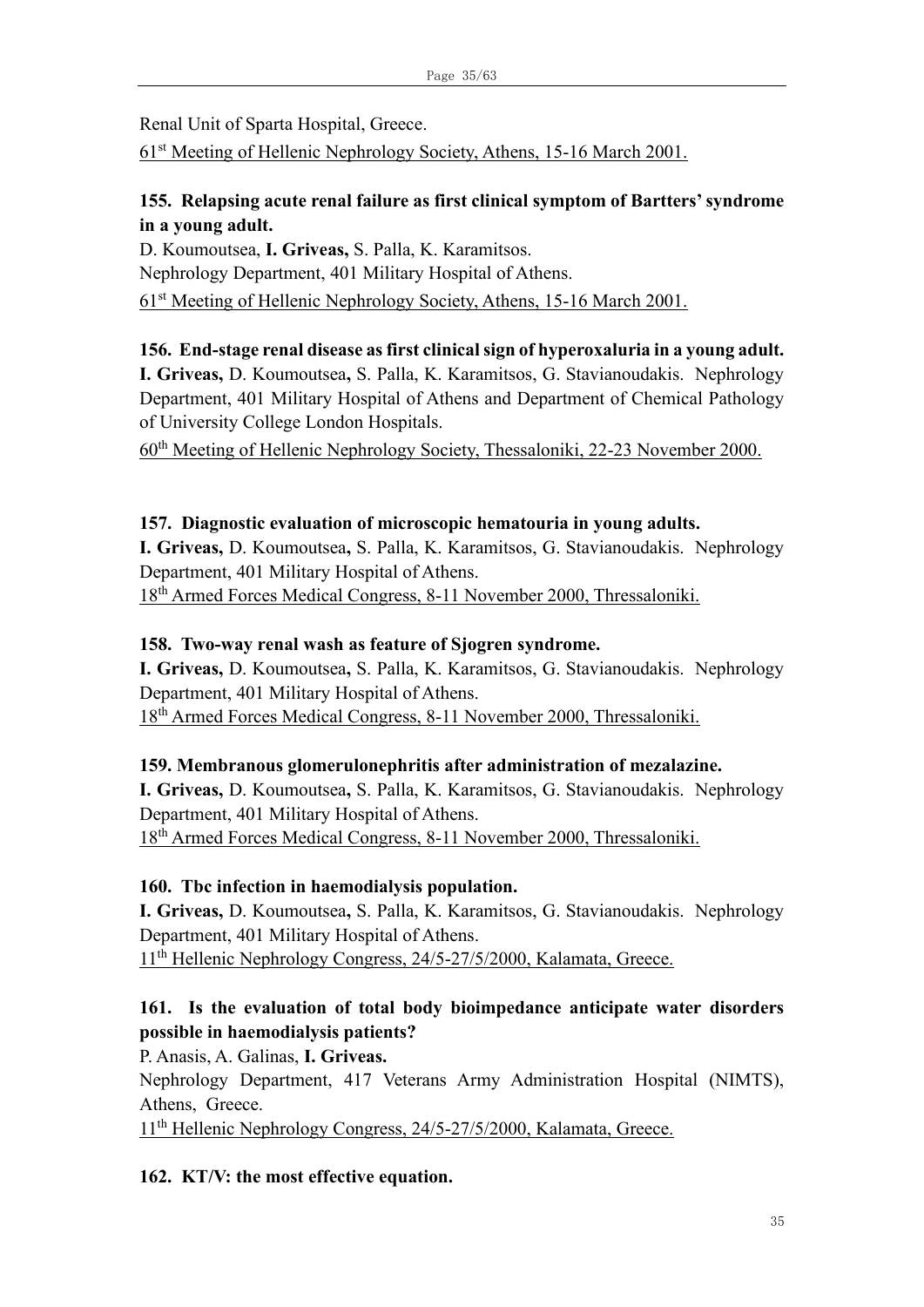Renal Unit of Sparta Hospital, Greece.

61st Meeting of Hellenic Nephrology Society, Athens, 15-16 March 2001.

**155. Relapsing acute renal failure as first clinical symptom of Bartters' syndrome in a young adult.**

D. Koumoutsea, **I. Griveas,** S. Palla, K. Karamitsos.

Nephrology Department, 401 Military Hospital of Athens.

61st Meeting of Hellenic Nephrology Society, Athens, 15-16 March 2001.

**156. End-stage renal disease as first clinical sign of hyperoxaluria in a young adult.**

**I. Griveas,** D. Koumoutsea**,** S. Palla, K. Karamitsos, G. Stavianoudakis. Nephrology Department, 401 Military Hospital of Athens and Department of Chemical Pathology of University College London Hospitals.

60th Meeting of Hellenic Nephrology Society, Thessaloniki, 22-23 November 2000.

**157. Diagnostic evaluation of microscopic hematouria in young adults.**

**I. Griveas,** D. Koumoutsea**,** S. Palla, K. Karamitsos, G. Stavianoudakis. Nephrology Department, 401 Military Hospital of Athens.

18th Armed Forces Medical Congress, 8-11 November 2000, Thressaloniki.

**158. Two-way renal wash as feature of Sjogren syndrome.**

**I. Griveas,** D. Koumoutsea**,** S. Palla, K. Karamitsos, G. Stavianoudakis. Nephrology Department, 401 Military Hospital of Athens.

18th Armed Forces Medical Congress, 8-11 November 2000, Thressaloniki.

**159. Membranous glomerulonephritis after administration of mezalazine.**

**I. Griveas,** D. Koumoutsea**,** S. Palla, K. Karamitsos, G. Stavianoudakis. Nephrology Department, 401 Military Hospital of Athens.

18th Armed Forces Medical Congress, 8-11 November 2000, Thressaloniki.

**160. Tbc infection in haemodialysis population.**

**I. Griveas,** D. Koumoutsea**,** S. Palla, K. Karamitsos, G. Stavianoudakis. Nephrology Department, 401 Military Hospital of Athens.

11th Hellenic Nephrology Congress, 24/5-27/5/2000, Kalamata, Greece.

**161. Is the evaluation of total body bioimpedance anticipate water disorders possible in haemodialysis patients?**

P. Anasis, A. Galinas, **I. Griveas.**

Nephrology Department, 417 Veterans Army Administration Hospital (NIMTS), Athens, Greece.

11th Hellenic Nephrology Congress, 24/5-27/5/2000, Kalamata, Greece.

**162. KT/V: the most effective equation.**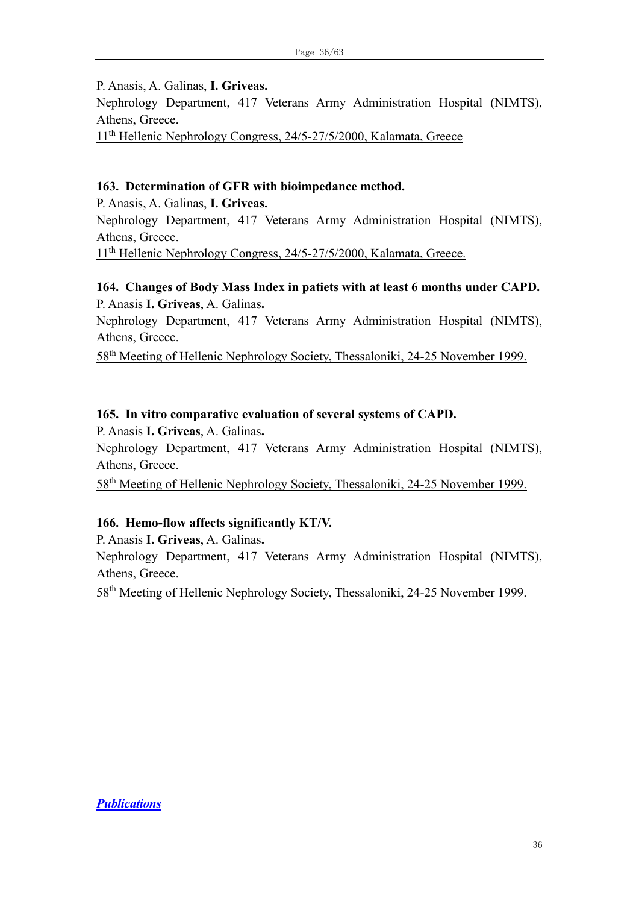P. Anasis, A. Galinas, **I. Griveas.**
Nephrology Department, 417 Veterans Army Administration Hospital (NIMTS), Athens, Greece.
11th Hellenic Nephrology Congress, 24/5-27/5/2000, Kalamata, Greece

**163. Determination of GFR with bioimpedance method.**
P. Anasis, A. Galinas, **I. Griveas.**
Nephrology Department, 417 Veterans Army Administration Hospital (NIMTS), Athens, Greece.
11th Hellenic Nephrology Congress, 24/5-27/5/2000, Kalamata, Greece.

**164. Changes of Body Mass Index in patiets with at least 6 months under CAPD.**
P. Anasis **I. Griveas**, A. Galinas**.**
Nephrology Department, 417 Veterans Army Administration Hospital (NIMTS), Athens, Greece.
58th Meeting of Hellenic Nephrology Society, Thessaloniki, 24-25 November 1999.

**165. In vitro comparative evaluation of several systems of CAPD.**
P. Anasis **I. Griveas**, A. Galinas**.**
Nephrology Department, 417 Veterans Army Administration Hospital (NIMTS), Athens, Greece.
58th Meeting of Hellenic Nephrology Society, Thessaloniki, 24-25 November 1999.

**166. Hemo-flow affects significantly KT/V.**
P. Anasis **I. Griveas**, A. Galinas**.**
Nephrology Department, 417 Veterans Army Administration Hospital (NIMTS), Athens, Greece.
58th Meeting of Hellenic Nephrology Society, Thessaloniki, 24-25 November 1999.

***Publications***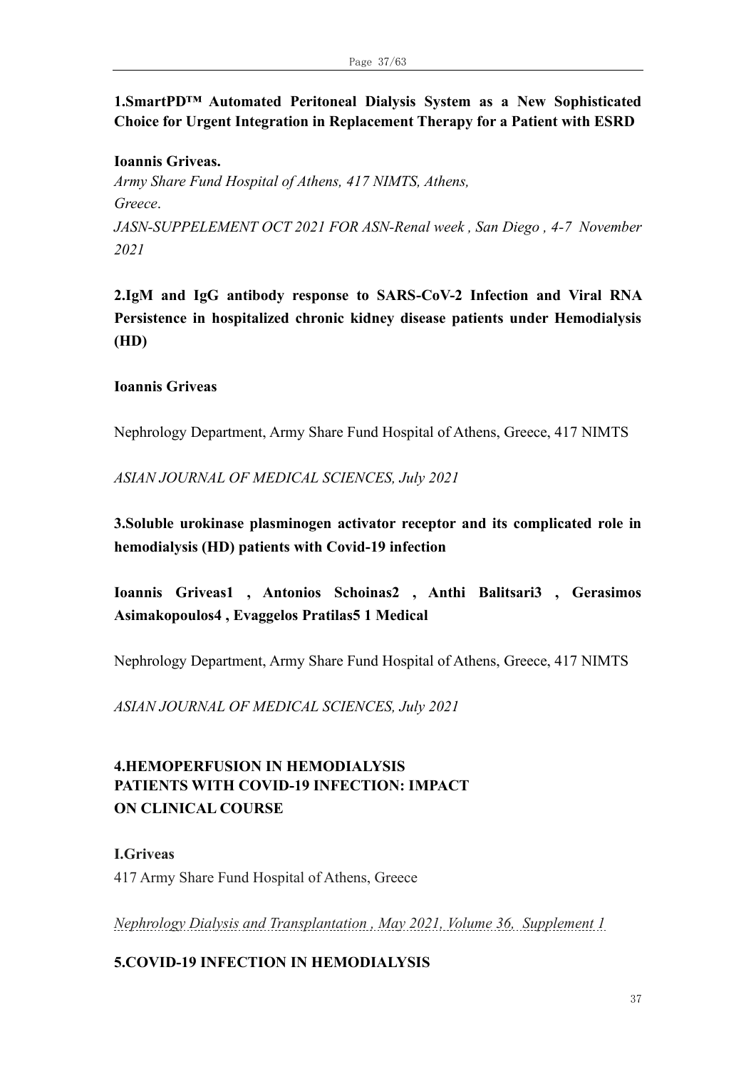**1.SmartPD™ Automated Peritoneal Dialysis System as a New Sophisticated Choice for Urgent Integration in Replacement Therapy for a Patient with ESRD**

**Ioannis Griveas.**

*Army Share Fund Hospital of Athens, 417 NIMTS, Athens, Greece.*

*JASN-SUPPELEMENT OCT 2021 FOR ASN-Renal week , San Diego , 4-7 November 2021*

**2.IgM and IgG antibody response to SARS-CoV-2 Infection and Viral RNA Persistence in hospitalized chronic kidney disease patients under Hemodialysis (HD)**

**Ioannis Griveas**

Nephrology Department, Army Share Fund Hospital of Athens, Greece, 417 NIMTS

*ASIAN JOURNAL OF MEDICAL SCIENCES, July 2021*

**3.Soluble urokinase plasminogen activator receptor and its complicated role in hemodialysis (HD) patients with Covid-19 infection**

**Ioannis Griveas1 , Antonios Schoinas2 , Anthi Balitsari3 , Gerasimos Asimakopoulos4 , Evaggelos Pratilas5 1 Medical**

Nephrology Department, Army Share Fund Hospital of Athens, Greece, 417 NIMTS

*ASIAN JOURNAL OF MEDICAL SCIENCES, July 2021*

**4.HEMOPERFUSION IN HEMODIALYSIS PATIENTS WITH COVID-19 INFECTION: IMPACT ON CLINICAL COURSE**

**I.Griveas**

417 Army Share Fund Hospital of Athens, Greece

*Nephrology Dialysis and Transplantation , May 2021, Volume 36, Supplement 1*

**5.COVID-19 INFECTION IN HEMODIALYSIS**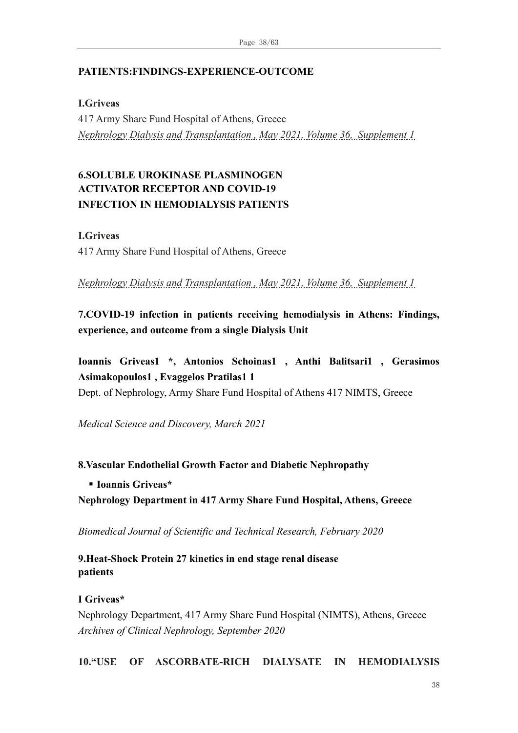**PATIENTS:FINDINGS-EXPERIENCE-OUTCOME**

**I.Griveas**

417 Army Share Fund Hospital of Athens, Greece

*Nephrology Dialysis and Transplantation , May 2021, Volume 36, Supplement 1*

**6.SOLUBLE UROKINASE PLASMINOGEN ACTIVATOR RECEPTOR AND COVID-19 INFECTION IN HEMODIALYSIS PATIENTS**

**I.Griveas**

417 Army Share Fund Hospital of Athens, Greece

*Nephrology Dialysis and Transplantation , May 2021, Volume 36, Supplement 1*

**7.COVID-19 infection in patients receiving hemodialysis in Athens: Findings, experience, and outcome from a single Dialysis Unit**

**Ioannis Griveas1 *, Antonios Schoinas1 , Anthi Balitsari1 , Gerasimos Asimakopoulos1 , Evaggelos Pratilas1 1**

Dept. of Nephrology, Army Share Fund Hospital of Athens 417 NIMTS, Greece

*Medical Science and Discovery, March 2021*

**8.Vascular Endothelial Growth Factor and Diabetic Nephropathy**

- **Ioannis Griveas***

**Nephrology Department in 417 Army Share Fund Hospital, Athens, Greece**

*Biomedical Journal of Scientific and Technical Research, February 2020*

**9.Heat-Shock Protein 27 kinetics in end stage renal disease patients**

**I Griveas***

Nephrology Department, 417 Army Share Fund Hospital (NIMTS), Athens, Greece

*Archives of Clinical Nephrology, September 2020*

**10.“USE OF ASCORBATE-RICH DIALYSATE IN HEMODIALYSIS**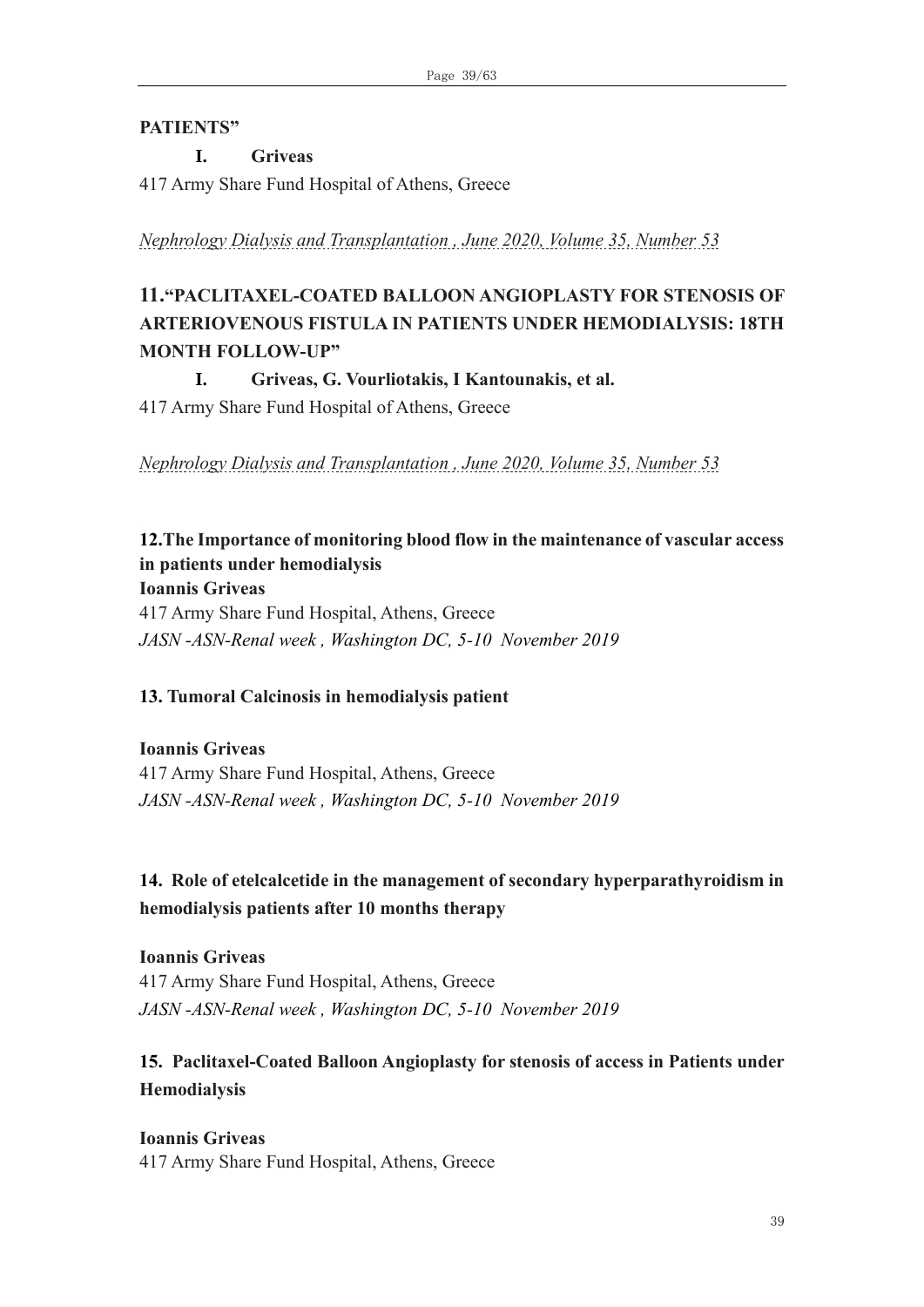**PATIENTS”**

**I. Griveas**

417 Army Share Fund Hospital of Athens, Greece

*Nephrology Dialysis and Transplantation , June 2020, Volume 35, Number 53*

**11.“PACLITAXEL-COATED BALLOON ANGIOPLASTY FOR STENOSIS OF ARTERIOVENOUS FISTULA IN PATIENTS UNDER HEMODIALYSIS: 18TH MONTH FOLLOW-UP”**

**I. Griveas, G. Vourliotakis, I Kantounakis, et al.**

417 Army Share Fund Hospital of Athens, Greece

*Nephrology Dialysis and Transplantation , June 2020, Volume 35, Number 53*

**12.The Importance of monitoring blood flow in the maintenance of vascular access in patients under hemodialysis**

**Ioannis Griveas**

417 Army Share Fund Hospital, Athens, Greece

*JASN -ASN-Renal week , Washington DC, 5-10 November 2019*

**13. Tumoral Calcinosis in hemodialysis patient**

**Ioannis Griveas**

417 Army Share Fund Hospital, Athens, Greece

*JASN -ASN-Renal week , Washington DC, 5-10 November 2019*

**14. Role of etelcalcetide in the management of secondary hyperparathyroidism in hemodialysis patients after 10 months therapy**

**Ioannis Griveas**

417 Army Share Fund Hospital, Athens, Greece

*JASN -ASN-Renal week , Washington DC, 5-10 November 2019*

**15. Paclitaxel-Coated Balloon Angioplasty for stenosis of access in Patients under Hemodialysis**

**Ioannis Griveas**

417 Army Share Fund Hospital, Athens, Greece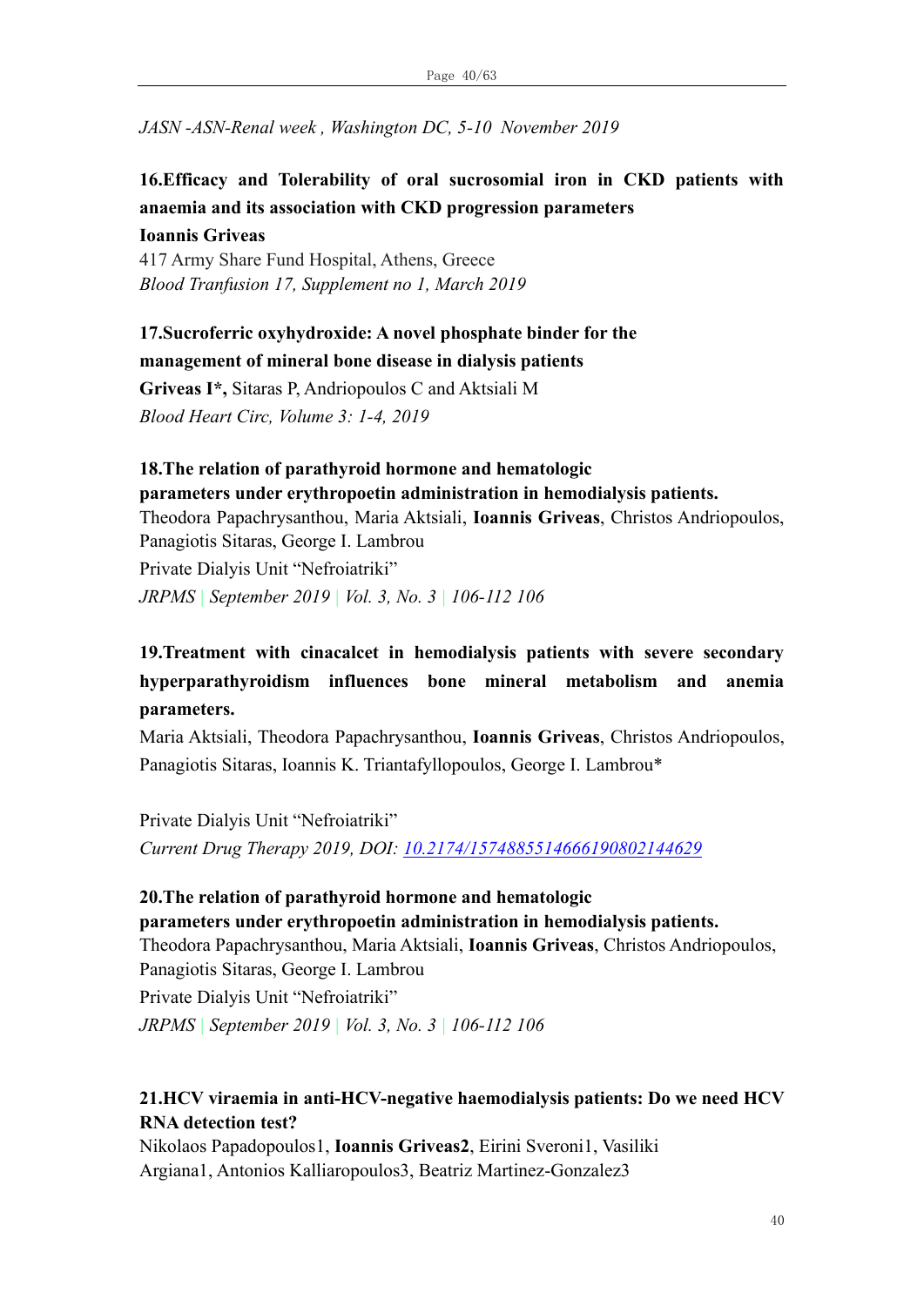*JASN -ASN-Renal week , Washington DC, 5-10 November 2019*

**16.Efficacy and Tolerability of oral sucrosomial iron in CKD patients with anaemia and its association with CKD progression parameters**

**Ioannis Griveas**

417 Army Share Fund Hospital, Athens, Greece

*Blood Tranfusion 17, Supplement no 1, March 2019*

**17.Sucroferric oxyhydroxide: A novel phosphate binder for the management of mineral bone disease in dialysis patients**

**Griveas I\*,** Sitaras P, Andriopoulos C and Aktsiali M

*Blood Heart Circ, Volume 3: 1-4, 2019*

**18.The relation of parathyroid hormone and hematologic parameters under erythropoetin administration in hemodialysis patients.**

Theodora Papachrysanthou, Maria Aktsiali, **Ioannis Griveas**, Christos Andriopoulos, Panagiotis Sitaras, George I. Lambrou

Private Dialyis Unit "Nefroiatriki"

*JRPMS | September 2019 | Vol. 3, No. 3 | 106-112 106*

**19.Treatment with cinacalcet in hemodialysis patients with severe secondary hyperparathyroidism influences bone mineral metabolism and anemia parameters.**

Maria Aktsiali, Theodora Papachrysanthou, **Ioannis Griveas**, Christos Andriopoulos, Panagiotis Sitaras, Ioannis K. Triantafyllopoulos, George I. Lambrou*

Private Dialyis Unit "Nefroiatriki"

*Current Drug Therapy 2019, DOI: [10.2174/1574885514666190802144629](https://doi.org/10.2174/1574885514666190802144629)*

**20.The relation of parathyroid hormone and hematologic parameters under erythropoetin administration in hemodialysis patients.**

Theodora Papachrysanthou, Maria Aktsiali, **Ioannis Griveas**, Christos Andriopoulos, Panagiotis Sitaras, George I. Lambrou

Private Dialyis Unit "Nefroiatriki"

*JRPMS | September 2019 | Vol. 3, No. 3 | 106-112 106*

**21.HCV viraemia in anti-HCV-negative haemodialysis patients: Do we need HCV RNA detection test?**

Nikolaos Papadopoulos1, **Ioannis Griveas2**, Eirini Sveroni1, Vasiliki Argiana1, Antonios Kalliaropoulos3, Beatriz Martinez-Gonzalez3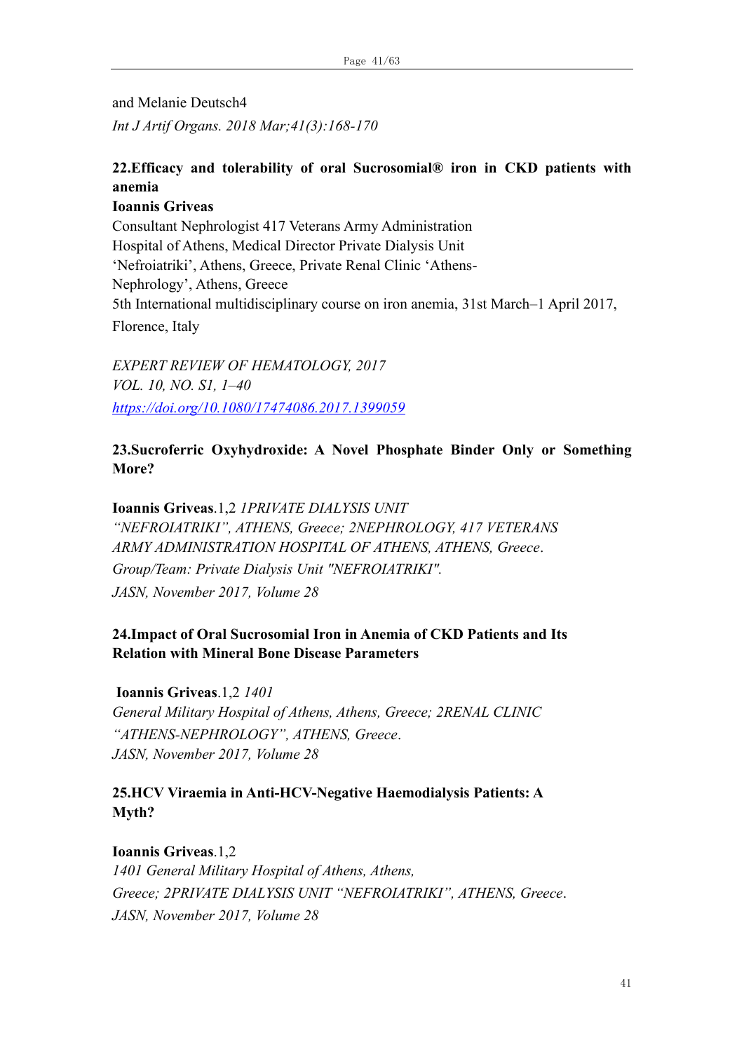and Melanie Deutsch4

*Int J Artif Organs. 2018 Mar;41(3):168-170*

**22.Efficacy and tolerability of oral Sucrosomial® iron in CKD patients with anemia**

**Ioannis Griveas**

Consultant Nephrologist 417 Veterans Army Administration Hospital of Athens, Medical Director Private Dialysis Unit 'Nefroiatriki', Athens, Greece, Private Renal Clinic 'Athens-Nephrology', Athens, Greece

5th International multidisciplinary course on iron anemia, 31st March–1 April 2017, Florence, Italy

*EXPERT REVIEW OF HEMATOLOGY, 2017*
*VOL. 10, NO. S1, 1–40*
*[https://doi.org/10.1080/17474086.2017.1399059](https://doi.org/10.1080/17474086.2017.1399059)*

**23.Sucroferric Oxyhydroxide: A Novel Phosphate Binder Only or Something More?**

**Ioannis Griveas**.1,2 *1PRIVATE DIALYSIS UNIT "NEFROIATRIKI", ATHENS, Greece; 2NEPHROLOGY, 417 VETERANS ARMY ADMINISTRATION HOSPITAL OF ATHENS, ATHENS, Greece.*
*Group/Team: Private Dialysis Unit "NEFROIATRIKI".*
*JASN, November 2017, Volume 28*

**24.Impact of Oral Sucrosomial Iron in Anemia of CKD Patients and Its Relation with Mineral Bone Disease Parameters**

**Ioannis Griveas**.1,2 *1401 General Military Hospital of Athens, Athens, Greece; 2RENAL CLINIC "ATHENS-NEPHROLOGY", ATHENS, Greece.*
*JASN, November 2017, Volume 28*

**25.HCV Viraemia in Anti-HCV-Negative Haemodialysis Patients: A Myth?**

**Ioannis Griveas**.1,2
*1401 General Military Hospital of Athens, Athens, Greece; 2PRIVATE DIALYSIS UNIT "NEFROIATRIKI", ATHENS, Greece.*
*JASN, November 2017, Volume 28*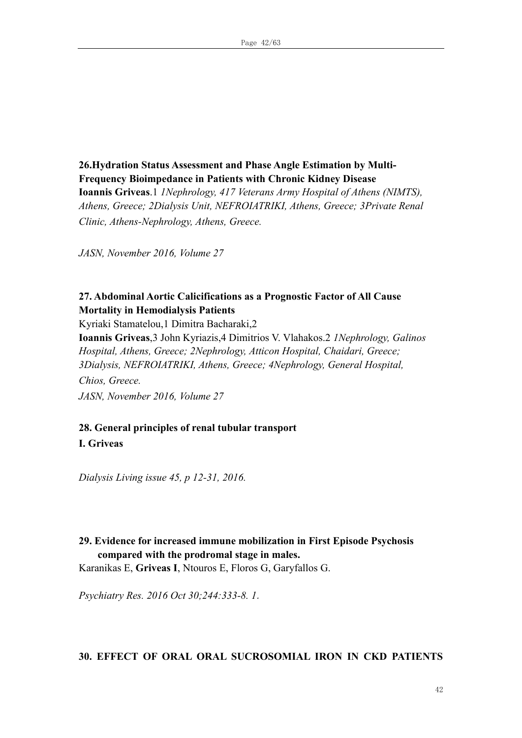**26.Hydration Status Assessment and Phase Angle Estimation by Multi-Frequency Bioimpedance in Patients with Chronic Kidney Disease**
**Ioannis Griveas**.1 *1Nephrology, 417 Veterans Army Hospital of Athens (NIMTS), Athens, Greece; 2Dialysis Unit, NEFROIATRIKI, Athens, Greece; 3Private Renal Clinic, Athens-Nephrology, Athens, Greece.*

*JASN, November 2016, Volume 27*

**27. Abdominal Aortic Calicifications as a Prognostic Factor of All Cause Mortality in Hemodialysis Patients**
Kyriaki Stamatelou,1 Dimitra Bacharaki,2
**Ioannis Griveas**,3 John Kyriazis,4 Dimitrios V. Vlahakos.2 *1Nephrology, Galinos Hospital, Athens, Greece; 2Nephrology, Atticon Hospital, Chaidari, Greece; 3Dialysis, NEFROIATRIKI, Athens, Greece; 4Nephrology, General Hospital, Chios, Greece.*
*JASN, November 2016, Volume 27*

**28. General principles of renal tubular transport**
**I. Griveas**

*Dialysis Living issue 45, p 12-31, 2016.*

**29. Evidence for increased immune mobilization in First Episode Psychosis compared with the prodromal stage in males.**
Karanikas E, **Griveas I**, Ntouros E, Floros G, Garyfallos G.

*Psychiatry Res. 2016 Oct 30;244:333-8. 1.*

**30. EFFECT OF ORAL ORAL SUCROSOMIAL IRON IN CKD PATIENTS**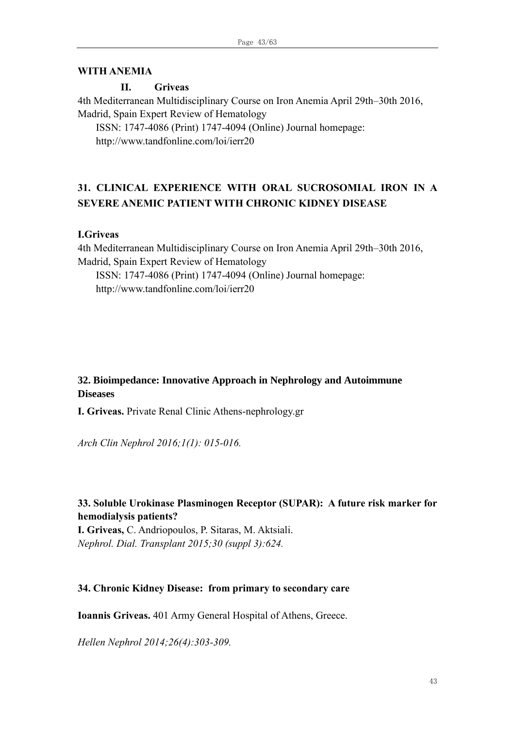**WITH ANEMIA**

**II. Griveas**

4th Mediterranean Multidisciplinary Course on Iron Anemia April 29th–30th 2016, Madrid, Spain Expert Review of Hematology

ISSN: 1747-4086 (Print) 1747-4094 (Online) Journal homepage: http://www.tandfonline.com/loi/ierr20

## 31. CLINICAL EXPERIENCE WITH ORAL SUCROSOMIAL IRON IN A SEVERE ANEMIC PATIENT WITH CHRONIC KIDNEY DISEASE

**I.Griveas**

4th Mediterranean Multidisciplinary Course on Iron Anemia April 29th–30th 2016, Madrid, Spain Expert Review of Hematology

ISSN: 1747-4086 (Print) 1747-4094 (Online) Journal homepage: http://www.tandfonline.com/loi/ierr20

## 32. Bioimpedance: Innovative Approach in Nephrology and Autoimmune Diseases

**I. Griveas.** Private Renal Clinic Athens-nephrology.gr

*Arch Clin Nephrol 2016;1(1): 015-016.*

## 33. Soluble Urokinase Plasminogen Receptor (SUPAR): A future risk marker for hemodialysis patients?

**I. Griveas,** C. Andriopoulos, P. Sitaras, M. Aktsiali.
*Nephrol. Dial. Transplant 2015;30 (suppl 3):624.*

## 34. Chronic Kidney Disease: from primary to secondary care

**Ioannis Griveas.** 401 Army General Hospital of Athens, Greece.

*Hellen Nephrol 2014;26(4):303-309.*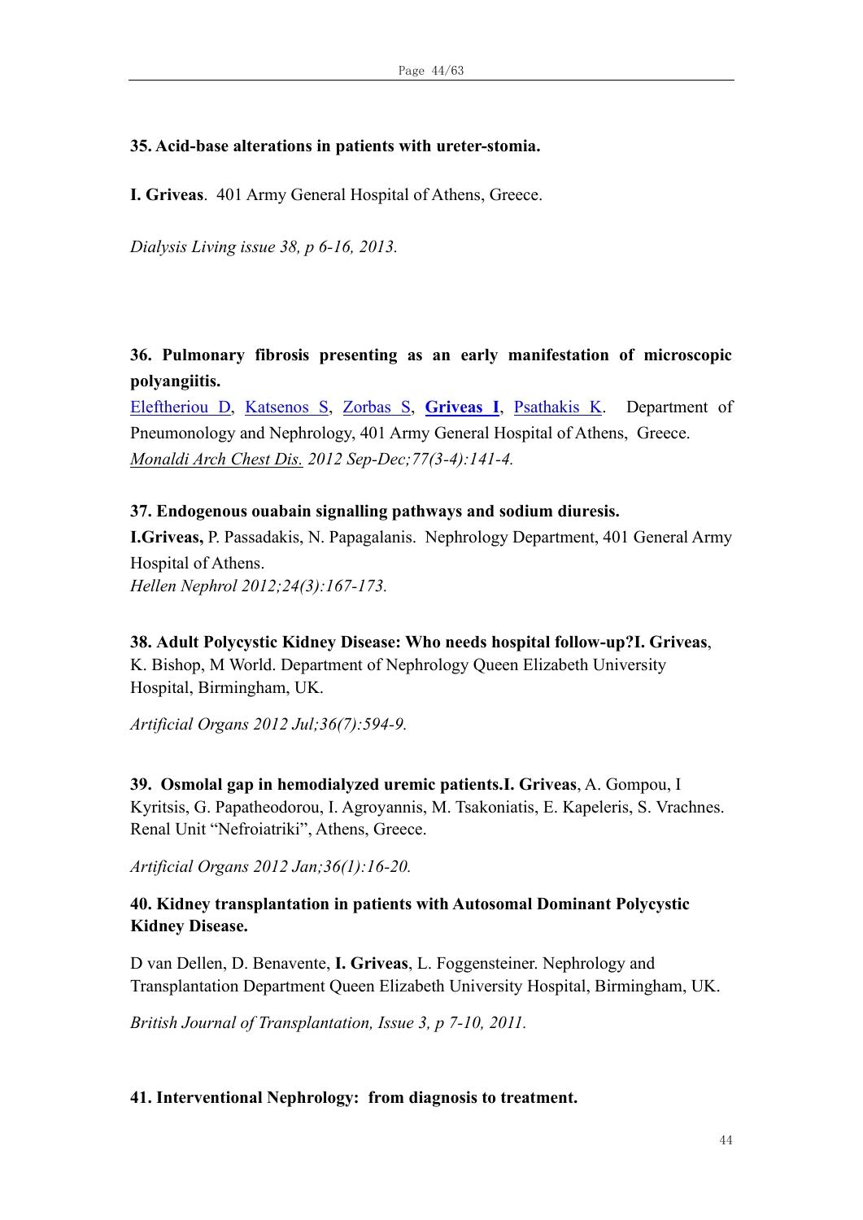**35. Acid-base alterations in patients with ureter-stomia.**

**I. Griveas**. 401 Army General Hospital of Athens, Greece.

*Dialysis Living issue 38, p 6-16, 2013.*

**36. Pulmonary fibrosis presenting as an early manifestation of microscopic polyangiitis.**

Eleftheriou D, Katsenos S, Zorbas S, **Griveas I**, Psathakis K. Department of Pneumonology and Nephrology, 401 Army General Hospital of Athens, Greece.

*Monaldi Arch Chest Dis. 2012 Sep-Dec;77(3-4):141-4.*

**37. Endogenous ouabain signalling pathways and sodium diuresis.**

**I.Griveas,** P. Passadakis, N. Papagalanis. Nephrology Department, 401 General Army Hospital of Athens.

*Hellen Nephrol 2012;24(3):167-173.*

**38. Adult Polycystic Kidney Disease: Who needs hospital follow-up?** **I. Griveas**, K. Bishop, M World. Department of Nephrology Queen Elizabeth University Hospital, Birmingham, UK.

*Artificial Organs 2012 Jul;36(7):594-9.*

**39. Osmolal gap in hemodialyzed uremic patients.** **I. Griveas**, A. Gompou, I Kyritsis, G. Papatheodorou, I. Agroyannis, M. Tsakoniatis, E. Kapeleris, S. Vrachnes. Renal Unit "Nefroiatriki", Athens, Greece.

*Artificial Organs 2012 Jan;36(1):16-20.*

**40. Kidney transplantation in patients with Autosomal Dominant Polycystic Kidney Disease.**

D van Dellen, D. Benavente, **I. Griveas**, L. Foggensteiner. Nephrology and Transplantation Department Queen Elizabeth University Hospital, Birmingham, UK.

*British Journal of Transplantation, Issue 3, p 7-10, 2011.*

**41. Interventional Nephrology: from diagnosis to treatment.**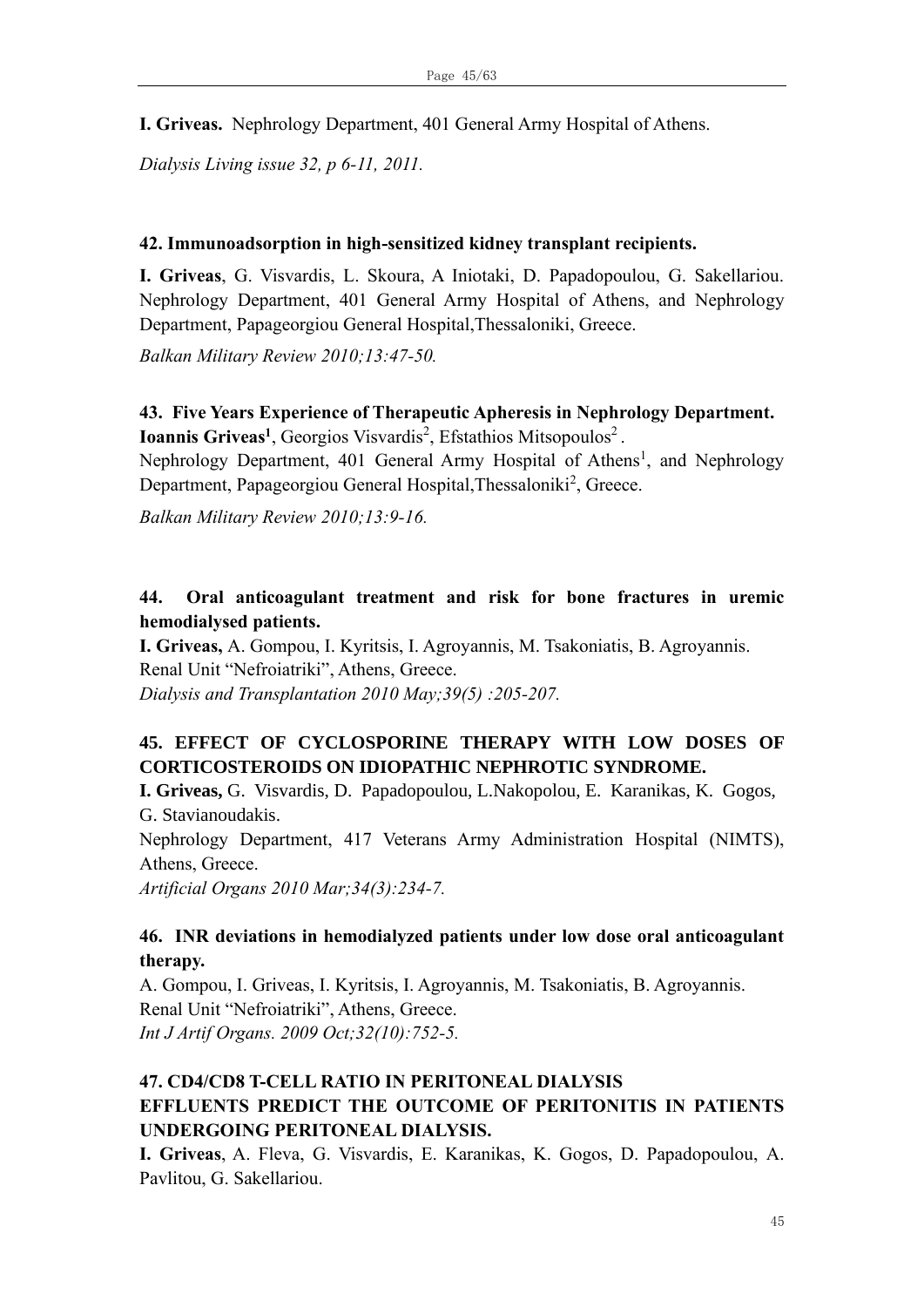**I. Griveas.** Nephrology Department, 401 General Army Hospital of Athens.

*Dialysis Living issue 32, p 6-11, 2011.*

**42. Immunoadsorption in high-sensitized kidney transplant recipients.**

**I. Griveas**, G. Visvardis, L. Skoura, A Iniotaki, D. Papadopoulou, G. Sakellariou. Nephrology Department, 401 General Army Hospital of Athens, and Nephrology Department, Papageorgiou General Hospital,Thessaloniki, Greece.

*Balkan Military Review 2010;13:47-50.*

**43. Five Years Experience of Therapeutic Apheresis in Nephrology Department.**
**Ioannis Griveas[1]**, Georgios Visvardis[2], Efstathios Mitsopoulos[2] .
Nephrology Department, 401 General Army Hospital of Athens[1], and Nephrology Department, Papageorgiou General Hospital,Thessaloniki[2], Greece.

*Balkan Military Review 2010;13:9-16.*

**44. Oral anticoagulant treatment and risk for bone fractures in uremic hemodialysed patients.**
**I. Griveas,** A. Gompou, I. Kyritsis, I. Agroyannis, M. Tsakoniatis, B. Agroyannis.
Renal Unit "Nefroiatriki", Athens, Greece.
*Dialysis and Transplantation 2010 May;39(5) :205-207.*

**45. EFFECT OF CYCLOSPORINE THERAPY WITH LOW DOSES OF CORTICOSTEROIDS ON IDIOPATHIC NEPHROTIC SYNDROME.**
**I. Griveas,** G. Visvardis, D. Papadopoulou, L.Nakopolou, E. Karanikas, K. Gogos, G. Stavianoudakis.
Nephrology Department, 417 Veterans Army Administration Hospital (NIMTS), Athens, Greece.
*Artificial Organs 2010 Mar;34(3):234-7.*

**46. INR deviations in hemodialyzed patients under low dose oral anticoagulant therapy.**
A. Gompou, I. Griveas, I. Kyritsis, I. Agroyannis, M. Tsakoniatis, B. Agroyannis.
Renal Unit "Nefroiatriki", Athens, Greece.
*Int J Artif Organs. 2009 Oct;32(10):752-5.*

**47. CD4/CD8 T-CELL RATIO IN PERITONEAL DIALYSIS EFFLUENTS PREDICT THE OUTCOME OF PERITONITIS IN PATIENTS UNDERGOING PERITONEAL DIALYSIS.**
**I. Griveas**, A. Fleva, G. Visvardis, E. Karanikas, K. Gogos, D. Papadopoulou, A. Pavlitou, G. Sakellariou.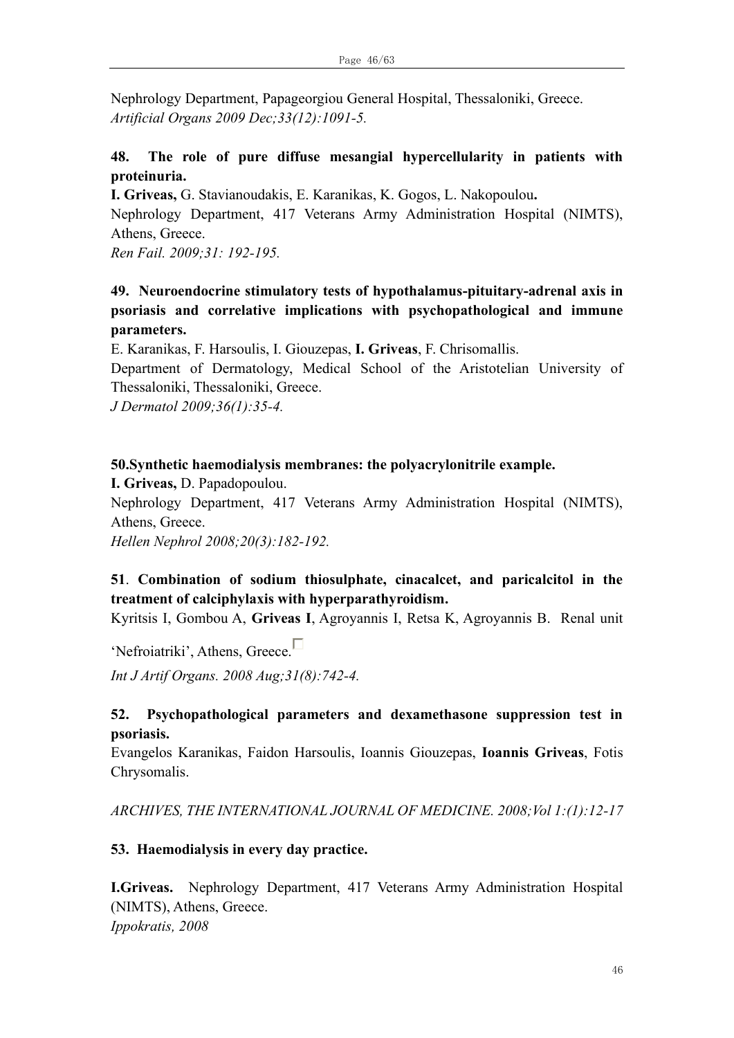Nephrology Department, Papageorgiou General Hospital, Thessaloniki, Greece.
*Artificial Organs 2009 Dec;33(12):1091-5.*

**48. The role of pure diffuse mesangial hypercellularity in patients with proteinuria.**
**I. Griveas,** G. Stavianoudakis, E. Karanikas, K. Gogos, L. Nakopoulou**.**
Nephrology Department, 417 Veterans Army Administration Hospital (NIMTS), Athens, Greece.
*Ren Fail. 2009;31: 192-195.*

**49. Neuroendocrine stimulatory tests of hypothalamus-pituitary-adrenal axis in psoriasis and correlative implications with psychopathological and immune parameters.**
E. Karanikas, F. Harsoulis, I. Giouzepas, **I. Griveas**, F. Chrisomallis.
Department of Dermatology, Medical School of the Aristotelian University of Thessaloniki, Thessaloniki, Greece.
*J Dermatol 2009;36(1):35-4.*

**50.Synthetic haemodialysis membranes: the polyacrylonitrile example.**
**I. Griveas,** D. Papadopoulou.
Nephrology Department, 417 Veterans Army Administration Hospital (NIMTS), Athens, Greece.
*Hellen Nephrol 2008;20(3):182-192.*

**51**. **Combination of sodium thiosulphate, cinacalcet, and paricalcitol in the treatment of calciphylaxis with hyperparathyroidism.**
Kyritsis I, Gombou A, **Griveas I**, Agroyannis I, Retsa K, Agroyannis B. Renal unit 'Nefroiatriki', Athens, Greece.
*Int J Artif Organs. 2008 Aug;31(8):742-4.*

**52. Psychopathological parameters and dexamethasone suppression test in psoriasis.**
Evangelos Karanikas, Faidon Harsoulis, Ioannis Giouzepas, **Ioannis Griveas**, Fotis Chrysomalis.

*ARCHIVES, THE INTERNATIONAL JOURNAL OF MEDICINE. 2008;Vol 1:(1):12-17*

**53. Haemodialysis in every day practice.**

**I.Griveas.** Nephrology Department, 417 Veterans Army Administration Hospital (NIMTS), Athens, Greece.
*Ippokratis, 2008*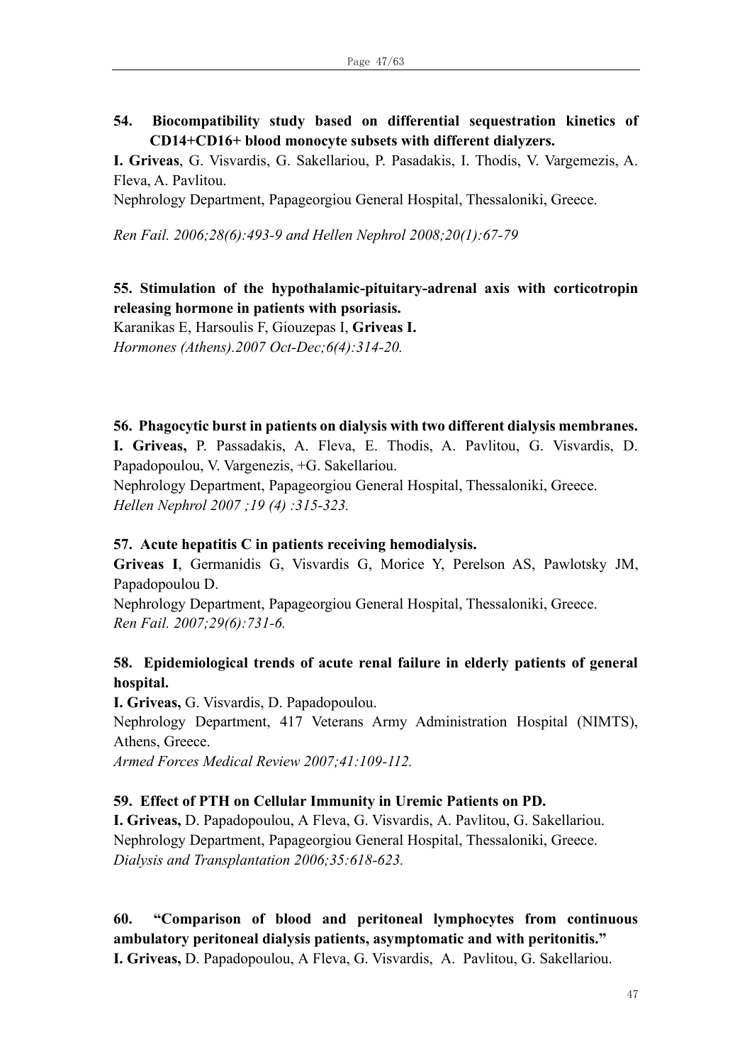**54. Biocompatibility study based on differential sequestration kinetics of CD14+CD16+ blood monocyte subsets with different dialyzers.**

**I. Griveas**, G. Visvardis, G. Sakellariou, P. Pasadakis, I. Thodis, V. Vargemezis, A. Fleva, A. Pavlitou.

Nephrology Department, Papageorgiou General Hospital, Thessaloniki, Greece.

*Ren Fail. 2006;28(6):493-9 and Hellen Nephrol 2008;20(1):67-79*

**55. Stimulation of the hypothalamic-pituitary-adrenal axis with corticotropin releasing hormone in patients with psoriasis.**

Karanikas E, Harsoulis F, Giouzepas I, **Griveas I.**

*Hormones (Athens).2007 Oct-Dec;6(4):314-20.*

**56. Phagocytic burst in patients on dialysis with two different dialysis membranes.**

**I. Griveas,** P. Passadakis, A. Fleva, E. Thodis, A. Pavlitou, G. Visvardis, D. Papadopoulou, V. Vargenezis, +G. Sakellariou.

Nephrology Department, Papageorgiou General Hospital, Thessaloniki, Greece.

*Hellen Nephrol 2007 ;19 (4) :315-323.*

**57. Acute hepatitis C in patients receiving hemodialysis.**

**Griveas I**, Germanidis G, Visvardis G, Morice Y, Perelson AS, Pawlotsky JM, Papadopoulou D.

Nephrology Department, Papageorgiou General Hospital, Thessaloniki, Greece.

*Ren Fail. 2007;29(6):731-6.*

**58. Epidemiological trends of acute renal failure in elderly patients of general hospital.**

**I. Griveas,** G. Visvardis, D. Papadopoulou.

Nephrology Department, 417 Veterans Army Administration Hospital (NIMTS), Athens, Greece.

*Armed Forces Medical Review 2007;41:109-112.*

**59. Effect of PTH on Cellular Immunity in Uremic Patients on PD.**

**I. Griveas,** D. Papadopoulou, A Fleva, G. Visvardis, A. Pavlitou, G. Sakellariou.

Nephrology Department, Papageorgiou General Hospital, Thessaloniki, Greece.

*Dialysis and Transplantation 2006;35:618-623.*

**60. "Comparison of blood and peritoneal lymphocytes from continuous ambulatory peritoneal dialysis patients, asymptomatic and with peritonitis."**

**I. Griveas,** D. Papadopoulou, A Fleva, G. Visvardis, A. Pavlitou, G. Sakellariou.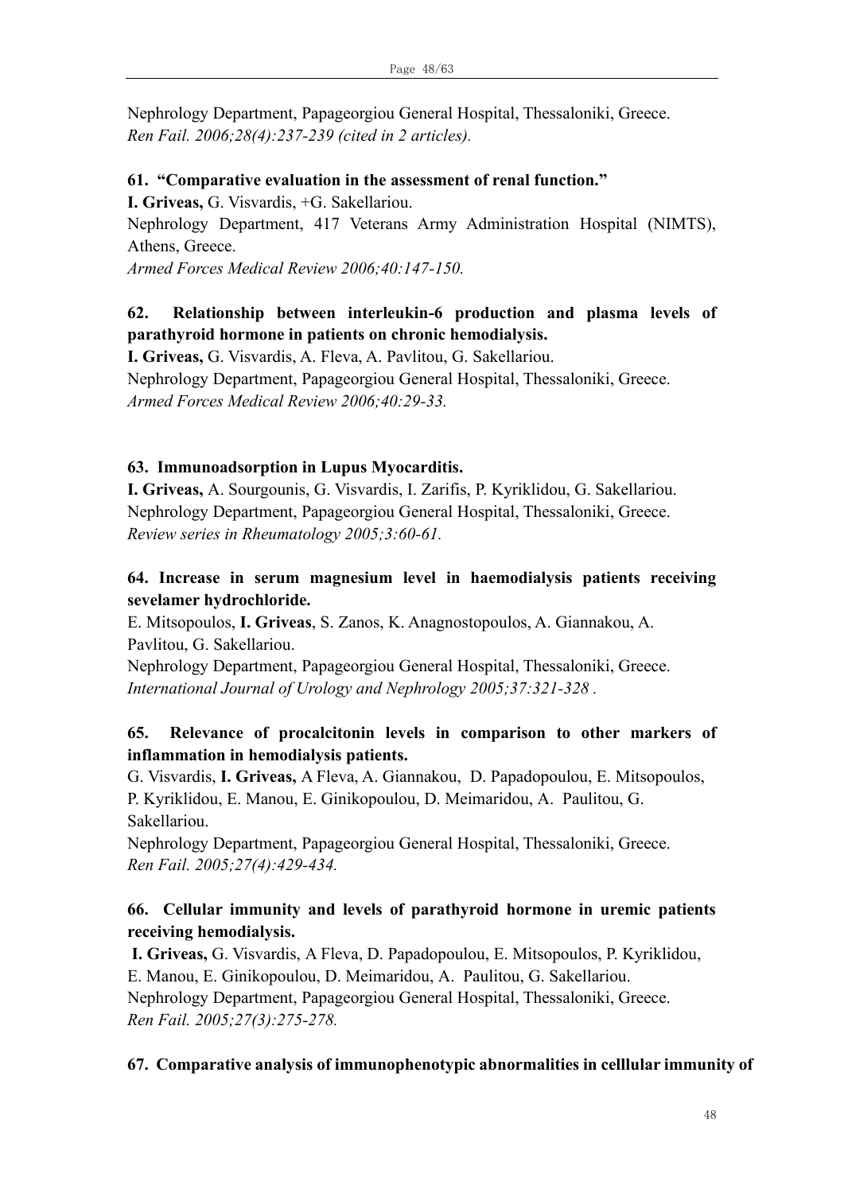Nephrology Department, Papageorgiou General Hospital, Thessaloniki, Greece.
*Ren Fail. 2006;28(4):237-239 (cited in 2 articles).*

**61. "Comparative evaluation in the assessment of renal function."**
**I. Griveas,** G. Visvardis, +G. Sakellariou.
Nephrology Department, 417 Veterans Army Administration Hospital (NIMTS), Athens, Greece.
*Armed Forces Medical Review 2006;40:147-150.*

**62. Relationship between interleukin-6 production and plasma levels of parathyroid hormone in patients on chronic hemodialysis.**
**I. Griveas,** G. Visvardis, A. Fleva, A. Pavlitou, G. Sakellariou.
Nephrology Department, Papageorgiou General Hospital, Thessaloniki, Greece.
*Armed Forces Medical Review 2006;40:29-33.*

**63. Immunoadsorption in Lupus Myocarditis.**
**I. Griveas,** A. Sourgounis, G. Visvardis, I. Zarifis, P. Kyriklidou, G. Sakellariou.
Nephrology Department, Papageorgiou General Hospital, Thessaloniki, Greece.
*Review series in Rheumatology 2005;3:60-61.*

**64. Increase in serum magnesium level in haemodialysis patients receiving sevelamer hydrochloride.**
E. Mitsopoulos, **I. Griveas**, S. Zanos, K. Anagnostopoulos, A. Giannakou, A. Pavlitou, G. Sakellariou.
Nephrology Department, Papageorgiou General Hospital, Thessaloniki, Greece.
*International Journal of Urology and Nephrology 2005;37:321-328 .*

**65. Relevance of procalcitonin levels in comparison to other markers of inflammation in hemodialysis patients.**
G. Visvardis, **I. Griveas,** A Fleva, A. Giannakou, D. Papadopoulou, E. Mitsopoulos, P. Kyriklidou, E. Manou, E. Ginikopoulou, D. Meimaridou, A. Paulitou, G. Sakellariou.
Nephrology Department, Papageorgiou General Hospital, Thessaloniki, Greece.
*Ren Fail. 2005;27(4):429-434.*

**66. Cellular immunity and levels of parathyroid hormone in uremic patients receiving hemodialysis.**
**I. Griveas,** G. Visvardis, A Fleva, D. Papadopoulou, E. Mitsopoulos, P. Kyriklidou, E. Manou, E. Ginikopoulou, D. Meimaridou, A. Paulitou, G. Sakellariou.
Nephrology Department, Papageorgiou General Hospital, Thessaloniki, Greece.
*Ren Fail. 2005;27(3):275-278.*

**67. Comparative analysis of immunophenotypic abnormalities in celllular immunity of**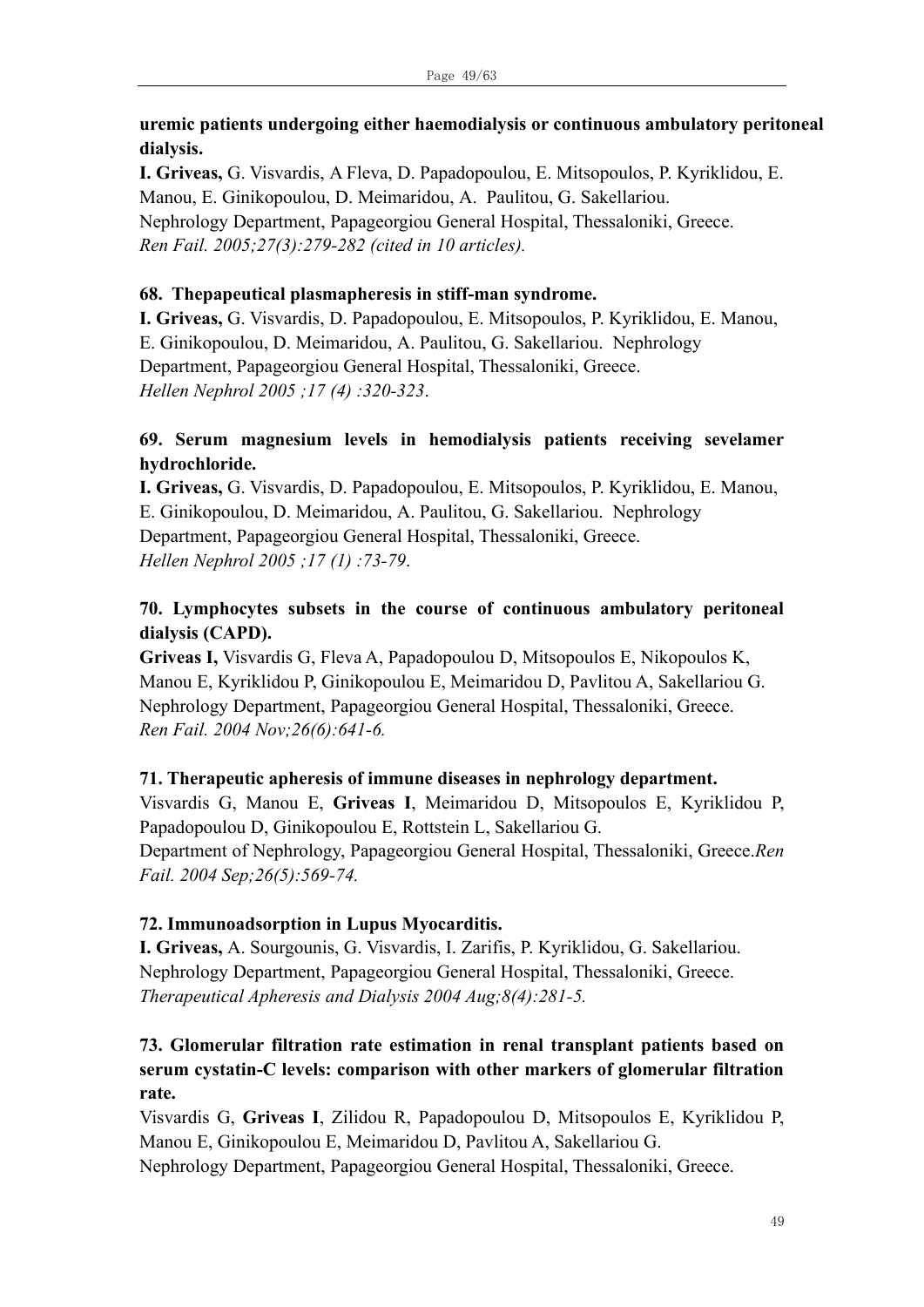**uremic patients undergoing either haemodialysis or continuous ambulatory peritoneal dialysis.**

**I. Griveas,** G. Visvardis, A Fleva, D. Papadopoulou, E. Mitsopoulos, P. Kyriklidou, E. Manou, E. Ginikopoulou, D. Meimaridou, A. Paulitou, G. Sakellariou.
Nephrology Department, Papageorgiou General Hospital, Thessaloniki, Greece.
*Ren Fail. 2005;27(3):279-282 (cited in 10 articles).*

**68. Thepapeutical plasmapheresis in stiff-man syndrome.**

**I. Griveas,** G. Visvardis, D. Papadopoulou, E. Mitsopoulos, P. Kyriklidou, E. Manou, E. Ginikopoulou, D. Meimaridou, A. Paulitou, G. Sakellariou. Nephrology Department, Papageorgiou General Hospital, Thessaloniki, Greece.
*Hellen Nephrol 2005 ;17 (4) :320-323*.

**69. Serum magnesium levels in hemodialysis patients receiving sevelamer hydrochloride.**

**I. Griveas,** G. Visvardis, D. Papadopoulou, E. Mitsopoulos, P. Kyriklidou, E. Manou, E. Ginikopoulou, D. Meimaridou, A. Paulitou, G. Sakellariou. Nephrology Department, Papageorgiou General Hospital, Thessaloniki, Greece.
*Hellen Nephrol 2005 ;17 (1) :73-79*.

**70. Lymphocytes subsets in the course of continuous ambulatory peritoneal dialysis (CAPD).**

**Griveas I,** Visvardis G, Fleva A, Papadopoulou D, Mitsopoulos E, Nikopoulos K, Manou E, Kyriklidou P, Ginikopoulou E, Meimaridou D, Pavlitou A, Sakellariou G.
Nephrology Department, Papageorgiou General Hospital, Thessaloniki, Greece.
*Ren Fail. 2004 Nov;26(6):641-6.*

**71. Therapeutic apheresis of immune diseases in nephrology department.**

Visvardis G, Manou E, **Griveas I**, Meimaridou D, Mitsopoulos E, Kyriklidou P, Papadopoulou D, Ginikopoulou E, Rottstein L, Sakellariou G.
Department of Nephrology, Papageorgiou General Hospital, Thessaloniki, Greece.*Ren Fail. 2004 Sep;26(5):569-74.*

**72. Immunoadsorption in Lupus Myocarditis.**

**I. Griveas,** A. Sourgounis, G. Visvardis, I. Zarifis, P. Kyriklidou, G. Sakellariou.
Nephrology Department, Papageorgiou General Hospital, Thessaloniki, Greece.
*Therapeutical Apheresis and Dialysis 2004 Aug;8(4):281-5.*

**73. Glomerular filtration rate estimation in renal transplant patients based on serum cystatin-C levels: comparison with other markers of glomerular filtration rate.**

Visvardis G, **Griveas I**, Zilidou R, Papadopoulou D, Mitsopoulos E, Kyriklidou P, Manou E, Ginikopoulou E, Meimaridou D, Pavlitou A, Sakellariou G.
Nephrology Department, Papageorgiou General Hospital, Thessaloniki, Greece.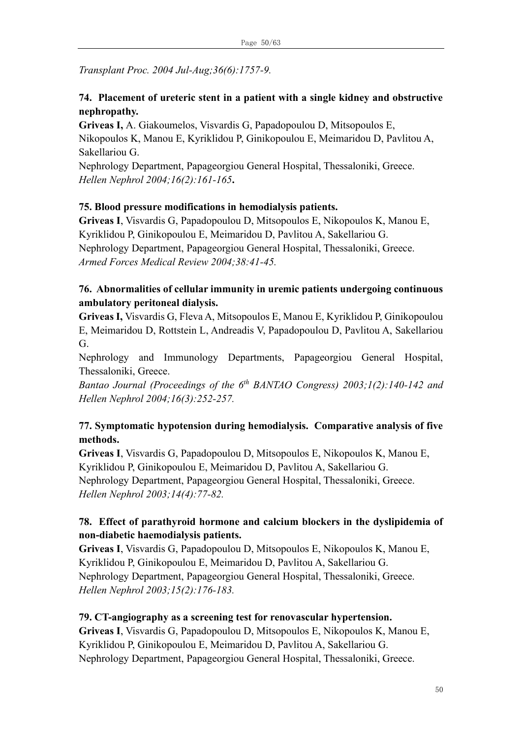*Transplant Proc. 2004 Jul-Aug;36(6):1757-9.*

**74. Placement of ureteric stent in a patient with a single kidney and obstructive nephropathy.**

**Griveas I,** A. Giakoumelos, Visvardis G, Papadopoulou D, Mitsopoulos E, Nikopoulos K, Manou E, Kyriklidou P, Ginikopoulou E, Meimaridou D, Pavlitou A, Sakellariou G.

Nephrology Department, Papageorgiou General Hospital, Thessaloniki, Greece.

*Hellen Nephrol 2004;16(2):161-165***.**

**75. Blood pressure modifications in hemodialysis patients.**

**Griveas I**, Visvardis G, Papadopoulou D, Mitsopoulos E, Nikopoulos K, Manou E, Kyriklidou P, Ginikopoulou E, Meimaridou D, Pavlitou A, Sakellariou G.

Nephrology Department, Papageorgiou General Hospital, Thessaloniki, Greece.

*Armed Forces Medical Review 2004;38:41-45.*

**76. Abnormalities of cellular immunity in uremic patients undergoing continuous ambulatory peritoneal dialysis.**

**Griveas I,** Visvardis G, Fleva A, Mitsopoulos E, Manou E, Kyriklidou P, Ginikopoulou E, Meimaridou D, Rottstein L, Andreadis V, Papadopoulou D, Pavlitou A, Sakellariou G.

Nephrology and Immunology Departments, Papageorgiou General Hospital, Thessaloniki, Greece.

*Bantao Journal (Proceedings of the 6th BANTAO Congress) 2003;1(2):140-142 and Hellen Nephrol 2004;16(3):252-257.*

**77. Symptomatic hypotension during hemodialysis. Comparative analysis of five methods.**

**Griveas I**, Visvardis G, Papadopoulou D, Mitsopoulos E, Nikopoulos K, Manou E, Kyriklidou P, Ginikopoulou E, Meimaridou D, Pavlitou A, Sakellariou G.

Nephrology Department, Papageorgiou General Hospital, Thessaloniki, Greece.

*Hellen Nephrol 2003;14(4):77-82.*

**78. Effect of parathyroid hormone and calcium blockers in the dyslipidemia of non-diabetic haemodialysis patients.**

**Griveas I**, Visvardis G, Papadopoulou D, Mitsopoulos E, Nikopoulos K, Manou E, Kyriklidou P, Ginikopoulou E, Meimaridou D, Pavlitou A, Sakellariou G.

Nephrology Department, Papageorgiou General Hospital, Thessaloniki, Greece.

*Hellen Nephrol 2003;15(2):176-183.*

**79. CT-angiography as a screening test for renovascular hypertension.**

**Griveas I**, Visvardis G, Papadopoulou D, Mitsopoulos E, Nikopoulos K, Manou E, Kyriklidou P, Ginikopoulou E, Meimaridou D, Pavlitou A, Sakellariou G.

Nephrology Department, Papageorgiou General Hospital, Thessaloniki, Greece.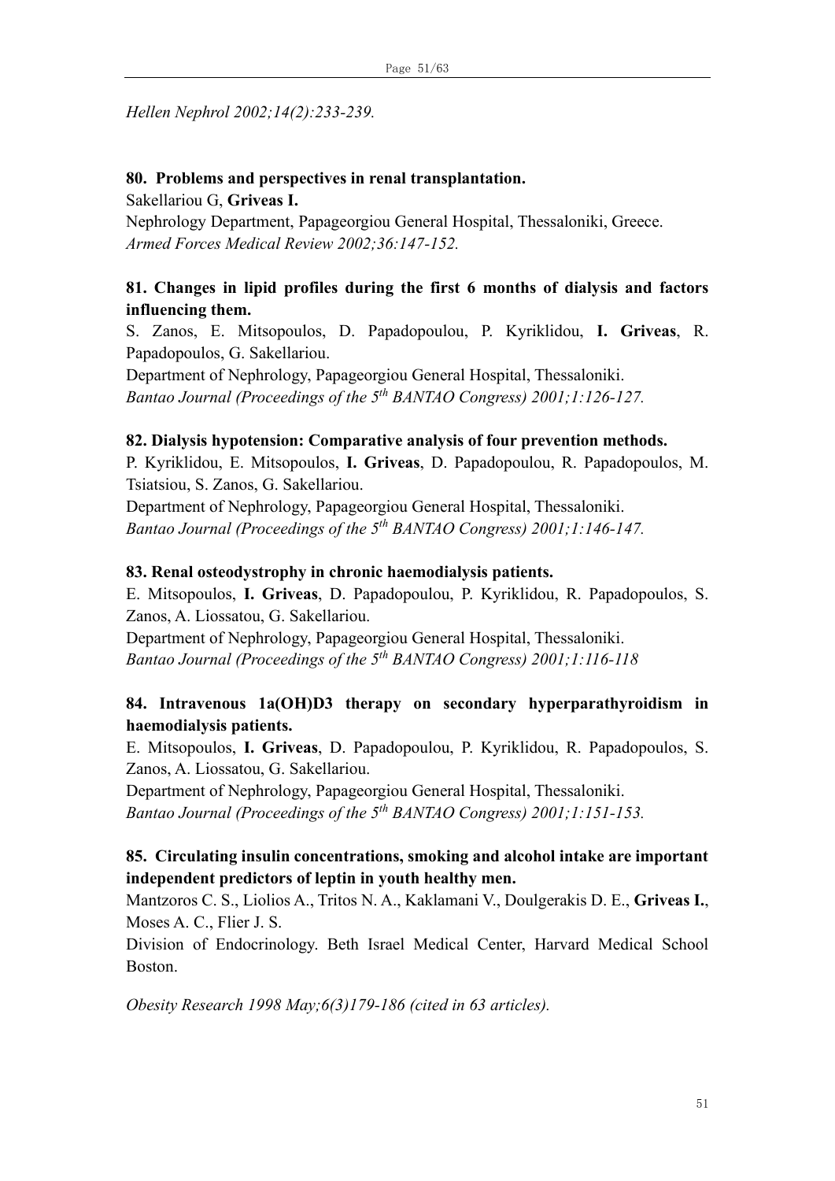*Hellen Nephrol 2002;14(2):233-239.*

**80. Problems and perspectives in renal transplantation.**

Sakellariou G, **Griveas I.**

Nephrology Department, Papageorgiou General Hospital, Thessaloniki, Greece.

*Armed Forces Medical Review 2002;36:147-152.*

**81. Changes in lipid profiles during the first 6 months of dialysis and factors influencing them.**

S. Zanos, E. Mitsopoulos, D. Papadopoulou, P. Kyriklidou, **I. Griveas**, R. Papadopoulos, G. Sakellariou.

Department of Nephrology, Papageorgiou General Hospital, Thessaloniki.

*Bantao Journal (Proceedings of the 5th BANTAO Congress) 2001;1:126-127.*

**82. Dialysis hypotension: Comparative analysis of four prevention methods.**

P. Kyriklidou, E. Mitsopoulos, **I. Griveas**, D. Papadopoulou, R. Papadopoulos, M. Tsiatsiou, S. Zanos, G. Sakellariou.

Department of Nephrology, Papageorgiou General Hospital, Thessaloniki.

*Bantao Journal (Proceedings of the 5th BANTAO Congress) 2001;1:146-147.*

**83. Renal osteodystrophy in chronic haemodialysis patients.**

E. Mitsopoulos, **I. Griveas**, D. Papadopoulou, P. Kyriklidou, R. Papadopoulos, S. Zanos, A. Liossatou, G. Sakellariou.

Department of Nephrology, Papageorgiou General Hospital, Thessaloniki.

*Bantao Journal (Proceedings of the 5th BANTAO Congress) 2001;1:116-118*

**84. Intravenous 1a(OH)D3 therapy on secondary hyperparathyroidism in haemodialysis patients.**

E. Mitsopoulos, **I. Griveas**, D. Papadopoulou, P. Kyriklidou, R. Papadopoulos, S. Zanos, A. Liossatou, G. Sakellariou.

Department of Nephrology, Papageorgiou General Hospital, Thessaloniki.

*Bantao Journal (Proceedings of the 5th BANTAO Congress) 2001;1:151-153.*

**85. Circulating insulin concentrations, smoking and alcohol intake are important independent predictors of leptin in youth healthy men.**

Mantzoros C. S., Liolios A., Tritos N. A., Kaklamani V., Doulgerakis D. E., **Griveas I.**, Moses A. C., Flier J. S.

Division of Endocrinology. Beth Israel Medical Center, Harvard Medical School Boston.

*Obesity Research 1998 May;6(3)179-186 (cited in 63 articles).*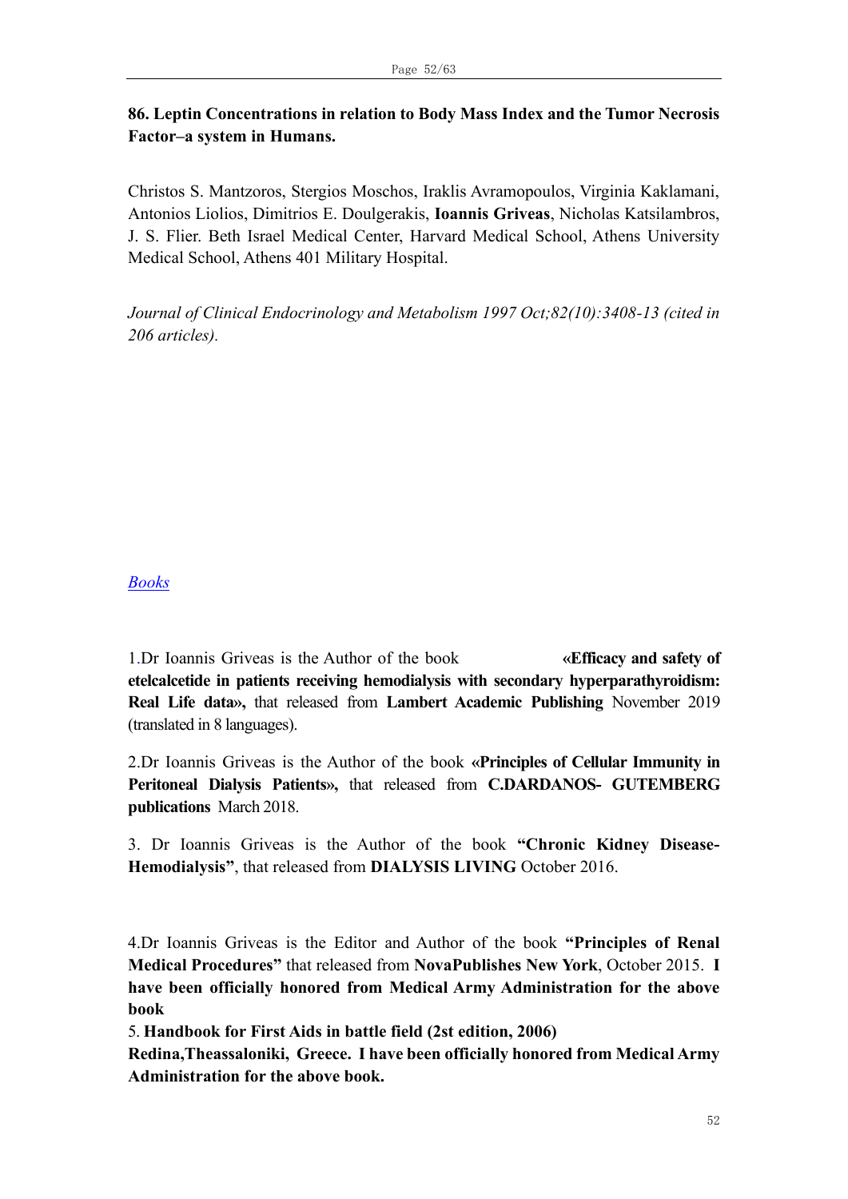**86. Leptin Concentrations in relation to Body Mass Index and the Tumor Necrosis Factor–a system in Humans.**

Christos S. Mantzoros, Stergios Moschos, Iraklis Avramopoulos, Virginia Kaklamani, Antonios Liolios, Dimitrios E. Doulgerakis, **Ioannis Griveas**, Nicholas Katsilambros, J. S. Flier. Beth Israel Medical Center, Harvard Medical School, Athens University Medical School, Athens 401 Military Hospital.

*Journal of Clinical Endocrinology and Metabolism 1997 Oct;82(10):3408-13 (cited in 206 articles).*

## *Books*

1.Dr Ioannis Griveas is the Author of the book **«Efficacy and safety of etelcalcetide in patients receiving hemodialysis with secondary hyperparathyroidism: Real Life data»,** that released from **Lambert Academic Publishing** November 2019 (translated in 8 languages).

2.Dr Ioannis Griveas is the Author of the book **«Principles of Cellular Immunity in Peritoneal Dialysis Patients»,** that released from **C.DARDANOS- GUTEMBERG publications** March 2018.

3. Dr Ioannis Griveas is the Author of the book **"Chronic Kidney Disease-Hemodialysis"**, that released from **DIALYSIS LIVING** October 2016.

4.Dr Ioannis Griveas is the Editor and Author of the book **"Principles of Renal Medical Procedures"** that released from **NovaPublishes New York**, October 2015. **I have been officially honored from Medical Army Administration for the above book**

5. **Handbook for First Aids in battle field (2st edition, 2006)**
**Redina,Theassaloniki, Greece. I have been officially honored from Medical Army Administration for the above book.**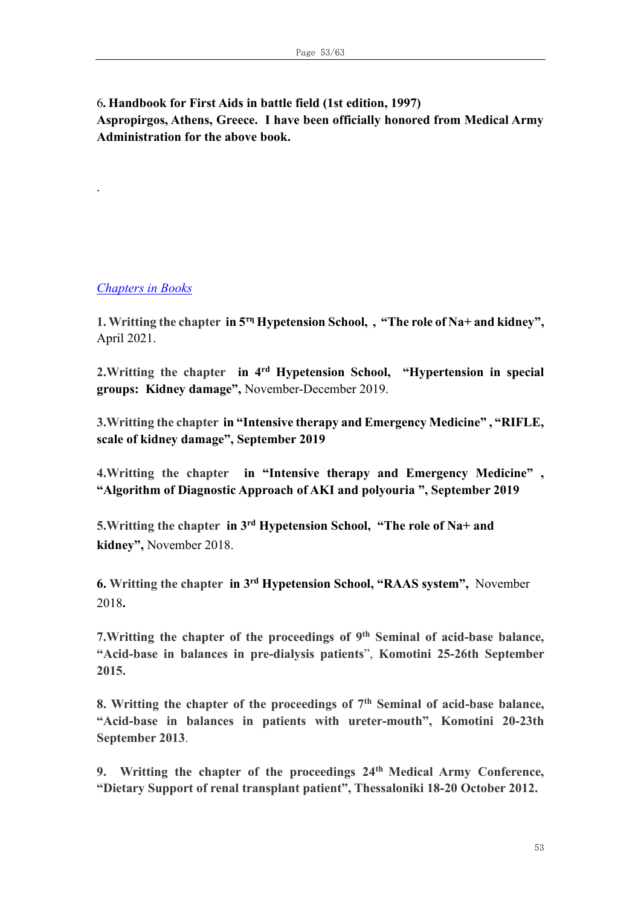6**. Handbook for First Aids in battle field (1st edition, 1997)**
**Aspropirgos, Athens, Greece. I have been officially honored from Medical Army Administration for the above book.**

.

*Chapters in Books*

**1. Writting the chapter in 5τη Hypetension School, , "The role of Na+ and kidney",** April 2021.

**2.Writting the chapter in 4rd Hypetension School, "Hypertension in special groups: Kidney damage",** November-December 2019.

**3.Writting the chapter in "Intensive therapy and Emergency Medicine" , "RIFLE, scale of kidney damage", September 2019**

**4.Writting the chapter in "Intensive therapy and Emergency Medicine" , "Algorithm of Diagnostic Approach of AKI and polyouria ", September 2019**

**5.Writting the chapter in 3rd Hypetension School, "The role of Na+ and kidney",** November 2018.

**6. Writting the chapter in 3rd Hypetension School, "RAAS system",** November 2018**.**

**7.Writting the chapter of the proceedings of 9th Seminal of acid-base balance, "Acid-base in balances in pre-dialysis patients**", **Komotini 25-26th September 2015.**

**8. Writting the chapter of the proceedings of 7th Seminal of acid-base balance, "Acid-base in balances in patients with ureter-mouth", Komotini 20-23th September 2013**.

**9. Writting the chapter of the proceedings 24th Medical Army Conference, "Dietary Support of renal transplant patient", Thessaloniki 18-20 October 2012.**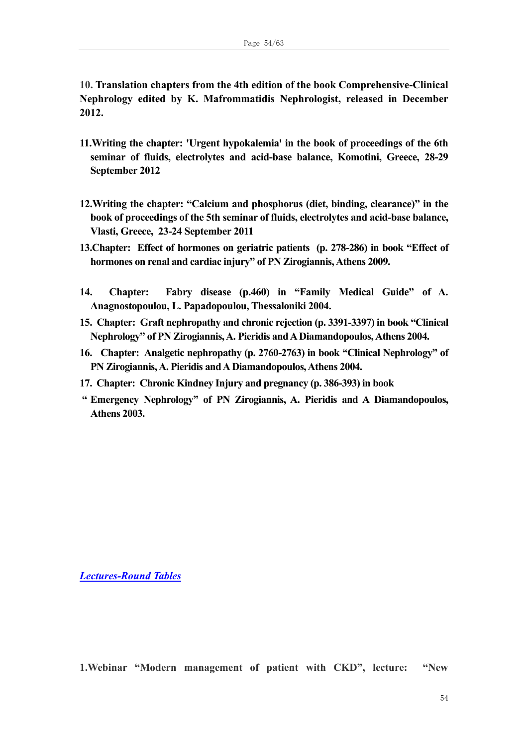**10. Translation chapters from the 4th edition of the book Comprehensive-Clinical Nephrology edited by K. Mafrommatidis Nephrologist, released in December 2012.**

**11.Writing the chapter: 'Urgent hypokalemia' in the book of proceedings of the 6th seminar of fluids, electrolytes and acid-base balance, Komotini, Greece, 28-29 September 2012**

**12.Writing the chapter: "Calcium and phosphorus (diet, binding, clearance)" in the book of proceedings of the 5th seminar of fluids, electrolytes and acid-base balance, Vlasti, Greece, 23-24 September 2011**

**13.Chapter: Effect of hormones on geriatric patients (p. 278-286) in book "Effect of hormones on renal and cardiac injury" of PN Zirogiannis, Athens 2009.**

**14. Chapter: Fabry disease (p.460) in "Family Medical Guide" of A. Anagnostopoulou, L. Papadopoulou, Thessaloniki 2004.**

**15. Chapter: Graft nephropathy and chronic rejection (p. 3391-3397) in book "Clinical Nephrology" of PN Zirogiannis, A. Pieridis and A Diamandopoulos, Athens 2004.**

**16. Chapter: Analgetic nephropathy (p. 2760-2763) in book "Clinical Nephrology" of PN Zirogiannis, A. Pieridis and A Diamandopoulos, Athens 2004.**

**17. Chapter: Chronic Kindney Injury and pregnancy (p. 386-393) in book " Emergency Nephrology" of PN Zirogiannis, A. Pieridis and A Diamandopoulos, Athens 2003.**

***Lectures-Round Tables***

**1.Webinar "Modern management of patient with CKD", lecture: "New**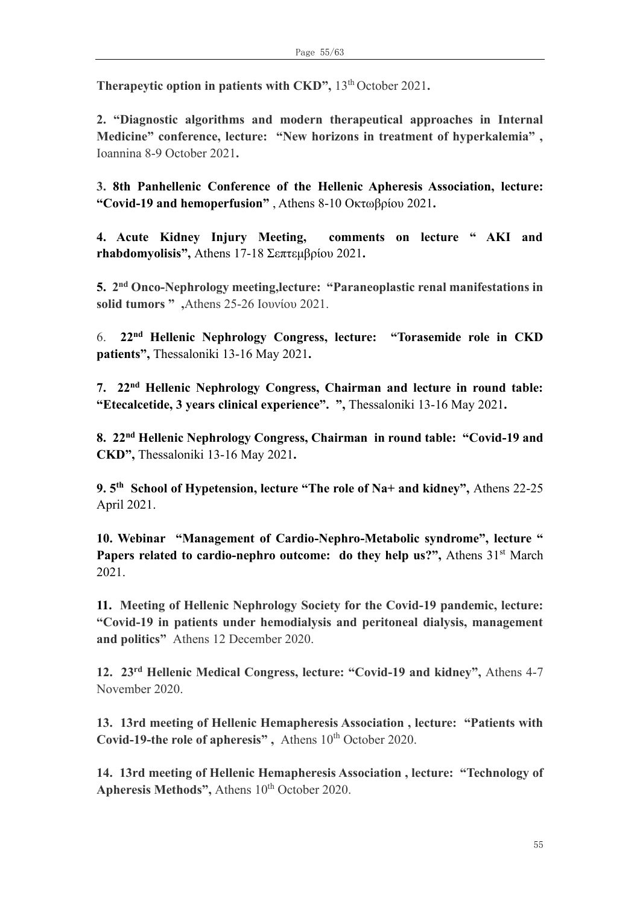**Therapeytic option in patients with CKD",** 13th October 2021**.**

**2. "Diagnostic algorithms and modern therapeutical approaches in Internal Medicine" conference, lecture: "New horizons in treatment of hyperkalemia" ,** Ioannina 8-9 October 2021**.**

**3. 8th Panhellenic Conference of the Hellenic Apheresis Association, lecture: "Covid-19 and hemoperfusion"** , Athens 8-10 Οκτωβρίου 2021**.**

**4. Acute Kidney Injury Meeting, comments on lecture " AKI and rhabdomyolisis",** Athens 17-18 Σεπτεμβρίου 2021**.**

**5. 2nd Onco-Nephrology meeting,lecture: "Paraneoplastic renal manifestations in solid tumors " ,**Athens 25-26 Ιουνίου 2021.

6. **22nd Hellenic Nephrology Congress, lecture: "Torasemide role in CKD patients",** Thessaloniki 13-16 May 2021**.**

**7. 22nd Hellenic Nephrology Congress, Chairman and lecture in round table: "Etecalcetide, 3 years clinical experience". ",** Thessaloniki 13-16 May 2021**.**

**8. 22nd Hellenic Nephrology Congress, Chairman in round table: "Covid-19 and CKD",** Thessaloniki 13-16 May 2021**.**

**9. 5th School of Hypetension, lecture "The role of Na+ and kidney",** Athens 22-25 April 2021.

**10. Webinar "Management of Cardio-Nephro-Metabolic syndrome", lecture " Papers related to cardio-nephro outcome: do they help us?",** Athens 31st March 2021.

**11. Meeting of Hellenic Nephrology Society for the Covid-19 pandemic, lecture: "Covid-19 in patients under hemodialysis and peritoneal dialysis, management and politics"** Athens 12 December 2020.

**12. 23rd Hellenic Medical Congress, lecture: "Covid-19 and kidney",** Athens 4-7 November 2020.

**13. 13rd meeting of Hellenic Hemapheresis Association , lecture: "Patients with Covid-19-the role of apheresis" ,** Athens 10th October 2020.

**14. 13rd meeting of Hellenic Hemapheresis Association , lecture: "Technology of Apheresis Methods",** Athens 10th October 2020.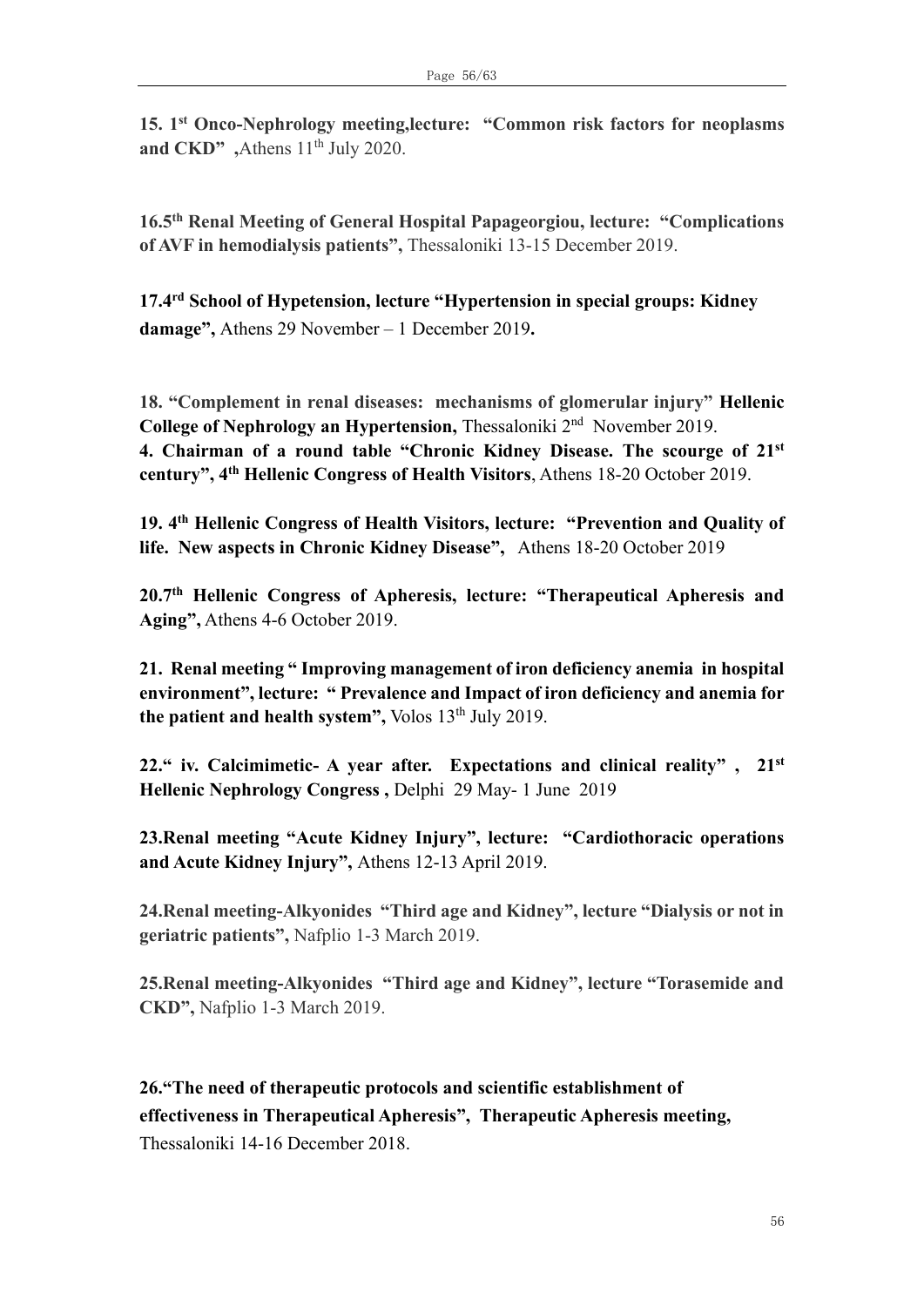**15. 1st Onco-Nephrology meeting,lecture: "Common risk factors for neoplasms and CKD" ,**Athens 11th July 2020.

**16.5th Renal Meeting of General Hospital Papageorgiou, lecture: "Complications of AVF in hemodialysis patients",** Thessaloniki 13-15 December 2019.

**17.4rd School of Hypetension, lecture "Hypertension in special groups: Kidney damage",** Athens 29 November – 1 December 2019**.**

**18. "Complement in renal diseases: mechanisms of glomerular injury" Hellenic College of Nephrology an Hypertension,** Thessaloniki 2nd November 2019.

**4. Chairman of a round table "Chronic Kidney Disease. The scourge of 21st century", 4th Hellenic Congress of Health Visitors**, Athens 18-20 October 2019.

**19. 4th Hellenic Congress of Health Visitors, lecture: "Prevention and Quality of life. New aspects in Chronic Kidney Disease",** Athens 18-20 October 2019

**20.7th Hellenic Congress of Apheresis, lecture: "Therapeutical Apheresis and Aging",** Athens 4-6 October 2019.

**21. Renal meeting " Improving management of iron deficiency anemia in hospital environment", lecture: " Prevalence and Impact of iron deficiency and anemia for the patient and health system",** Volos 13th July 2019.

**22." iv. Calcimimetic- A year after. Expectations and clinical reality" , 21st Hellenic Nephrology Congress ,** Delphi 29 May- 1 June 2019

**23.Renal meeting "Acute Kidney Injury", lecture: "Cardiothoracic operations and Acute Kidney Injury",** Athens 12-13 April 2019.

**24.Renal meeting-Alkyonides "Third age and Kidney", lecture "Dialysis or not in geriatric patients",** Nafplio 1-3 March 2019.

**25.Renal meeting-Alkyonides "Third age and Kidney", lecture "Torasemide and CKD",** Nafplio 1-3 March 2019.

**26."The need of therapeutic protocols and scientific establishment of effectiveness in Therapeutical Apheresis", Therapeutic Apheresis meeting,** Thessaloniki 14-16 December 2018.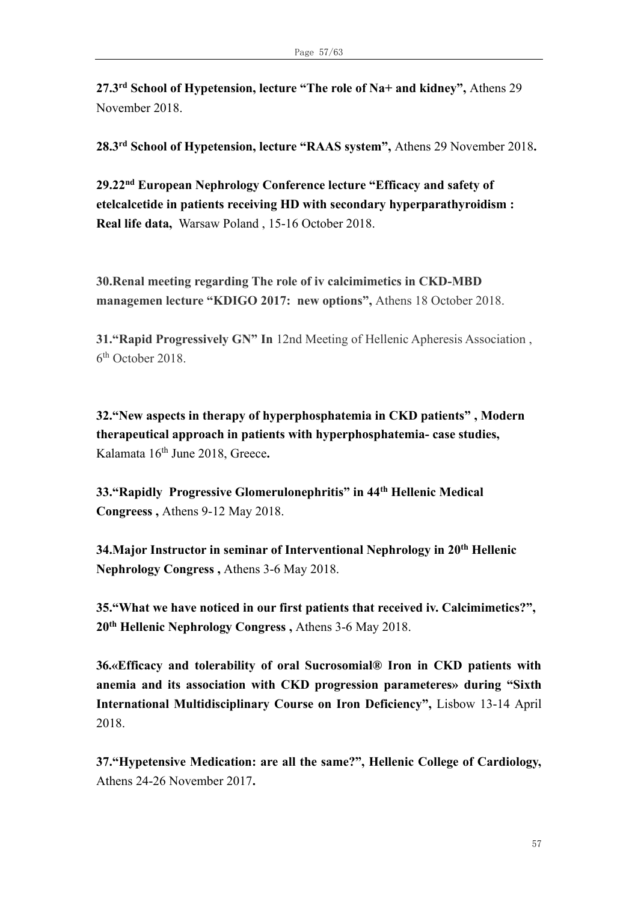**27.3rd School of Hypetension, lecture "The role of Na+ and kidney",** Athens 29 November 2018.

**28.3rd School of Hypetension, lecture "RAAS system",** Athens 29 November 2018**.**

**29.22nd European Nephrology Conference lecture "Efficacy and safety of etelcalcetide in patients receiving HD with secondary hyperparathyroidism : Real life data,** Warsaw Poland , 15-16 October 2018.

**30.Renal meeting regarding The role of iv calcimimetics in CKD-MBD managemen lecture "KDIGO 2017: new options",** Athens 18 October 2018.

**31."Rapid Progressively GN" In** 12nd Meeting of Hellenic Apheresis Association , 6th October 2018.

**32."New aspects in therapy of hyperphosphatemia in CKD patients" , Modern therapeutical approach in patients with hyperphosphatemia- case studies,** Kalamata 16th June 2018, Greece**.**

**33."Rapidly Progressive Glomerulonephritis" in 44th Hellenic Medical Congreess ,** Athens 9-12 May 2018.

**34.Major Instructor in seminar of Interventional Nephrology in 20th Hellenic Nephrology Congress ,** Athens 3-6 May 2018.

**35."What we have noticed in our first patients that received iv. Calcimimetics?", 20th Hellenic Nephrology Congress ,** Athens 3-6 May 2018.

**36.«Efficacy and tolerability of oral Sucrosomial® Iron in CKD patients with anemia and its association with CKD progression parameteres» during "Sixth International Multidisciplinary Course on Iron Deficiency",** Lisbow 13-14 April 2018.

**37."Hypetensive Medication: are all the same?", Hellenic College of Cardiology,** Athens 24-26 November 2017**.**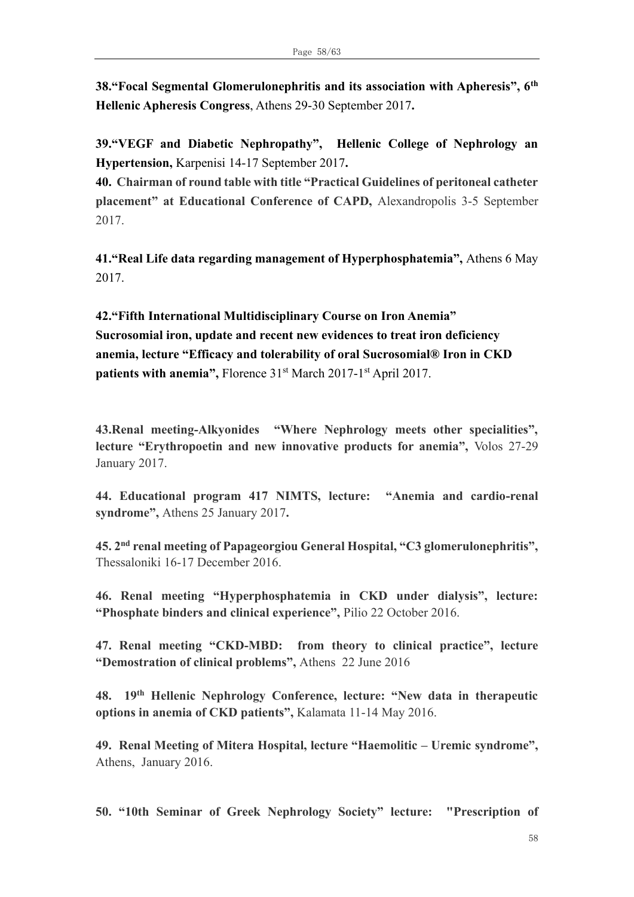**38.“Focal Segmental Glomerulonephritis and its association with Apheresis”, 6th Hellenic Apheresis Congress**, Athens 29-30 September 2017**.**

**39.“VEGF and Diabetic Nephropathy”, Hellenic College of Nephrology an Hypertension,** Karpenisi 14-17 September 2017**.**

**40. Chairman of round table with title “Practical Guidelines of peritoneal catheter placement” at Educational Conference of CAPD,** Alexandropolis 3-5 September 2017.

**41.“Real Life data regarding management of Hyperphosphatemia”,** Athens 6 May 2017.

**42.“Fifth International Multidisciplinary Course on Iron Anemia” Sucrosomial iron, update and recent new evidences to treat iron deficiency anemia, lecture “Efficacy and tolerability of oral Sucrosomial® Iron in CKD patients with anemia”,** Florence 31st March 2017-1st April 2017.

**43.Renal meeting-Alkyonides “Where Nephrology meets other specialities”, lecture “Erythropoetin and new innovative products for anemia”,** Volos 27-29 January 2017.

**44. Educational program 417 NIMTS, lecture: “Anemia and cardio-renal syndrome”,** Athens 25 January 2017**.**

**45. 2nd renal meeting of Papageorgiou General Hospital, “C3 glomerulonephritis”,** Thessaloniki 16-17 December 2016.

**46. Renal meeting “Hyperphosphatemia in CKD under dialysis”, lecture: “Phosphate binders and clinical experience”,** Pilio 22 October 2016.

**47. Renal meeting “CKD-MBD: from theory to clinical practice”, lecture “Demostration of clinical problems”,** Athens 22 June 2016

**48. 19th Hellenic Nephrology Conference, lecture: “New data in therapeutic options in anemia of CKD patients”,** Kalamata 11-14 May 2016.

**49. Renal Meeting of Mitera Hospital, lecture “Haemolitic – Uremic syndrome”,** Athens, January 2016.

**50. “10th Seminar of Greek Nephrology Society” lecture: "Prescription of**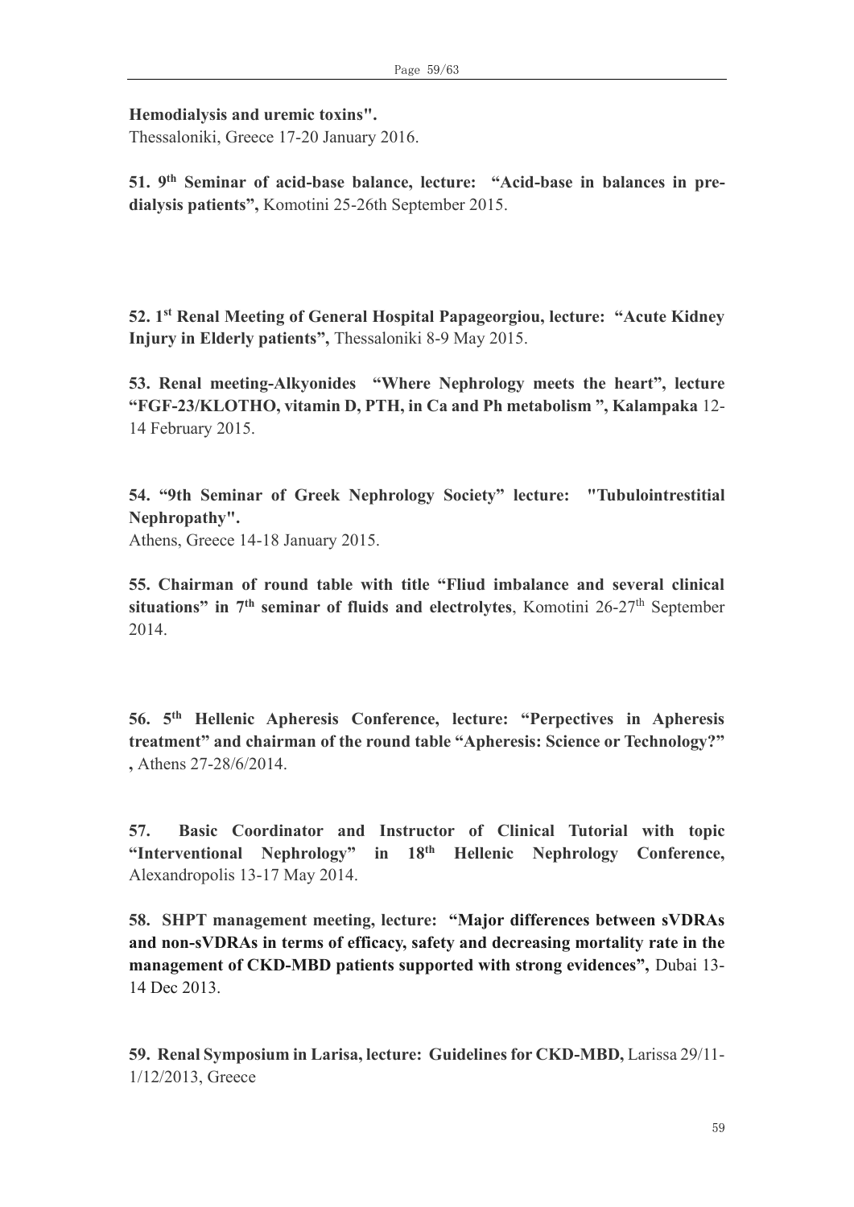**Hemodialysis and uremic toxins".**
Thessaloniki, Greece 17-20 January 2016.

**51. 9$^{th}$ Seminar of acid-base balance, lecture: "Acid-base in balances in pre-dialysis patients",** Komotini 25-26th September 2015.

**52. 1$^{st}$ Renal Meeting of General Hospital Papageorgiou, lecture: "Acute Kidney Injury in Elderly patients",** Thessaloniki 8-9 May 2015.

**53. Renal meeting-Alkyonides "Where Nephrology meets the heart", lecture "FGF-23/KLOTHO, vitamin D, PTH, in Ca and Ph metabolism ", Kalampaka** 12-14 February 2015.

**54. "9th Seminar of Greek Nephrology Society" lecture: "Tubulointrestitial Nephropathy".**
Athens, Greece 14-18 January 2015.

**55. Chairman of round table with title "Fliud imbalance and several clinical situations" in 7$^{th}$ seminar of fluids and electrolytes**, Komotini 26-27$^{th}$ September 2014.

**56. 5$^{th}$ Hellenic Apheresis Conference, lecture: "Perpectives in Apheresis treatment" and chairman of the round table "Apheresis: Science or Technology?" ,** Athens 27-28/6/2014.

**57. Basic Coordinator and Instructor of Clinical Tutorial with topic "Interventional Nephrology" in 18$^{th}$ Hellenic Nephrology Conference,** Alexandropolis 13-17 May 2014.

**58. SHPT management meeting, lecture: "Major differences between sVDRAs and non-sVDRAs in terms of efficacy, safety and decreasing mortality rate in the management of CKD-MBD patients supported with strong evidences",** Dubai 13-14 Dec 2013.

**59. Renal Symposium in Larisa, lecture: Guidelines for CKD-MBD,** Larissa 29/11-1/12/2013, Greece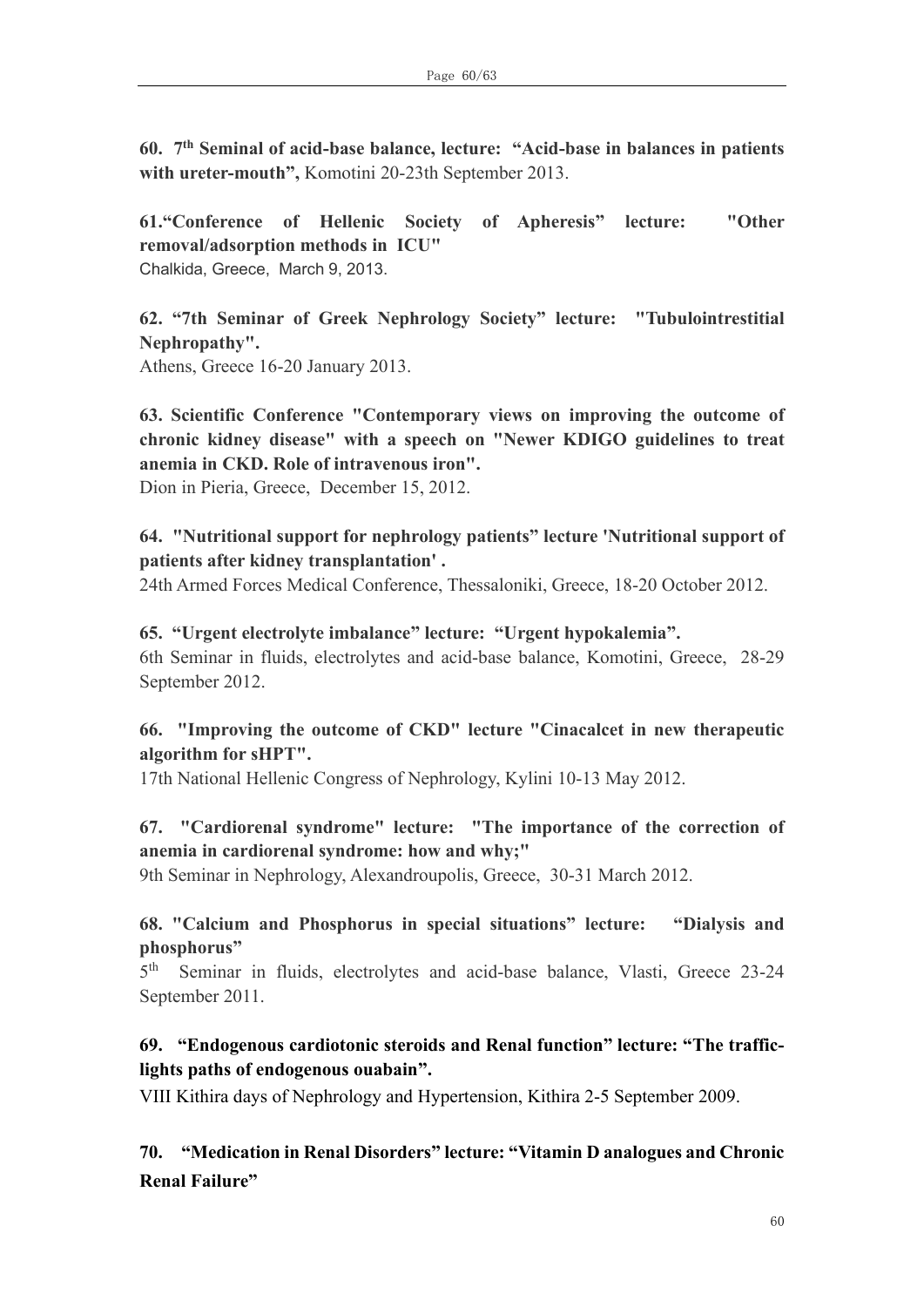**60. 7th Seminal of acid-base balance, lecture: "Acid-base in balances in patients with ureter-mouth",** Komotini 20-23th September 2013.

**61."Conference of Hellenic Society of Apheresis" lecture: "Other removal/adsorption methods in ICU"**
Chalkida, Greece, March 9, 2013.

**62. "7th Seminar of Greek Nephrology Society" lecture: "Tubulointrestitial Nephropathy".**
Athens, Greece 16-20 January 2013.

**63. Scientific Conference "Contemporary views on improving the outcome of chronic kidney disease" with a speech on "Newer KDIGO guidelines to treat anemia in CKD. Role of intravenous iron".**
Dion in Pieria, Greece, December 15, 2012.

**64. "Nutritional support for nephrology patients" lecture 'Nutritional support of patients after kidney transplantation' .**
24th Armed Forces Medical Conference, Thessaloniki, Greece, 18-20 October 2012.

**65. "Urgent electrolyte imbalance" lecture: "Urgent hypokalemia".**
6th Seminar in fluids, electrolytes and acid-base balance, Komotini, Greece, 28-29 September 2012.

**66. "Improving the outcome of CKD" lecture "Cinacalcet in new therapeutic algorithm for sHPT".**
17th National Hellenic Congress of Nephrology, Kylini 10-13 May 2012.

**67. "Cardiorenal syndrome" lecture: "The importance of the correction of anemia in cardiorenal syndrome: how and why;"**
9th Seminar in Nephrology, Alexandroupolis, Greece, 30-31 March 2012.

**68. "Calcium and Phosphorus in special situations" lecture: "Dialysis and phosphorus"**
5th Seminar in fluids, electrolytes and acid-base balance, Vlasti, Greece 23-24 September 2011.

**69. "Endogenous cardiotonic steroids and Renal function" lecture: "The traffic-lights paths of endogenous ouabain".**
VIII Kithira days of Nephrology and Hypertension, Kithira 2-5 September 2009.

**70. "Medication in Renal Disorders" lecture: "Vitamin D analogues and Chronic Renal Failure"**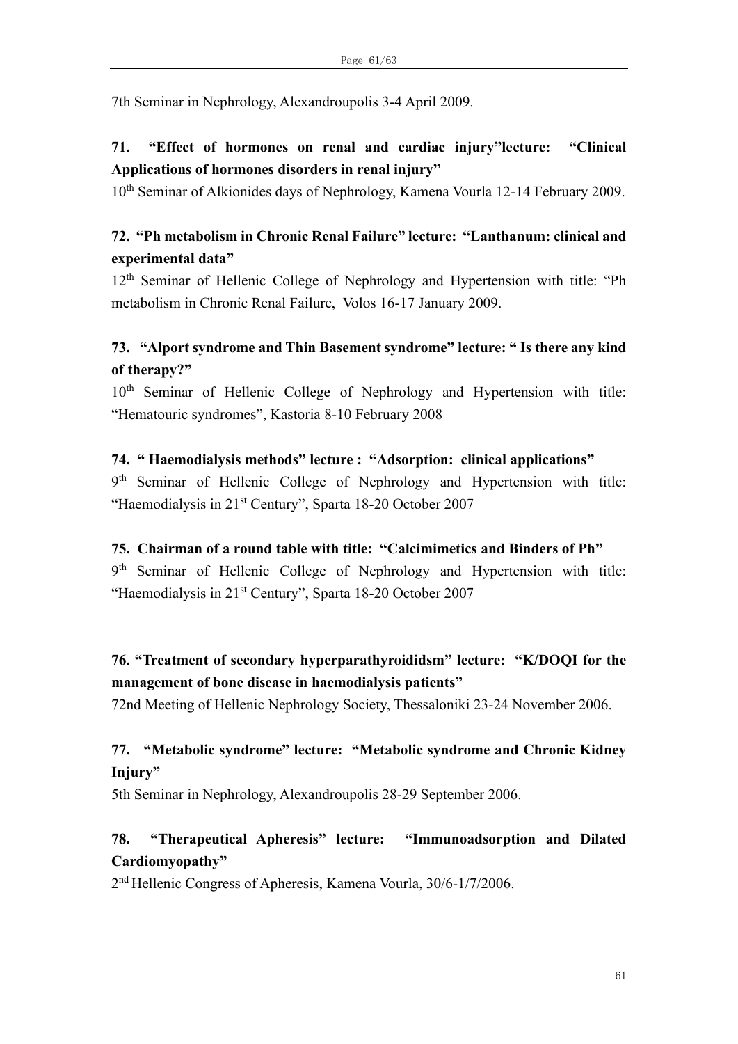7th Seminar in Nephrology, Alexandroupolis 3-4 April 2009.

**71. "Effect of hormones on renal and cardiac injury"lecture: "Clinical Applications of hormones disorders in renal injury"**

10th Seminar of Alkionides days of Nephrology, Kamena Vourla 12-14 February 2009.

**72. "Ph metabolism in Chronic Renal Failure" lecture: "Lanthanum: clinical and experimental data"**

12th Seminar of Hellenic College of Nephrology and Hypertension with title: "Ph metabolism in Chronic Renal Failure, Volos 16-17 January 2009.

**73. "Alport syndrome and Thin Basement syndrome" lecture: " Is there any kind of therapy?"**

10th Seminar of Hellenic College of Nephrology and Hypertension with title: "Hematouric syndromes", Kastoria 8-10 February 2008

**74. " Haemodialysis methods" lecture : "Adsorption: clinical applications"**

9th Seminar of Hellenic College of Nephrology and Hypertension with title: "Haemodialysis in 21st Century", Sparta 18-20 October 2007

**75. Chairman of a round table with title: "Calcimimetics and Binders of Ph"**

9th Seminar of Hellenic College of Nephrology and Hypertension with title: "Haemodialysis in 21st Century", Sparta 18-20 October 2007

**76. "Treatment of secondary hyperparathyrоididsm" lecture: "K/DOQI for the management of bone disease in haemodialysis patients"**

72nd Meeting of Hellenic Nephrology Society, Thessaloniki 23-24 November 2006.

**77. "Metabolic syndrome" lecture: "Metabolic syndrome and Chronic Kidney Injury"**

5th Seminar in Nephrology, Alexandroupolis 28-29 September 2006.

**78. "Therapeutical Apheresis" lecture: "Immunoadsorption and Dilated Cardiomyopathy"**

2nd Hellenic Congress of Apheresis, Kamena Vourla, 30/6-1/7/2006.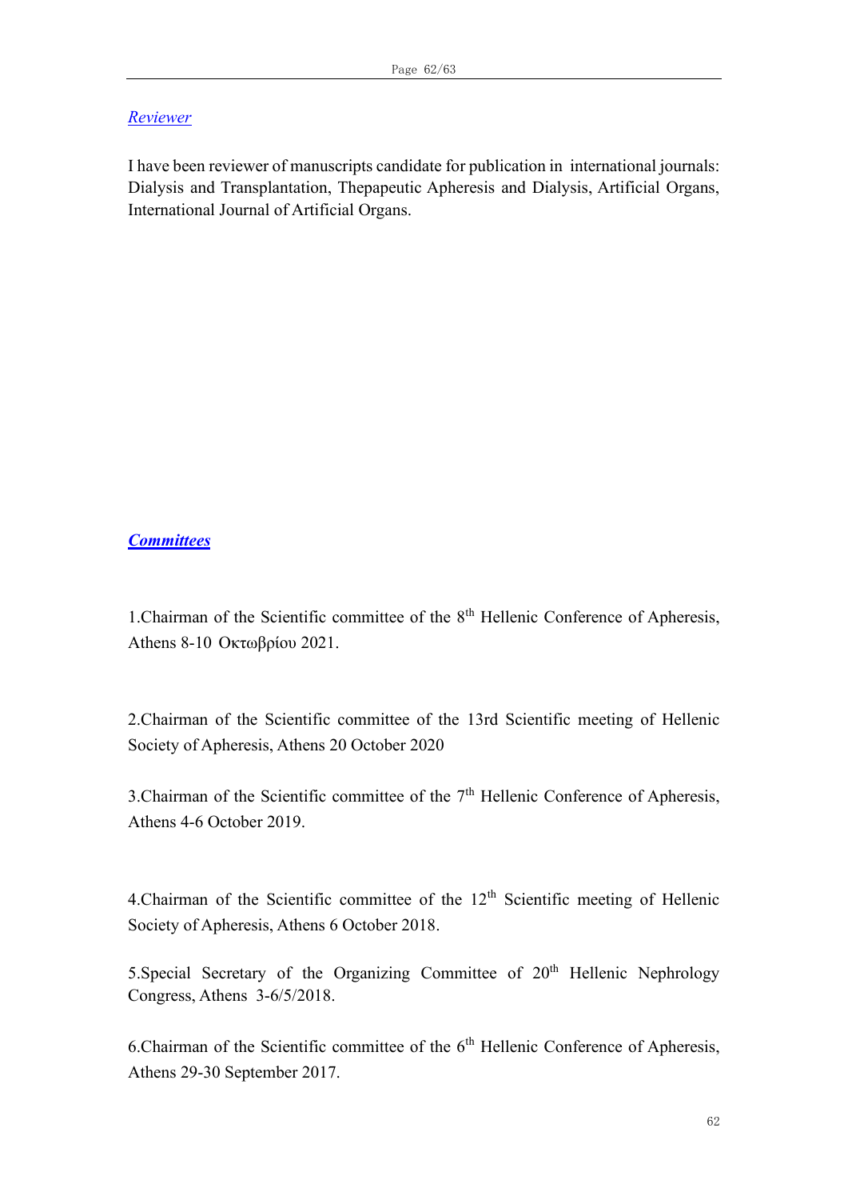## *Reviewer*

I have been reviewer of manuscripts candidate for publication in international journals: Dialysis and Transplantation, Thepapeutic Apheresis and Dialysis, Artificial Organs, International Journal of Artificial Organs.

## ***Committees***

1.Chairman of the Scientific committee of the 8th Hellenic Conference of Apheresis, Athens 8-10 Οκτωβρίου 2021.

2.Chairman of the Scientific committee of the 13rd Scientific meeting of Hellenic Society of Apheresis, Athens 20 October 2020

3.Chairman of the Scientific committee of the 7th Hellenic Conference of Apheresis, Athens 4-6 October 2019.

4.Chairman of the Scientific committee of the 12th Scientific meeting of Hellenic Society of Apheresis, Athens 6 October 2018.

5.Special Secretary of the Organizing Committee of 20th Hellenic Nephrology Congress, Athens 3-6/5/2018.

6.Chairman of the Scientific committee of the 6th Hellenic Conference of Apheresis, Athens 29-30 September 2017.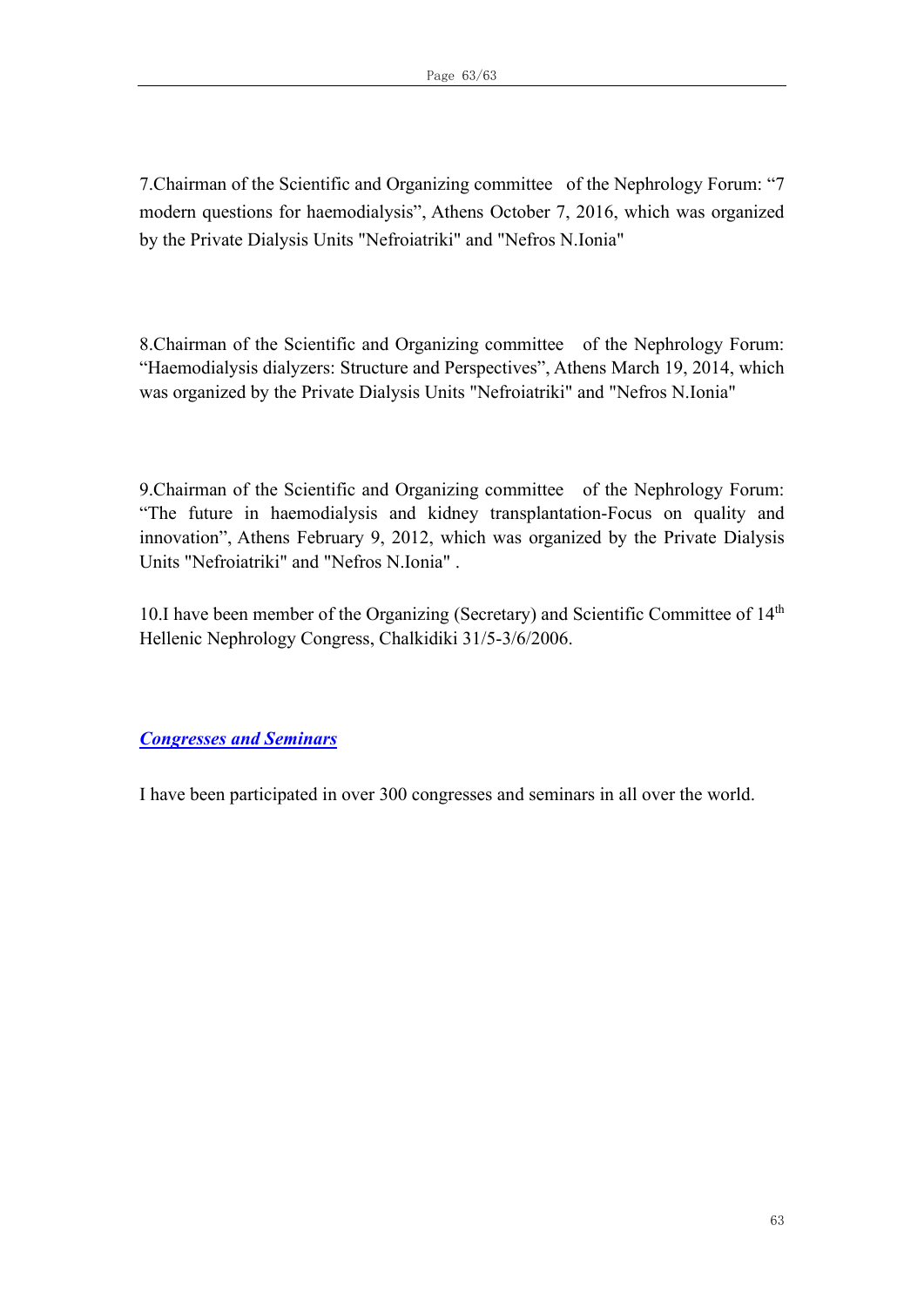7.Chairman of the Scientific and Organizing committee of the Nephrology Forum: "7 modern questions for haemodialysis", Athens October 7, 2016, which was organized by the Private Dialysis Units "Nefroiatriki" and "Nefros N.Ionia"

8.Chairman of the Scientific and Organizing committee of the Nephrology Forum: "Haemodialysis dialyzers: Structure and Perspectives", Athens March 19, 2014, which was organized by the Private Dialysis Units "Nefroiatriki" and "Nefros N.Ionia"

9.Chairman of the Scientific and Organizing committee of the Nephrology Forum: "The future in haemodialysis and kidney transplantation-Focus on quality and innovation", Athens February 9, 2012, which was organized by the Private Dialysis Units "Nefroiatriki" and "Nefros N.Ionia" .

10.I have been member of the Organizing (Secretary) and Scientific Committee of 14th Hellenic Nephrology Congress, Chalkidiki 31/5-3/6/2006.

***Congresses and Seminars***

I have been participated in over 300 congresses and seminars in all over the world.